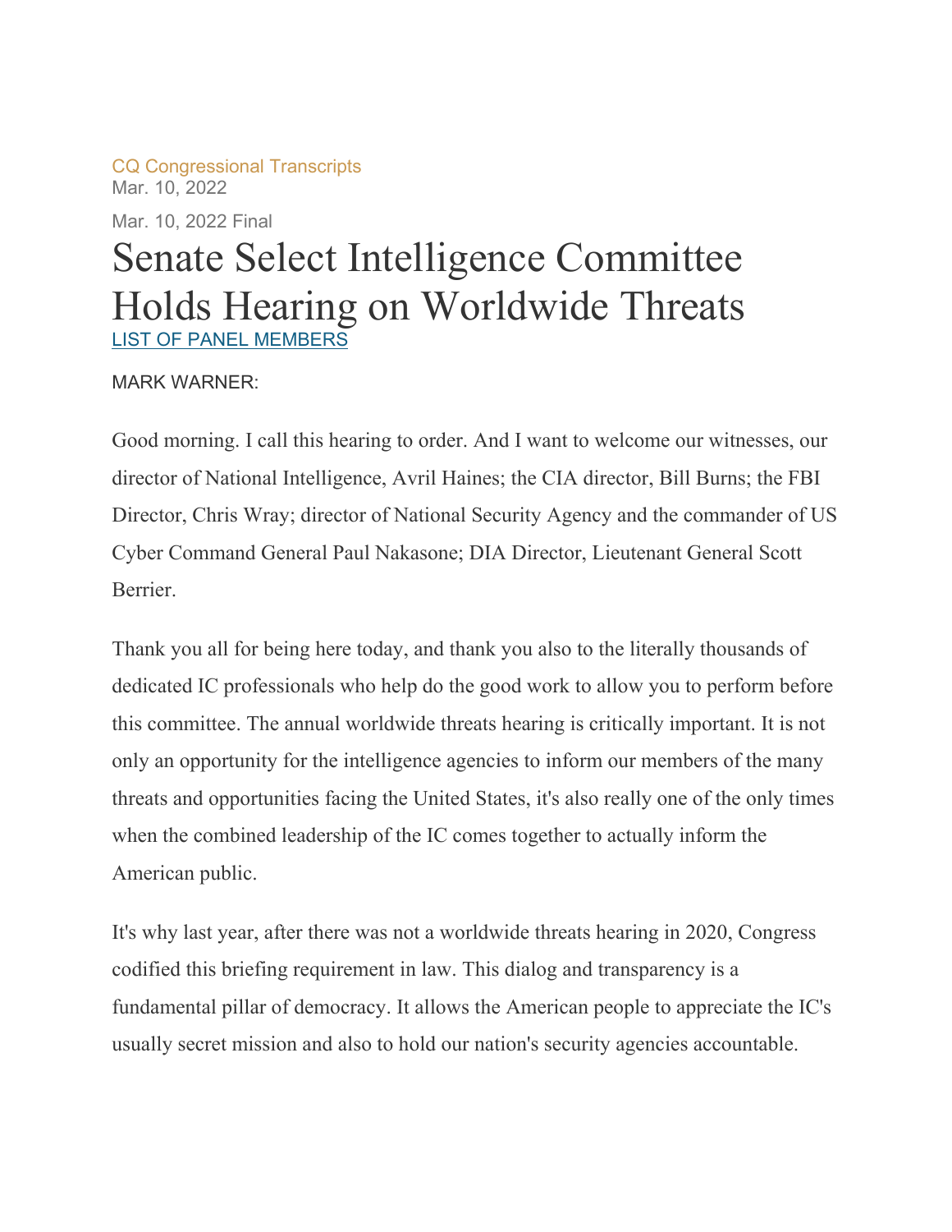CQ Congressional Transcripts
Mar. 10, 2022

Mar. 10, 2022 Final

# Senate Select Intelligence Committee Holds Hearing on Worldwide Threats

LIST OF PANEL MEMBERS

MARK WARNER:

Good morning. I call this hearing to order. And I want to welcome our witnesses, our director of National Intelligence, Avril Haines; the CIA director, Bill Burns; the FBI Director, Chris Wray; director of National Security Agency and the commander of US Cyber Command General Paul Nakasone; DIA Director, Lieutenant General Scott Berrier.

Thank you all for being here today, and thank you also to the literally thousands of dedicated IC professionals who help do the good work to allow you to perform before this committee. The annual worldwide threats hearing is critically important. It is not only an opportunity for the intelligence agencies to inform our members of the many threats and opportunities facing the United States, it's also really one of the only times when the combined leadership of the IC comes together to actually inform the American public.

It's why last year, after there was not a worldwide threats hearing in 2020, Congress codified this briefing requirement in law. This dialog and transparency is a fundamental pillar of democracy. It allows the American people to appreciate the IC's usually secret mission and also to hold our nation's security agencies accountable.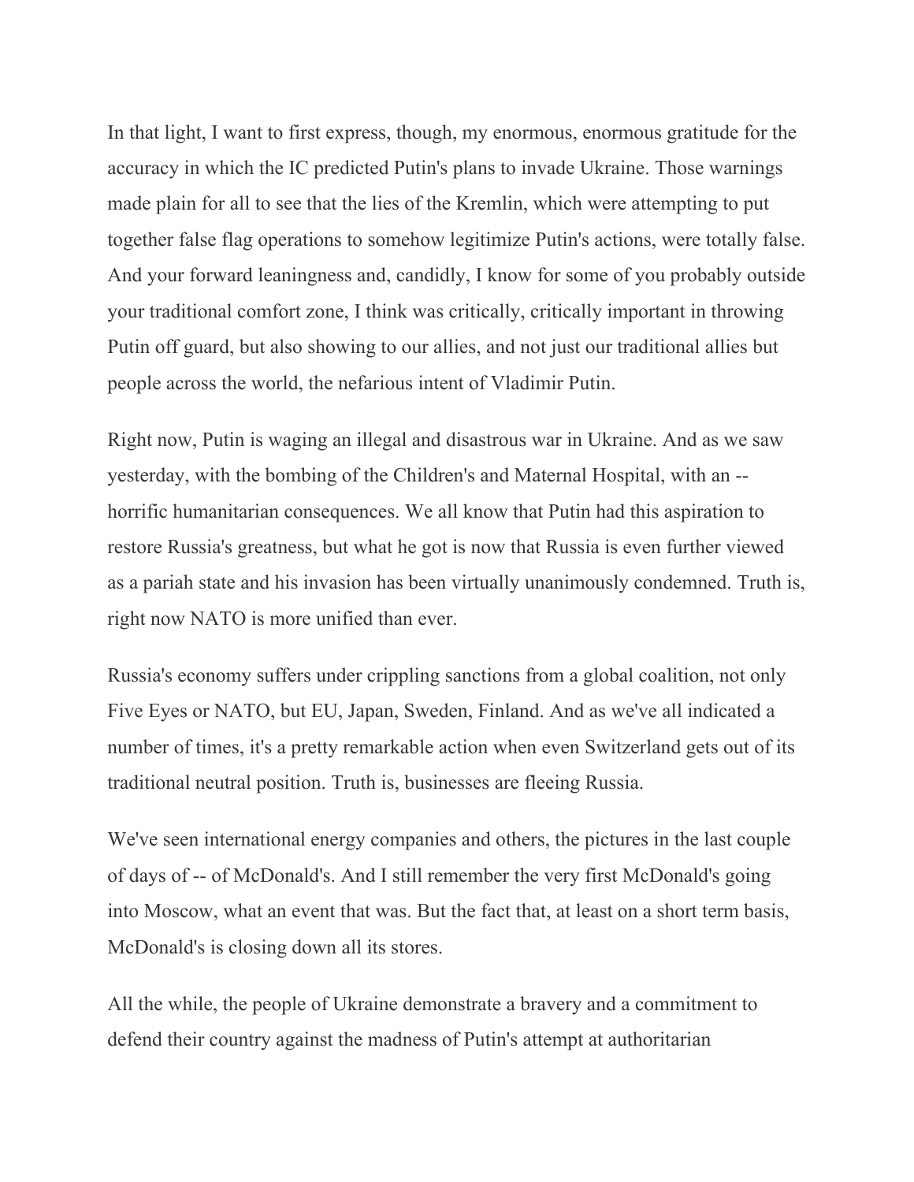In that light, I want to first express, though, my enormous, enormous gratitude for the accuracy in which the IC predicted Putin's plans to invade Ukraine. Those warnings made plain for all to see that the lies of the Kremlin, which were attempting to put together false flag operations to somehow legitimize Putin's actions, were totally false. And your forward leaningness and, candidly, I know for some of you probably outside your traditional comfort zone, I think was critically, critically important in throwing Putin off guard, but also showing to our allies, and not just our traditional allies but people across the world, the nefarious intent of Vladimir Putin.

Right now, Putin is waging an illegal and disastrous war in Ukraine. And as we saw yesterday, with the bombing of the Children's and Maternal Hospital, with an -- horrific humanitarian consequences. We all know that Putin had this aspiration to restore Russia's greatness, but what he got is now that Russia is even further viewed as a pariah state and his invasion has been virtually unanimously condemned. Truth is, right now NATO is more unified than ever.

Russia's economy suffers under crippling sanctions from a global coalition, not only Five Eyes or NATO, but EU, Japan, Sweden, Finland. And as we've all indicated a number of times, it's a pretty remarkable action when even Switzerland gets out of its traditional neutral position. Truth is, businesses are fleeing Russia.

We've seen international energy companies and others, the pictures in the last couple of days of -- of McDonald's. And I still remember the very first McDonald's going into Moscow, what an event that was. But the fact that, at least on a short term basis, McDonald's is closing down all its stores.

All the while, the people of Ukraine demonstrate a bravery and a commitment to defend their country against the madness of Putin's attempt at authoritarian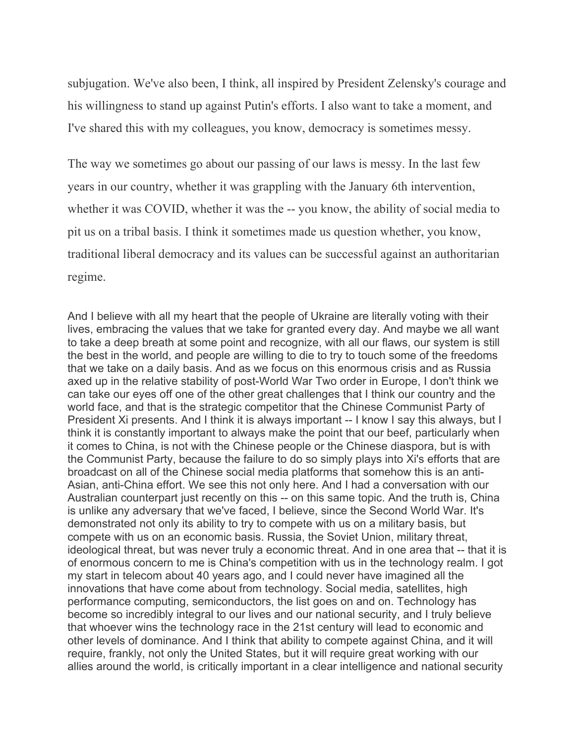subjugation. We've also been, I think, all inspired by President Zelensky's courage and his willingness to stand up against Putin's efforts. I also want to take a moment, and I've shared this with my colleagues, you know, democracy is sometimes messy.

The way we sometimes go about our passing of our laws is messy. In the last few years in our country, whether it was grappling with the January 6th intervention, whether it was COVID, whether it was the -- you know, the ability of social media to pit us on a tribal basis. I think it sometimes made us question whether, you know, traditional liberal democracy and its values can be successful against an authoritarian regime.

And I believe with all my heart that the people of Ukraine are literally voting with their lives, embracing the values that we take for granted every day. And maybe we all want to take a deep breath at some point and recognize, with all our flaws, our system is still the best in the world, and people are willing to die to try to touch some of the freedoms that we take on a daily basis. And as we focus on this enormous crisis and as Russia axed up in the relative stability of post-World War Two order in Europe, I don't think we can take our eyes off one of the other great challenges that I think our country and the world face, and that is the strategic competitor that the Chinese Communist Party of President Xi presents. And I think it is always important -- I know I say this always, but I think it is constantly important to always make the point that our beef, particularly when it comes to China, is not with the Chinese people or the Chinese diaspora, but is with the Communist Party, because the failure to do so simply plays into Xi's efforts that are broadcast on all of the Chinese social media platforms that somehow this is an anti-Asian, anti-China effort. We see this not only here. And I had a conversation with our Australian counterpart just recently on this -- on this same topic. And the truth is, China is unlike any adversary that we've faced, I believe, since the Second World War. It's demonstrated not only its ability to try to compete with us on a military basis, but compete with us on an economic basis. Russia, the Soviet Union, military threat, ideological threat, but was never truly a economic threat. And in one area that -- that it is of enormous concern to me is China's competition with us in the technology realm. I got my start in telecom about 40 years ago, and I could never have imagined all the innovations that have come about from technology. Social media, satellites, high performance computing, semiconductors, the list goes on and on. Technology has become so incredibly integral to our lives and our national security, and I truly believe that whoever wins the technology race in the 21st century will lead to economic and other levels of dominance. And I think that ability to compete against China, and it will require, frankly, not only the United States, but it will require great working with our allies around the world, is critically important in a clear intelligence and national security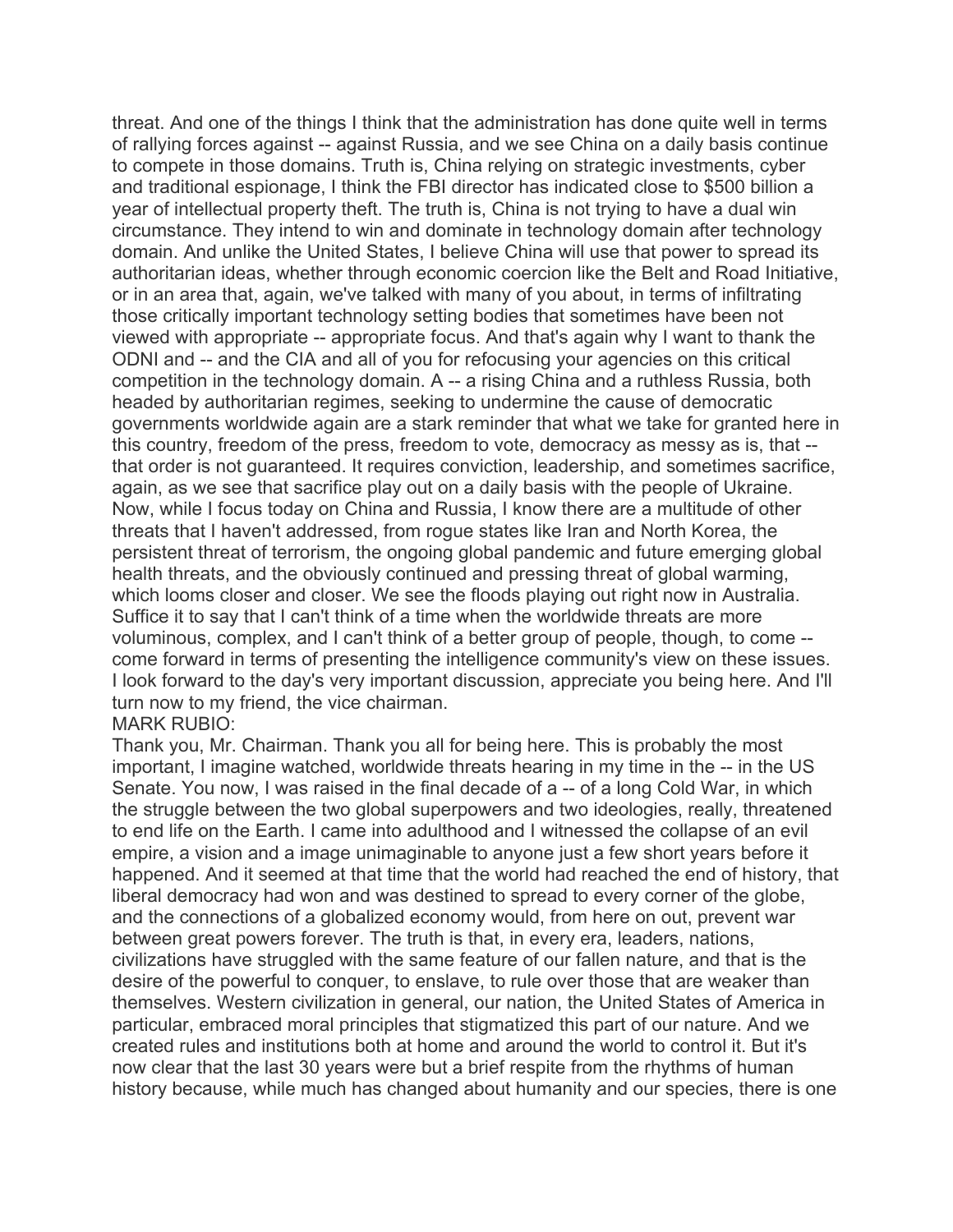threat. And one of the things I think that the administration has done quite well in terms of rallying forces against -- against Russia, and we see China on a daily basis continue to compete in those domains. Truth is, China relying on strategic investments, cyber and traditional espionage, I think the FBI director has indicated close to $500 billion a year of intellectual property theft. The truth is, China is not trying to have a dual win circumstance. They intend to win and dominate in technology domain after technology domain. And unlike the United States, I believe China will use that power to spread its authoritarian ideas, whether through economic coercion like the Belt and Road Initiative, or in an area that, again, we've talked with many of you about, in terms of infiltrating those critically important technology setting bodies that sometimes have been not viewed with appropriate -- appropriate focus. And that's again why I want to thank the ODNI and -- and the CIA and all of you for refocusing your agencies on this critical competition in the technology domain. A -- a rising China and a ruthless Russia, both headed by authoritarian regimes, seeking to undermine the cause of democratic governments worldwide again are a stark reminder that what we take for granted here in this country, freedom of the press, freedom to vote, democracy as messy as is, that -- that order is not guaranteed. It requires conviction, leadership, and sometimes sacrifice, again, as we see that sacrifice play out on a daily basis with the people of Ukraine. Now, while I focus today on China and Russia, I know there are a multitude of other threats that I haven't addressed, from rogue states like Iran and North Korea, the persistent threat of terrorism, the ongoing global pandemic and future emerging global health threats, and the obviously continued and pressing threat of global warming, which looms closer and closer. We see the floods playing out right now in Australia. Suffice it to say that I can't think of a time when the worldwide threats are more voluminous, complex, and I can't think of a better group of people, though, to come -- come forward in terms of presenting the intelligence community's view on these issues. I look forward to the day's very important discussion, appreciate you being here. And I'll turn now to my friend, the vice chairman.

MARK RUBIO:

Thank you, Mr. Chairman. Thank you all for being here. This is probably the most important, I imagine watched, worldwide threats hearing in my time in the -- in the US Senate. You now, I was raised in the final decade of a -- of a long Cold War, in which the struggle between the two global superpowers and two ideologies, really, threatened to end life on the Earth. I came into adulthood and I witnessed the collapse of an evil empire, a vision and a image unimaginable to anyone just a few short years before it happened. And it seemed at that time that the world had reached the end of history, that liberal democracy had won and was destined to spread to every corner of the globe, and the connections of a globalized economy would, from here on out, prevent war between great powers forever. The truth is that, in every era, leaders, nations, civilizations have struggled with the same feature of our fallen nature, and that is the desire of the powerful to conquer, to enslave, to rule over those that are weaker than themselves. Western civilization in general, our nation, the United States of America in particular, embraced moral principles that stigmatized this part of our nature. And we created rules and institutions both at home and around the world to control it. But it's now clear that the last 30 years were but a brief respite from the rhythms of human history because, while much has changed about humanity and our species, there is one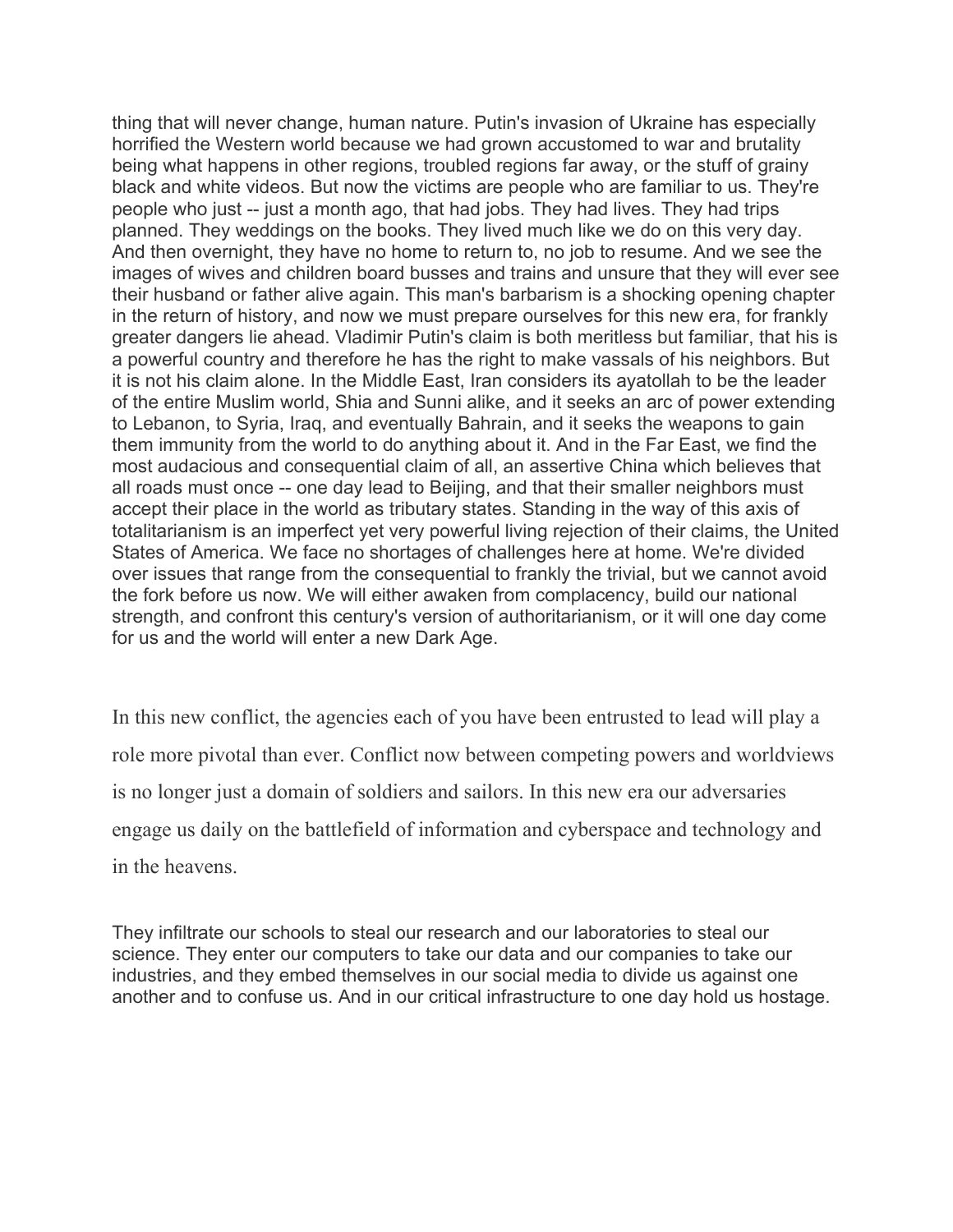thing that will never change, human nature. Putin's invasion of Ukraine has especially horrified the Western world because we had grown accustomed to war and brutality being what happens in other regions, troubled regions far away, or the stuff of grainy black and white videos. But now the victims are people who are familiar to us. They're people who just -- just a month ago, that had jobs. They had lives. They had trips planned. They weddings on the books. They lived much like we do on this very day. And then overnight, they have no home to return to, no job to resume. And we see the images of wives and children board busses and trains and unsure that they will ever see their husband or father alive again. This man's barbarism is a shocking opening chapter in the return of history, and now we must prepare ourselves for this new era, for frankly greater dangers lie ahead. Vladimir Putin's claim is both meritless but familiar, that his is a powerful country and therefore he has the right to make vassals of his neighbors. But it is not his claim alone. In the Middle East, Iran considers its ayatollah to be the leader of the entire Muslim world, Shia and Sunni alike, and it seeks an arc of power extending to Lebanon, to Syria, Iraq, and eventually Bahrain, and it seeks the weapons to gain them immunity from the world to do anything about it. And in the Far East, we find the most audacious and consequential claim of all, an assertive China which believes that all roads must once -- one day lead to Beijing, and that their smaller neighbors must accept their place in the world as tributary states. Standing in the way of this axis of totalitarianism is an imperfect yet very powerful living rejection of their claims, the United States of America. We face no shortages of challenges here at home. We're divided over issues that range from the consequential to frankly the trivial, but we cannot avoid the fork before us now. We will either awaken from complacency, build our national strength, and confront this century's version of authoritarianism, or it will one day come for us and the world will enter a new Dark Age.

In this new conflict, the agencies each of you have been entrusted to lead will play a role more pivotal than ever. Conflict now between competing powers and worldviews is no longer just a domain of soldiers and sailors. In this new era our adversaries engage us daily on the battlefield of information and cyberspace and technology and in the heavens.

They infiltrate our schools to steal our research and our laboratories to steal our science. They enter our computers to take our data and our companies to take our industries, and they embed themselves in our social media to divide us against one another and to confuse us. And in our critical infrastructure to one day hold us hostage.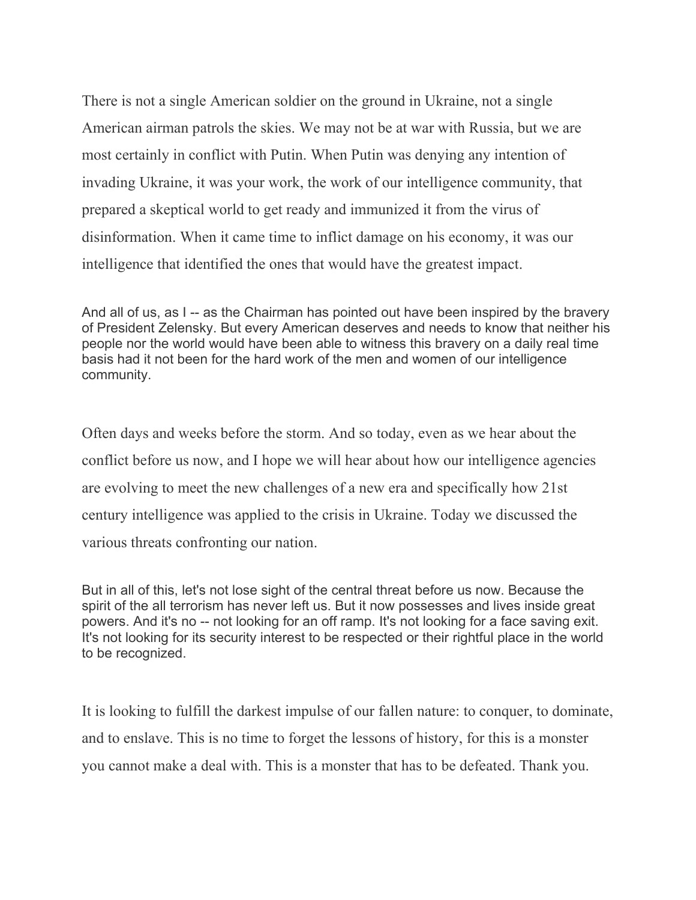There is not a single American soldier on the ground in Ukraine, not a single American airman patrols the skies. We may not be at war with Russia, but we are most certainly in conflict with Putin. When Putin was denying any intention of invading Ukraine, it was your work, the work of our intelligence community, that prepared a skeptical world to get ready and immunized it from the virus of disinformation. When it came time to inflict damage on his economy, it was our intelligence that identified the ones that would have the greatest impact.

And all of us, as I -- as the Chairman has pointed out have been inspired by the bravery of President Zelensky. But every American deserves and needs to know that neither his people nor the world would have been able to witness this bravery on a daily real time basis had it not been for the hard work of the men and women of our intelligence community.

Often days and weeks before the storm. And so today, even as we hear about the conflict before us now, and I hope we will hear about how our intelligence agencies are evolving to meet the new challenges of a new era and specifically how 21st century intelligence was applied to the crisis in Ukraine. Today we discussed the various threats confronting our nation.

But in all of this, let's not lose sight of the central threat before us now. Because the spirit of the all terrorism has never left us. But it now possesses and lives inside great powers. And it's no -- not looking for an off ramp. It's not looking for a face saving exit. It's not looking for its security interest to be respected or their rightful place in the world to be recognized.

It is looking to fulfill the darkest impulse of our fallen nature: to conquer, to dominate, and to enslave. This is no time to forget the lessons of history, for this is a monster you cannot make a deal with. This is a monster that has to be defeated. Thank you.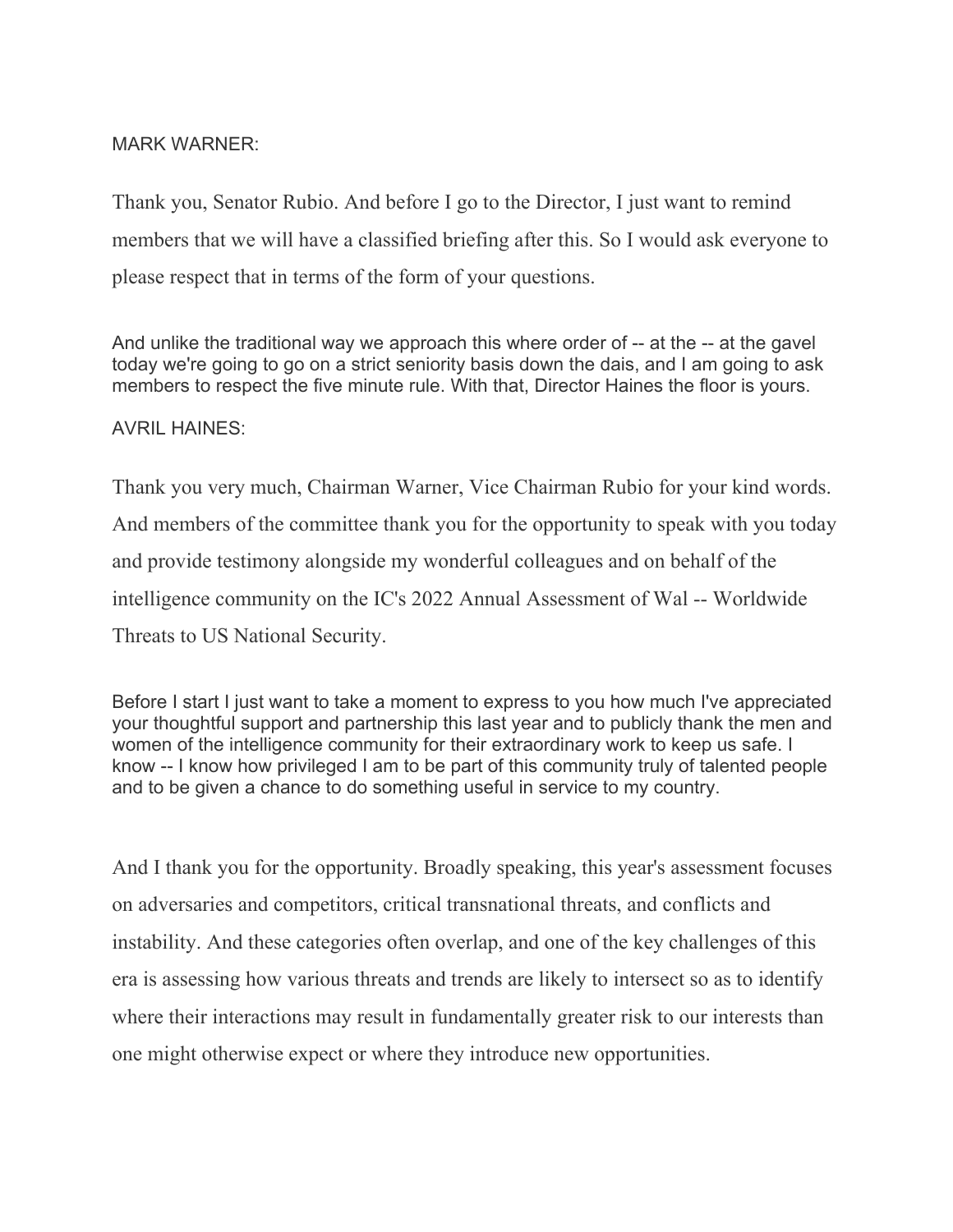MARK WARNER:

Thank you, Senator Rubio. And before I go to the Director, I just want to remind members that we will have a classified briefing after this. So I would ask everyone to please respect that in terms of the form of your questions.

And unlike the traditional way we approach this where order of -- at the -- at the gavel today we're going to go on a strict seniority basis down the dais, and I am going to ask members to respect the five minute rule. With that, Director Haines the floor is yours.

AVRIL HAINES:

Thank you very much, Chairman Warner, Vice Chairman Rubio for your kind words. And members of the committee thank you for the opportunity to speak with you today and provide testimony alongside my wonderful colleagues and on behalf of the intelligence community on the IC's 2022 Annual Assessment of Wal -- Worldwide Threats to US National Security.

Before I start I just want to take a moment to express to you how much I've appreciated your thoughtful support and partnership this last year and to publicly thank the men and women of the intelligence community for their extraordinary work to keep us safe. I know -- I know how privileged I am to be part of this community truly of talented people and to be given a chance to do something useful in service to my country.

And I thank you for the opportunity. Broadly speaking, this year's assessment focuses on adversaries and competitors, critical transnational threats, and conflicts and instability. And these categories often overlap, and one of the key challenges of this era is assessing how various threats and trends are likely to intersect so as to identify where their interactions may result in fundamentally greater risk to our interests than one might otherwise expect or where they introduce new opportunities.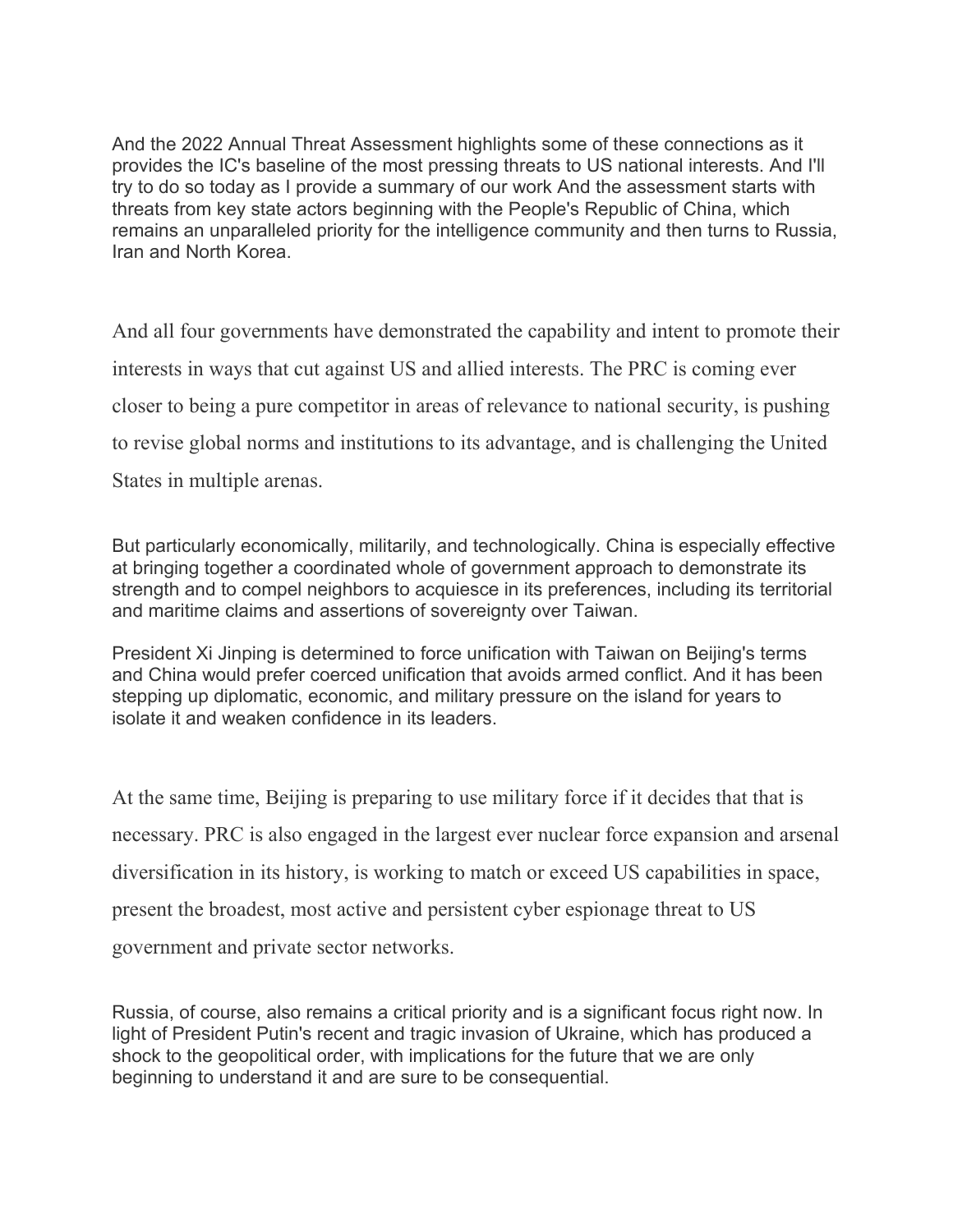And the 2022 Annual Threat Assessment highlights some of these connections as it provides the IC's baseline of the most pressing threats to US national interests. And I'll try to do so today as I provide a summary of our work And the assessment starts with threats from key state actors beginning with the People's Republic of China, which remains an unparalleled priority for the intelligence community and then turns to Russia, Iran and North Korea.

And all four governments have demonstrated the capability and intent to promote their interests in ways that cut against US and allied interests. The PRC is coming ever closer to being a pure competitor in areas of relevance to national security, is pushing to revise global norms and institutions to its advantage, and is challenging the United States in multiple arenas.

But particularly economically, militarily, and technologically. China is especially effective at bringing together a coordinated whole of government approach to demonstrate its strength and to compel neighbors to acquiesce in its preferences, including its territorial and maritime claims and assertions of sovereignty over Taiwan.

President Xi Jinping is determined to force unification with Taiwan on Beijing's terms and China would prefer coerced unification that avoids armed conflict. And it has been stepping up diplomatic, economic, and military pressure on the island for years to isolate it and weaken confidence in its leaders.

At the same time, Beijing is preparing to use military force if it decides that that is necessary. PRC is also engaged in the largest ever nuclear force expansion and arsenal diversification in its history, is working to match or exceed US capabilities in space, present the broadest, most active and persistent cyber espionage threat to US government and private sector networks.

Russia, of course, also remains a critical priority and is a significant focus right now. In light of President Putin's recent and tragic invasion of Ukraine, which has produced a shock to the geopolitical order, with implications for the future that we are only beginning to understand it and are sure to be consequential.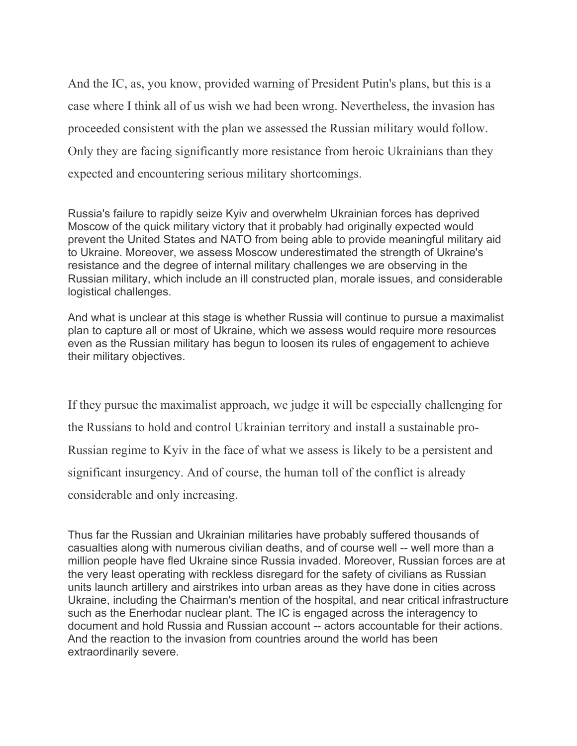And the IC, as, you know, provided warning of President Putin's plans, but this is a case where I think all of us wish we had been wrong. Nevertheless, the invasion has proceeded consistent with the plan we assessed the Russian military would follow. Only they are facing significantly more resistance from heroic Ukrainians than they expected and encountering serious military shortcomings.

Russia's failure to rapidly seize Kyiv and overwhelm Ukrainian forces has deprived Moscow of the quick military victory that it probably had originally expected would prevent the United States and NATO from being able to provide meaningful military aid to Ukraine. Moreover, we assess Moscow underestimated the strength of Ukraine's resistance and the degree of internal military challenges we are observing in the Russian military, which include an ill constructed plan, morale issues, and considerable logistical challenges.

And what is unclear at this stage is whether Russia will continue to pursue a maximalist plan to capture all or most of Ukraine, which we assess would require more resources even as the Russian military has begun to loosen its rules of engagement to achieve their military objectives.

If they pursue the maximalist approach, we judge it will be especially challenging for the Russians to hold and control Ukrainian territory and install a sustainable pro-Russian regime to Kyiv in the face of what we assess is likely to be a persistent and significant insurgency. And of course, the human toll of the conflict is already considerable and only increasing.

Thus far the Russian and Ukrainian militaries have probably suffered thousands of casualties along with numerous civilian deaths, and of course well -- well more than a million people have fled Ukraine since Russia invaded. Moreover, Russian forces are at the very least operating with reckless disregard for the safety of civilians as Russian units launch artillery and airstrikes into urban areas as they have done in cities across Ukraine, including the Chairman's mention of the hospital, and near critical infrastructure such as the Enerhodar nuclear plant. The IC is engaged across the interagency to document and hold Russia and Russian account -- actors accountable for their actions. And the reaction to the invasion from countries around the world has been extraordinarily severe.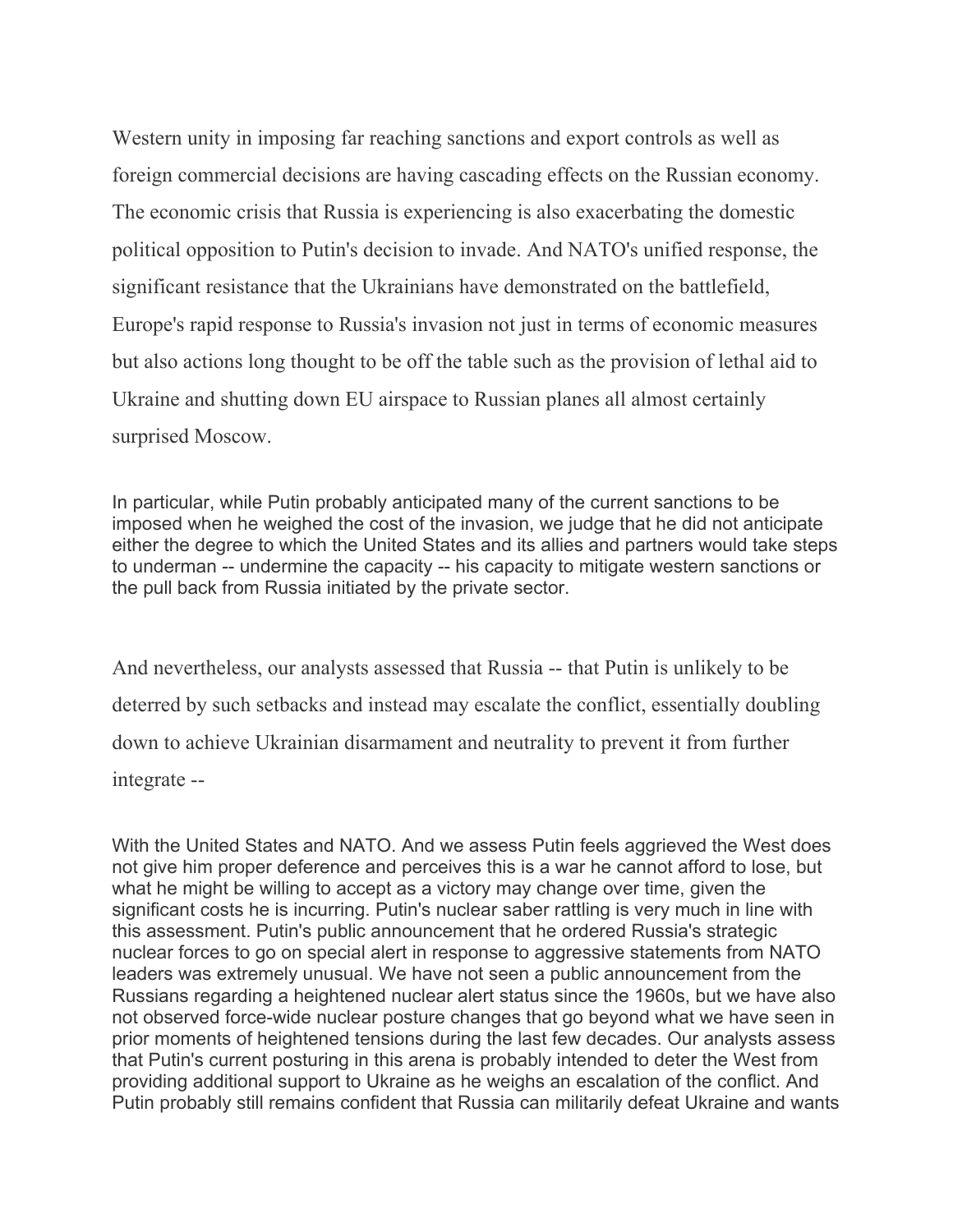Western unity in imposing far reaching sanctions and export controls as well as foreign commercial decisions are having cascading effects on the Russian economy. The economic crisis that Russia is experiencing is also exacerbating the domestic political opposition to Putin's decision to invade. And NATO's unified response, the significant resistance that the Ukrainians have demonstrated on the battlefield, Europe's rapid response to Russia's invasion not just in terms of economic measures but also actions long thought to be off the table such as the provision of lethal aid to Ukraine and shutting down EU airspace to Russian planes all almost certainly surprised Moscow.

In particular, while Putin probably anticipated many of the current sanctions to be imposed when he weighed the cost of the invasion, we judge that he did not anticipate either the degree to which the United States and its allies and partners would take steps to underman -- undermine the capacity -- his capacity to mitigate western sanctions or the pull back from Russia initiated by the private sector.

And nevertheless, our analysts assessed that Russia -- that Putin is unlikely to be deterred by such setbacks and instead may escalate the conflict, essentially doubling down to achieve Ukrainian disarmament and neutrality to prevent it from further integrate --

With the United States and NATO. And we assess Putin feels aggrieved the West does not give him proper deference and perceives this is a war he cannot afford to lose, but what he might be willing to accept as a victory may change over time, given the significant costs he is incurring. Putin's nuclear saber rattling is very much in line with this assessment. Putin's public announcement that he ordered Russia's strategic nuclear forces to go on special alert in response to aggressive statements from NATO leaders was extremely unusual. We have not seen a public announcement from the Russians regarding a heightened nuclear alert status since the 1960s, but we have also not observed force-wide nuclear posture changes that go beyond what we have seen in prior moments of heightened tensions during the last few decades. Our analysts assess that Putin's current posturing in this arena is probably intended to deter the West from providing additional support to Ukraine as he weighs an escalation of the conflict. And Putin probably still remains confident that Russia can militarily defeat Ukraine and wants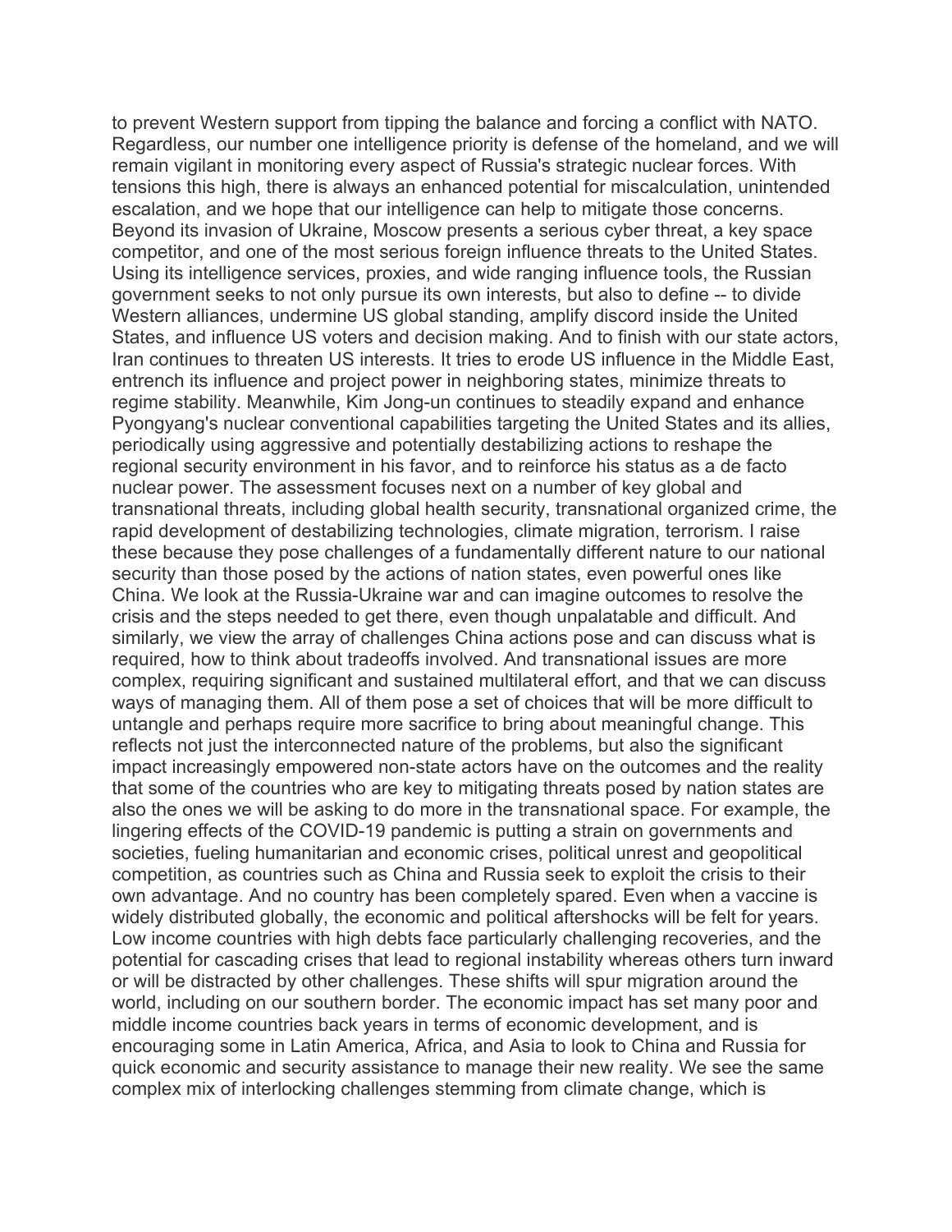to prevent Western support from tipping the balance and forcing a conflict with NATO. Regardless, our number one intelligence priority is defense of the homeland, and we will remain vigilant in monitoring every aspect of Russia's strategic nuclear forces. With tensions this high, there is always an enhanced potential for miscalculation, unintended escalation, and we hope that our intelligence can help to mitigate those concerns. Beyond its invasion of Ukraine, Moscow presents a serious cyber threat, a key space competitor, and one of the most serious foreign influence threats to the United States. Using its intelligence services, proxies, and wide ranging influence tools, the Russian government seeks to not only pursue its own interests, but also to define -- to divide Western alliances, undermine US global standing, amplify discord inside the United States, and influence US voters and decision making. And to finish with our state actors, Iran continues to threaten US interests. It tries to erode US influence in the Middle East, entrench its influence and project power in neighboring states, minimize threats to regime stability. Meanwhile, Kim Jong-un continues to steadily expand and enhance Pyongyang's nuclear conventional capabilities targeting the United States and its allies, periodically using aggressive and potentially destabilizing actions to reshape the regional security environment in his favor, and to reinforce his status as a de facto nuclear power. The assessment focuses next on a number of key global and transnational threats, including global health security, transnational organized crime, the rapid development of destabilizing technologies, climate migration, terrorism. I raise these because they pose challenges of a fundamentally different nature to our national security than those posed by the actions of nation states, even powerful ones like China. We look at the Russia-Ukraine war and can imagine outcomes to resolve the crisis and the steps needed to get there, even though unpalatable and difficult. And similarly, we view the array of challenges China actions pose and can discuss what is required, how to think about tradeoffs involved. And transnational issues are more complex, requiring significant and sustained multilateral effort, and that we can discuss ways of managing them. All of them pose a set of choices that will be more difficult to untangle and perhaps require more sacrifice to bring about meaningful change. This reflects not just the interconnected nature of the problems, but also the significant impact increasingly empowered non-state actors have on the outcomes and the reality that some of the countries who are key to mitigating threats posed by nation states are also the ones we will be asking to do more in the transnational space. For example, the lingering effects of the COVID-19 pandemic is putting a strain on governments and societies, fueling humanitarian and economic crises, political unrest and geopolitical competition, as countries such as China and Russia seek to exploit the crisis to their own advantage. And no country has been completely spared. Even when a vaccine is widely distributed globally, the economic and political aftershocks will be felt for years. Low income countries with high debts face particularly challenging recoveries, and the potential for cascading crises that lead to regional instability whereas others turn inward or will be distracted by other challenges. These shifts will spur migration around the world, including on our southern border. The economic impact has set many poor and middle income countries back years in terms of economic development, and is encouraging some in Latin America, Africa, and Asia to look to China and Russia for quick economic and security assistance to manage their new reality. We see the same complex mix of interlocking challenges stemming from climate change, which is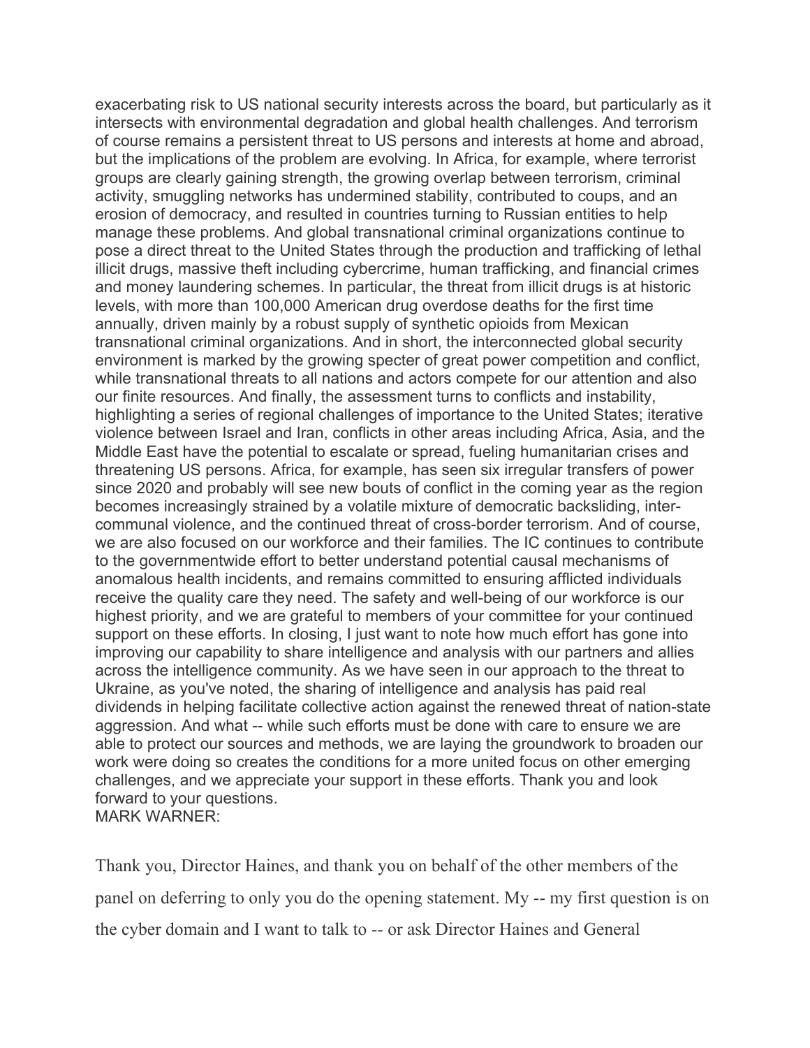exacerbating risk to US national security interests across the board, but particularly as it intersects with environmental degradation and global health challenges. And terrorism of course remains a persistent threat to US persons and interests at home and abroad, but the implications of the problem are evolving. In Africa, for example, where terrorist groups are clearly gaining strength, the growing overlap between terrorism, criminal activity, smuggling networks has undermined stability, contributed to coups, and an erosion of democracy, and resulted in countries turning to Russian entities to help manage these problems. And global transnational criminal organizations continue to pose a direct threat to the United States through the production and trafficking of lethal illicit drugs, massive theft including cybercrime, human trafficking, and financial crimes and money laundering schemes. In particular, the threat from illicit drugs is at historic levels, with more than 100,000 American drug overdose deaths for the first time annually, driven mainly by a robust supply of synthetic opioids from Mexican transnational criminal organizations. And in short, the interconnected global security environment is marked by the growing specter of great power competition and conflict, while transnational threats to all nations and actors compete for our attention and also our finite resources. And finally, the assessment turns to conflicts and instability, highlighting a series of regional challenges of importance to the United States; iterative violence between Israel and Iran, conflicts in other areas including Africa, Asia, and the Middle East have the potential to escalate or spread, fueling humanitarian crises and threatening US persons. Africa, for example, has seen six irregular transfers of power since 2020 and probably will see new bouts of conflict in the coming year as the region becomes increasingly strained by a volatile mixture of democratic backsliding, inter-communal violence, and the continued threat of cross-border terrorism. And of course, we are also focused on our workforce and their families. The IC continues to contribute to the governmentwide effort to better understand potential causal mechanisms of anomalous health incidents, and remains committed to ensuring afflicted individuals receive the quality care they need. The safety and well-being of our workforce is our highest priority, and we are grateful to members of your committee for your continued support on these efforts. In closing, I just want to note how much effort has gone into improving our capability to share intelligence and analysis with our partners and allies across the intelligence community. As we have seen in our approach to the threat to Ukraine, as you've noted, the sharing of intelligence and analysis has paid real dividends in helping facilitate collective action against the renewed threat of nation-state aggression. And what -- while such efforts must be done with care to ensure we are able to protect our sources and methods, we are laying the groundwork to broaden our work were doing so creates the conditions for a more united focus on other emerging challenges, and we appreciate your support in these efforts. Thank you and look forward to your questions.

MARK WARNER:

Thank you, Director Haines, and thank you on behalf of the other members of the panel on deferring to only you do the opening statement. My -- my first question is on the cyber domain and I want to talk to -- or ask Director Haines and General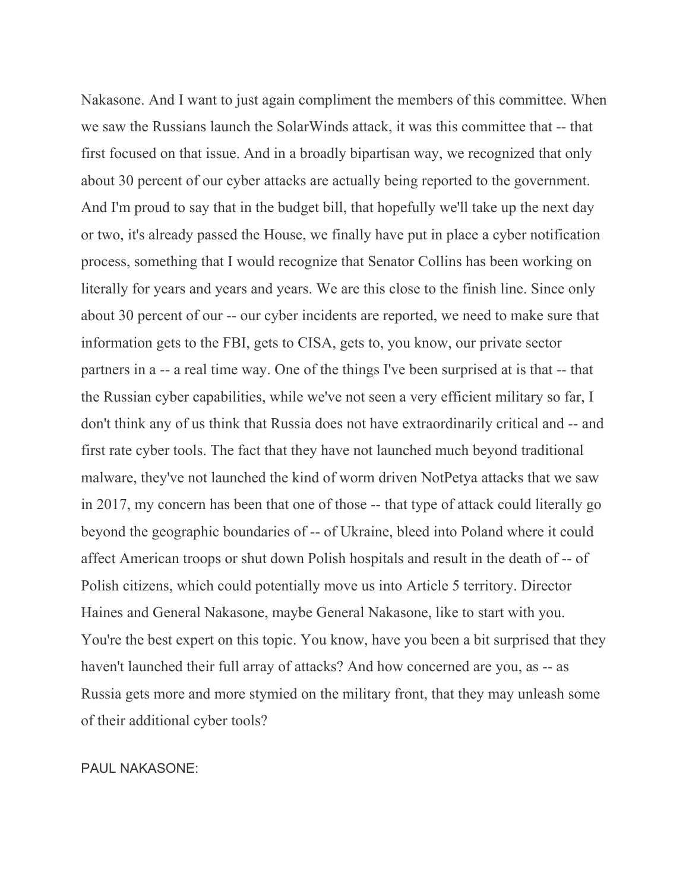Nakasone. And I want to just again compliment the members of this committee. When we saw the Russians launch the SolarWinds attack, it was this committee that -- that first focused on that issue. And in a broadly bipartisan way, we recognized that only about 30 percent of our cyber attacks are actually being reported to the government. And I'm proud to say that in the budget bill, that hopefully we'll take up the next day or two, it's already passed the House, we finally have put in place a cyber notification process, something that I would recognize that Senator Collins has been working on literally for years and years and years. We are this close to the finish line. Since only about 30 percent of our -- our cyber incidents are reported, we need to make sure that information gets to the FBI, gets to CISA, gets to, you know, our private sector partners in a -- a real time way. One of the things I've been surprised at is that -- that the Russian cyber capabilities, while we've not seen a very efficient military so far, I don't think any of us think that Russia does not have extraordinarily critical and -- and first rate cyber tools. The fact that they have not launched much beyond traditional malware, they've not launched the kind of worm driven NotPetya attacks that we saw in 2017, my concern has been that one of those -- that type of attack could literally go beyond the geographic boundaries of -- of Ukraine, bleed into Poland where it could affect American troops or shut down Polish hospitals and result in the death of -- of Polish citizens, which could potentially move us into Article 5 territory. Director Haines and General Nakasone, maybe General Nakasone, like to start with you. You're the best expert on this topic. You know, have you been a bit surprised that they haven't launched their full array of attacks? And how concerned are you, as -- as Russia gets more and more stymied on the military front, that they may unleash some of their additional cyber tools?

PAUL NAKASONE: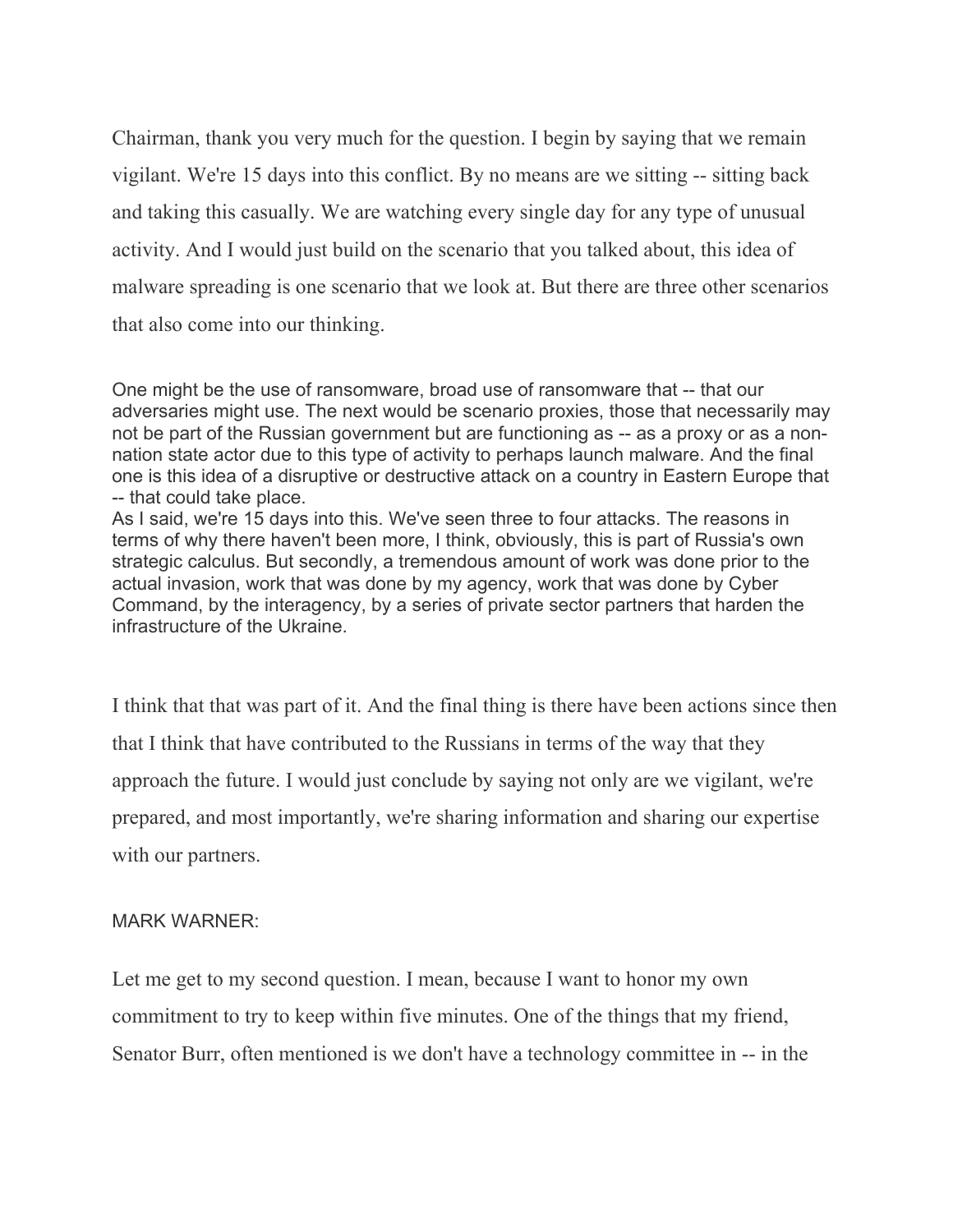Chairman, thank you very much for the question. I begin by saying that we remain vigilant. We're 15 days into this conflict. By no means are we sitting -- sitting back and taking this casually. We are watching every single day for any type of unusual activity. And I would just build on the scenario that you talked about, this idea of malware spreading is one scenario that we look at. But there are three other scenarios that also come into our thinking.

One might be the use of ransomware, broad use of ransomware that -- that our adversaries might use. The next would be scenario proxies, those that necessarily may not be part of the Russian government but are functioning as -- as a proxy or as a non-nation state actor due to this type of activity to perhaps launch malware. And the final one is this idea of a disruptive or destructive attack on a country in Eastern Europe that -- that could take place.

As I said, we're 15 days into this. We've seen three to four attacks. The reasons in terms of why there haven't been more, I think, obviously, this is part of Russia's own strategic calculus. But secondly, a tremendous amount of work was done prior to the actual invasion, work that was done by my agency, work that was done by Cyber Command, by the interagency, by a series of private sector partners that harden the infrastructure of the Ukraine.

I think that that was part of it. And the final thing is there have been actions since then that I think that have contributed to the Russians in terms of the way that they approach the future. I would just conclude by saying not only are we vigilant, we're prepared, and most importantly, we're sharing information and sharing our expertise with our partners.

MARK WARNER:

Let me get to my second question. I mean, because I want to honor my own commitment to try to keep within five minutes. One of the things that my friend, Senator Burr, often mentioned is we don't have a technology committee in -- in the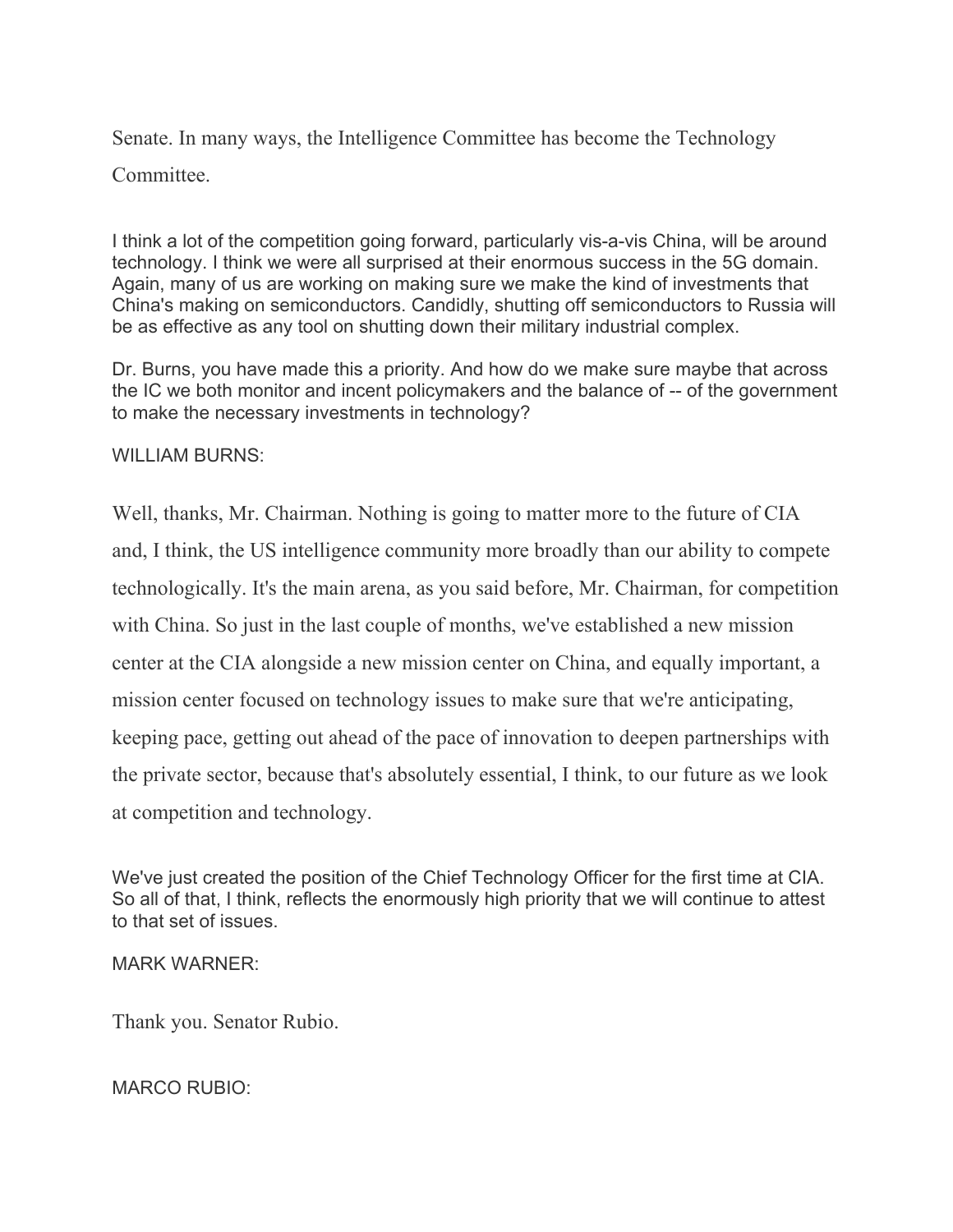Senate. In many ways, the Intelligence Committee has become the Technology Committee.

I think a lot of the competition going forward, particularly vis-a-vis China, will be around technology. I think we were all surprised at their enormous success in the 5G domain. Again, many of us are working on making sure we make the kind of investments that China's making on semiconductors. Candidly, shutting off semiconductors to Russia will be as effective as any tool on shutting down their military industrial complex.

Dr. Burns, you have made this a priority. And how do we make sure maybe that across the IC we both monitor and incent policymakers and the balance of -- of the government to make the necessary investments in technology?

WILLIAM BURNS:

Well, thanks, Mr. Chairman. Nothing is going to matter more to the future of CIA and, I think, the US intelligence community more broadly than our ability to compete technologically. It's the main arena, as you said before, Mr. Chairman, for competition with China. So just in the last couple of months, we've established a new mission center at the CIA alongside a new mission center on China, and equally important, a mission center focused on technology issues to make sure that we're anticipating, keeping pace, getting out ahead of the pace of innovation to deepen partnerships with the private sector, because that's absolutely essential, I think, to our future as we look at competition and technology.

We've just created the position of the Chief Technology Officer for the first time at CIA. So all of that, I think, reflects the enormously high priority that we will continue to attest to that set of issues.

MARK WARNER:

Thank you. Senator Rubio.

MARCO RUBIO: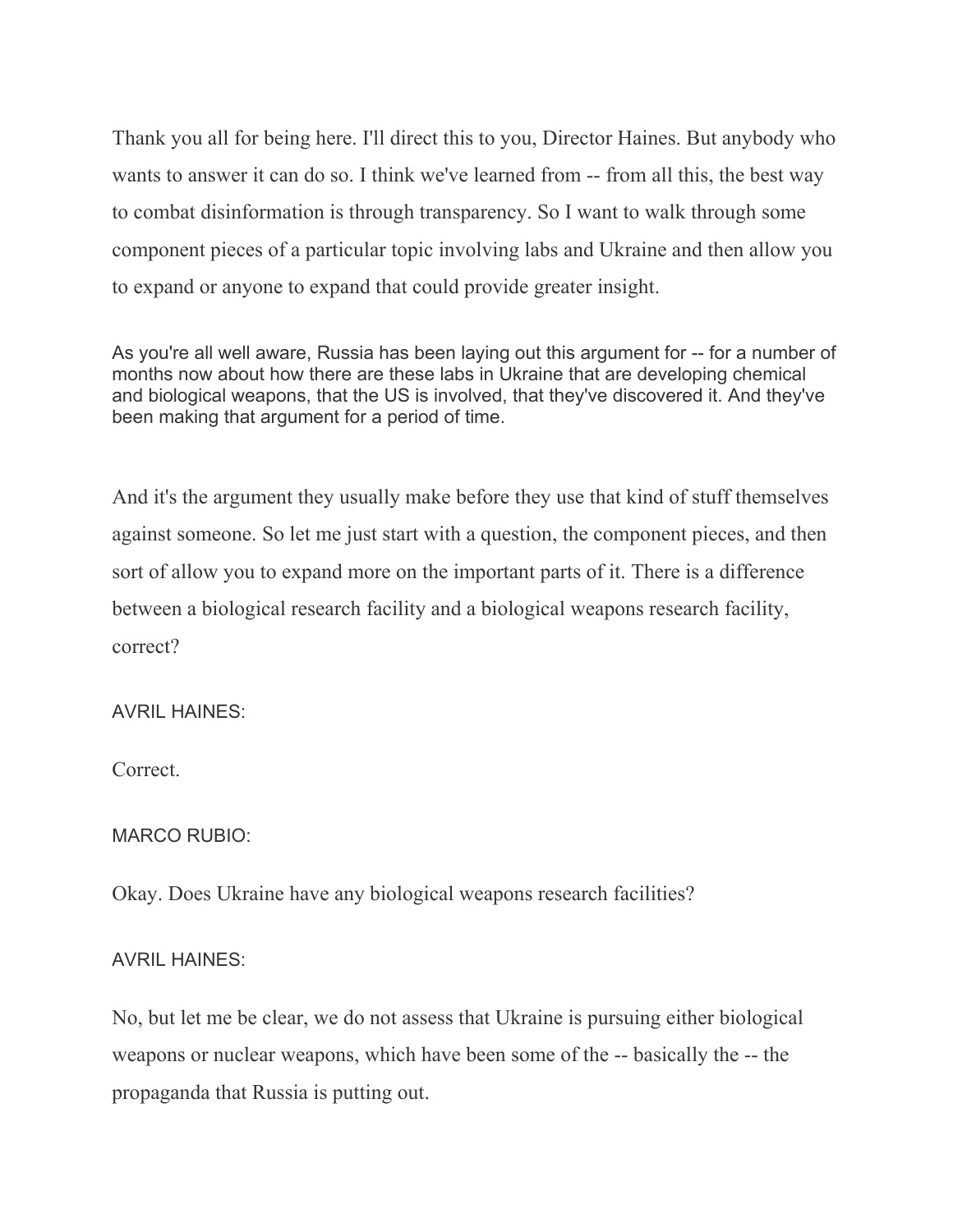Thank you all for being here. I'll direct this to you, Director Haines. But anybody who wants to answer it can do so. I think we've learned from -- from all this, the best way to combat disinformation is through transparency. So I want to walk through some component pieces of a particular topic involving labs and Ukraine and then allow you to expand or anyone to expand that could provide greater insight.

As you're all well aware, Russia has been laying out this argument for -- for a number of months now about how there are these labs in Ukraine that are developing chemical and biological weapons, that the US is involved, that they've discovered it. And they've been making that argument for a period of time.

And it's the argument they usually make before they use that kind of stuff themselves against someone. So let me just start with a question, the component pieces, and then sort of allow you to expand more on the important parts of it. There is a difference between a biological research facility and a biological weapons research facility, correct?

AVRIL HAINES:

Correct.

MARCO RUBIO:

Okay. Does Ukraine have any biological weapons research facilities?

AVRIL HAINES:

No, but let me be clear, we do not assess that Ukraine is pursuing either biological weapons or nuclear weapons, which have been some of the -- basically the -- the propaganda that Russia is putting out.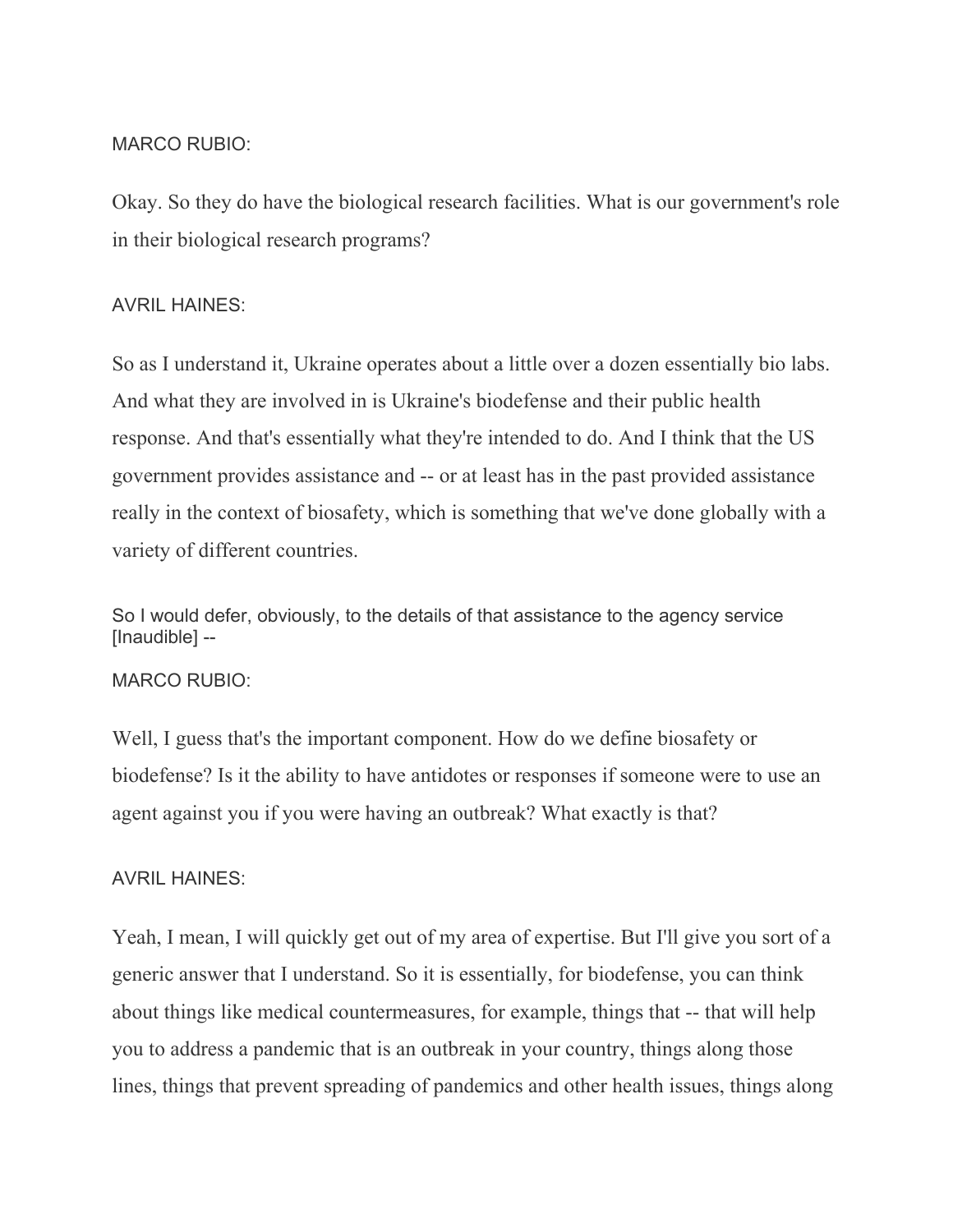MARCO RUBIO:

Okay. So they do have the biological research facilities. What is our government's role in their biological research programs?

AVRIL HAINES:

So as I understand it, Ukraine operates about a little over a dozen essentially bio labs. And what they are involved in is Ukraine's biodefense and their public health response. And that's essentially what they're intended to do. And I think that the US government provides assistance and -- or at least has in the past provided assistance really in the context of biosafety, which is something that we've done globally with a variety of different countries.

So I would defer, obviously, to the details of that assistance to the agency service [Inaudible] --

MARCO RUBIO:

Well, I guess that's the important component. How do we define biosafety or biodefense? Is it the ability to have antidotes or responses if someone were to use an agent against you if you were having an outbreak? What exactly is that?

AVRIL HAINES:

Yeah, I mean, I will quickly get out of my area of expertise. But I'll give you sort of a generic answer that I understand. So it is essentially, for biodefense, you can think about things like medical countermeasures, for example, things that -- that will help you to address a pandemic that is an outbreak in your country, things along those lines, things that prevent spreading of pandemics and other health issues, things along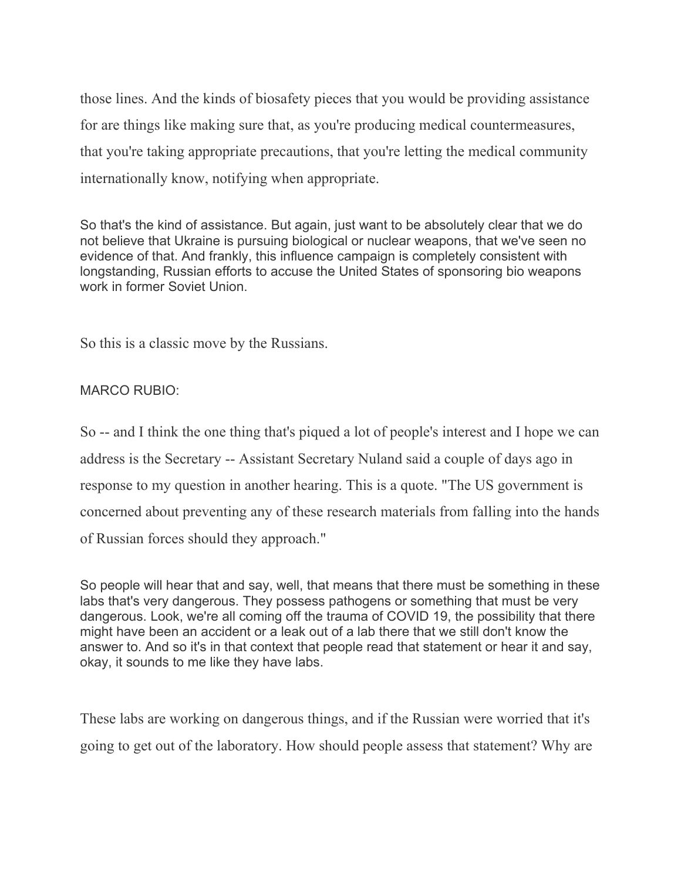those lines. And the kinds of biosafety pieces that you would be providing assistance for are things like making sure that, as you're producing medical countermeasures, that you're taking appropriate precautions, that you're letting the medical community internationally know, notifying when appropriate.

So that's the kind of assistance. But again, just want to be absolutely clear that we do not believe that Ukraine is pursuing biological or nuclear weapons, that we've seen no evidence of that. And frankly, this influence campaign is completely consistent with longstanding, Russian efforts to accuse the United States of sponsoring bio weapons work in former Soviet Union.

So this is a classic move by the Russians.

MARCO RUBIO:

So -- and I think the one thing that's piqued a lot of people's interest and I hope we can address is the Secretary -- Assistant Secretary Nuland said a couple of days ago in response to my question in another hearing. This is a quote. "The US government is concerned about preventing any of these research materials from falling into the hands of Russian forces should they approach."

So people will hear that and say, well, that means that there must be something in these labs that's very dangerous. They possess pathogens or something that must be very dangerous. Look, we're all coming off the trauma of COVID 19, the possibility that there might have been an accident or a leak out of a lab there that we still don't know the answer to. And so it's in that context that people read that statement or hear it and say, okay, it sounds to me like they have labs.

These labs are working on dangerous things, and if the Russian were worried that it's going to get out of the laboratory. How should people assess that statement? Why are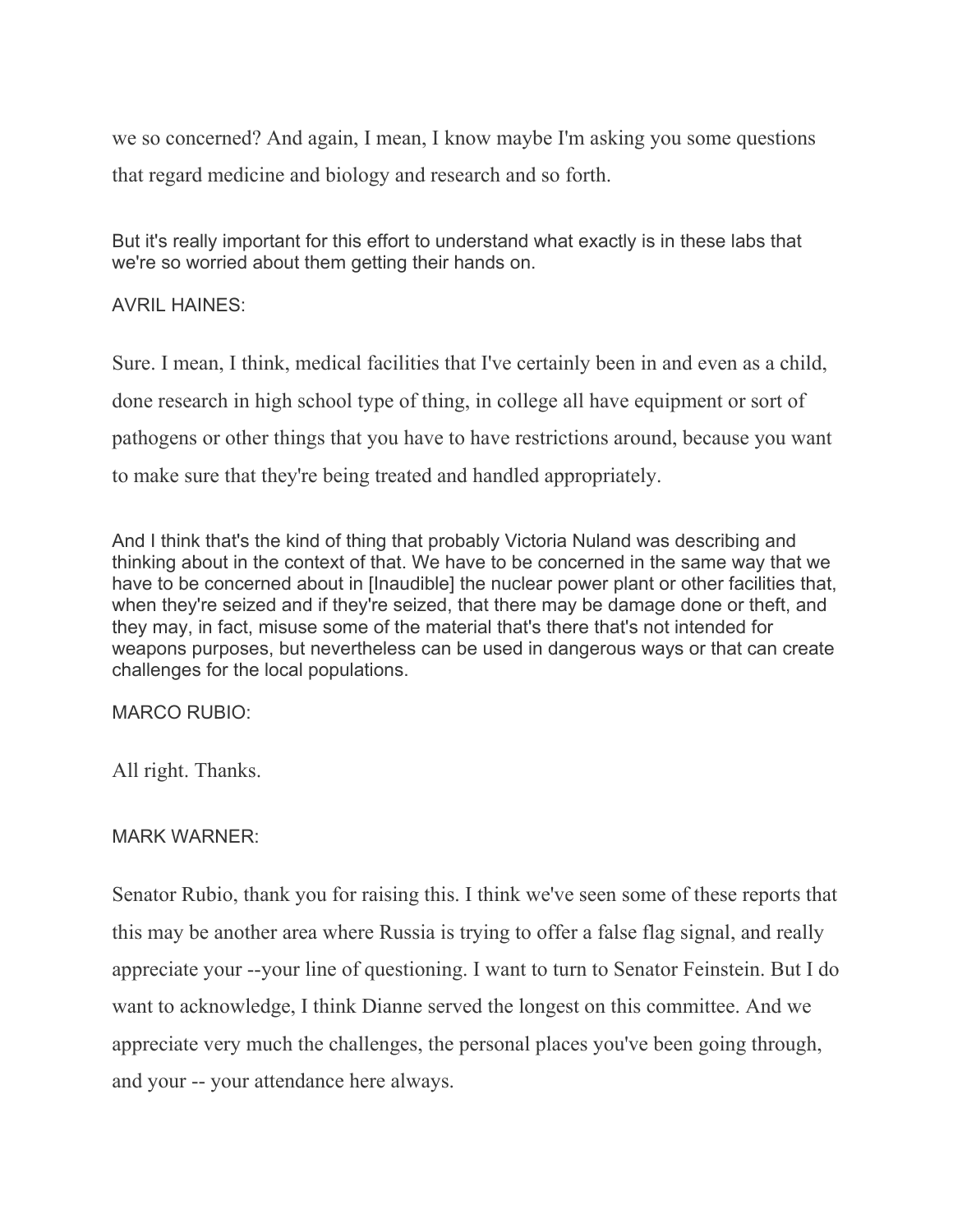we so concerned? And again, I mean, I know maybe I'm asking you some questions that regard medicine and biology and research and so forth.

But it's really important for this effort to understand what exactly is in these labs that we're so worried about them getting their hands on.

AVRIL HAINES:

Sure. I mean, I think, medical facilities that I've certainly been in and even as a child, done research in high school type of thing, in college all have equipment or sort of pathogens or other things that you have to have restrictions around, because you want to make sure that they're being treated and handled appropriately.

And I think that's the kind of thing that probably Victoria Nuland was describing and thinking about in the context of that. We have to be concerned in the same way that we have to be concerned about in [Inaudible] the nuclear power plant or other facilities that, when they're seized and if they're seized, that there may be damage done or theft, and they may, in fact, misuse some of the material that's there that's not intended for weapons purposes, but nevertheless can be used in dangerous ways or that can create challenges for the local populations.

MARCO RUBIO:

All right. Thanks.

MARK WARNER:

Senator Rubio, thank you for raising this. I think we've seen some of these reports that this may be another area where Russia is trying to offer a false flag signal, and really appreciate your --your line of questioning. I want to turn to Senator Feinstein. But I do want to acknowledge, I think Dianne served the longest on this committee. And we appreciate very much the challenges, the personal places you've been going through, and your -- your attendance here always.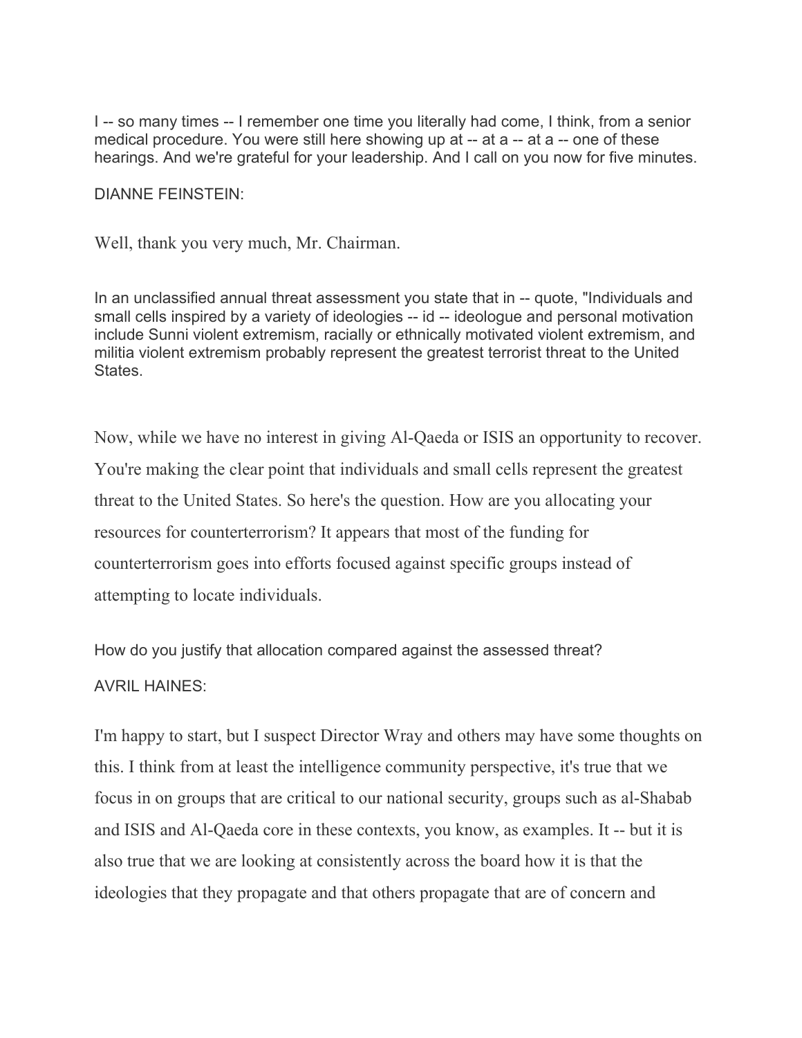I -- so many times -- I remember one time you literally had come, I think, from a senior medical procedure. You were still here showing up at -- at a -- at a -- one of these hearings. And we're grateful for your leadership. And I call on you now for five minutes.

DIANNE FEINSTEIN:

Well, thank you very much, Mr. Chairman.

In an unclassified annual threat assessment you state that in -- quote, "Individuals and small cells inspired by a variety of ideologies -- id -- ideologue and personal motivation include Sunni violent extremism, racially or ethnically motivated violent extremism, and militia violent extremism probably represent the greatest terrorist threat to the United States.

Now, while we have no interest in giving Al-Qaeda or ISIS an opportunity to recover. You're making the clear point that individuals and small cells represent the greatest threat to the United States. So here's the question. How are you allocating your resources for counterterrorism? It appears that most of the funding for counterterrorism goes into efforts focused against specific groups instead of attempting to locate individuals.

How do you justify that allocation compared against the assessed threat?

AVRIL HAINES:

I'm happy to start, but I suspect Director Wray and others may have some thoughts on this. I think from at least the intelligence community perspective, it's true that we focus in on groups that are critical to our national security, groups such as al-Shabab and ISIS and Al-Qaeda core in these contexts, you know, as examples. It -- but it is also true that we are looking at consistently across the board how it is that the ideologies that they propagate and that others propagate that are of concern and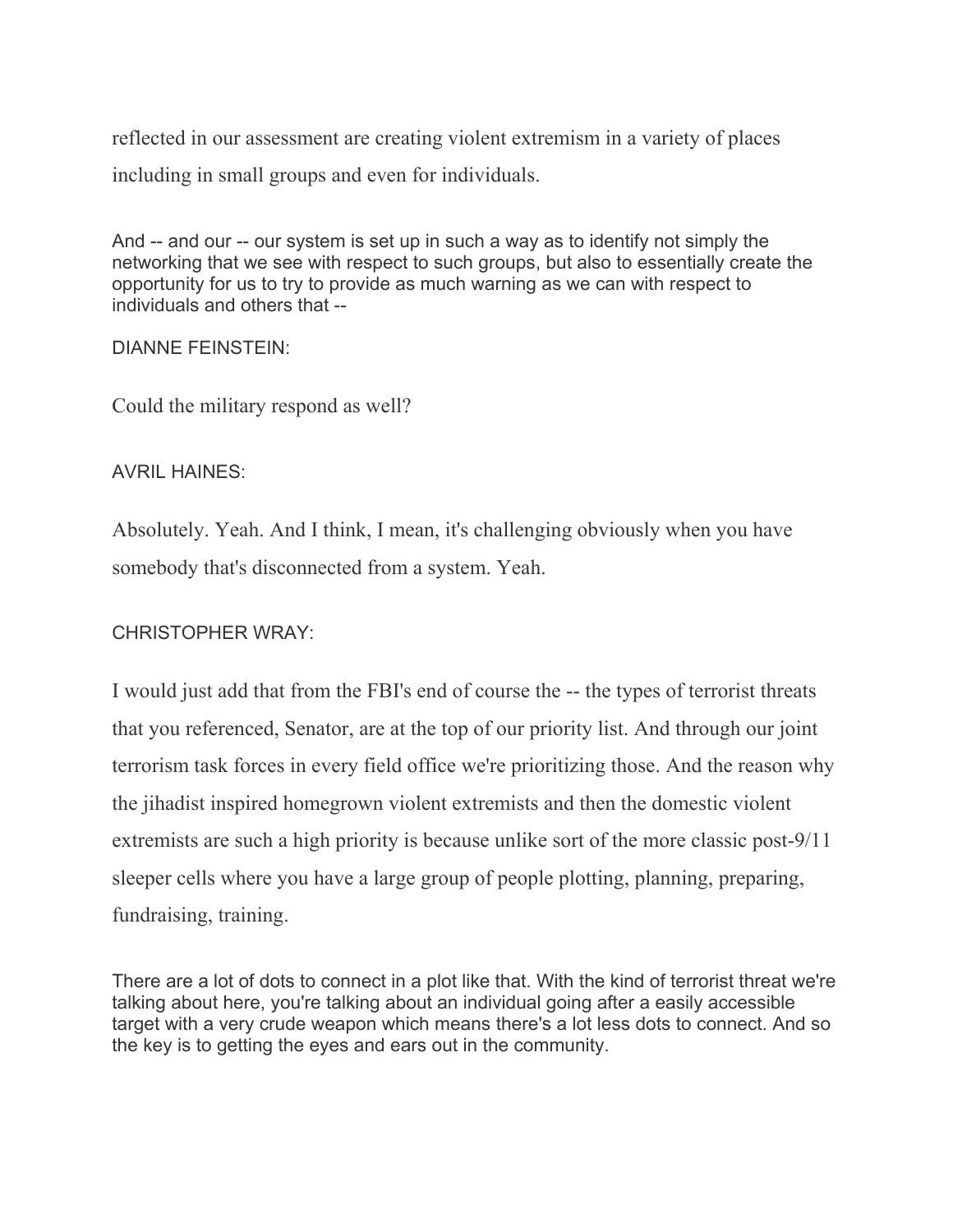reflected in our assessment are creating violent extremism in a variety of places including in small groups and even for individuals.

And -- and our -- our system is set up in such a way as to identify not simply the networking that we see with respect to such groups, but also to essentially create the opportunity for us to try to provide as much warning as we can with respect to individuals and others that --

DIANNE FEINSTEIN:

Could the military respond as well?

AVRIL HAINES:

Absolutely. Yeah. And I think, I mean, it's challenging obviously when you have somebody that's disconnected from a system. Yeah.

CHRISTOPHER WRAY:

I would just add that from the FBI's end of course the -- the types of terrorist threats that you referenced, Senator, are at the top of our priority list. And through our joint terrorism task forces in every field office we're prioritizing those. And the reason why the jihadist inspired homegrown violent extremists and then the domestic violent extremists are such a high priority is because unlike sort of the more classic post-9/11 sleeper cells where you have a large group of people plotting, planning, preparing, fundraising, training.

There are a lot of dots to connect in a plot like that. With the kind of terrorist threat we're talking about here, you're talking about an individual going after a easily accessible target with a very crude weapon which means there's a lot less dots to connect. And so the key is to getting the eyes and ears out in the community.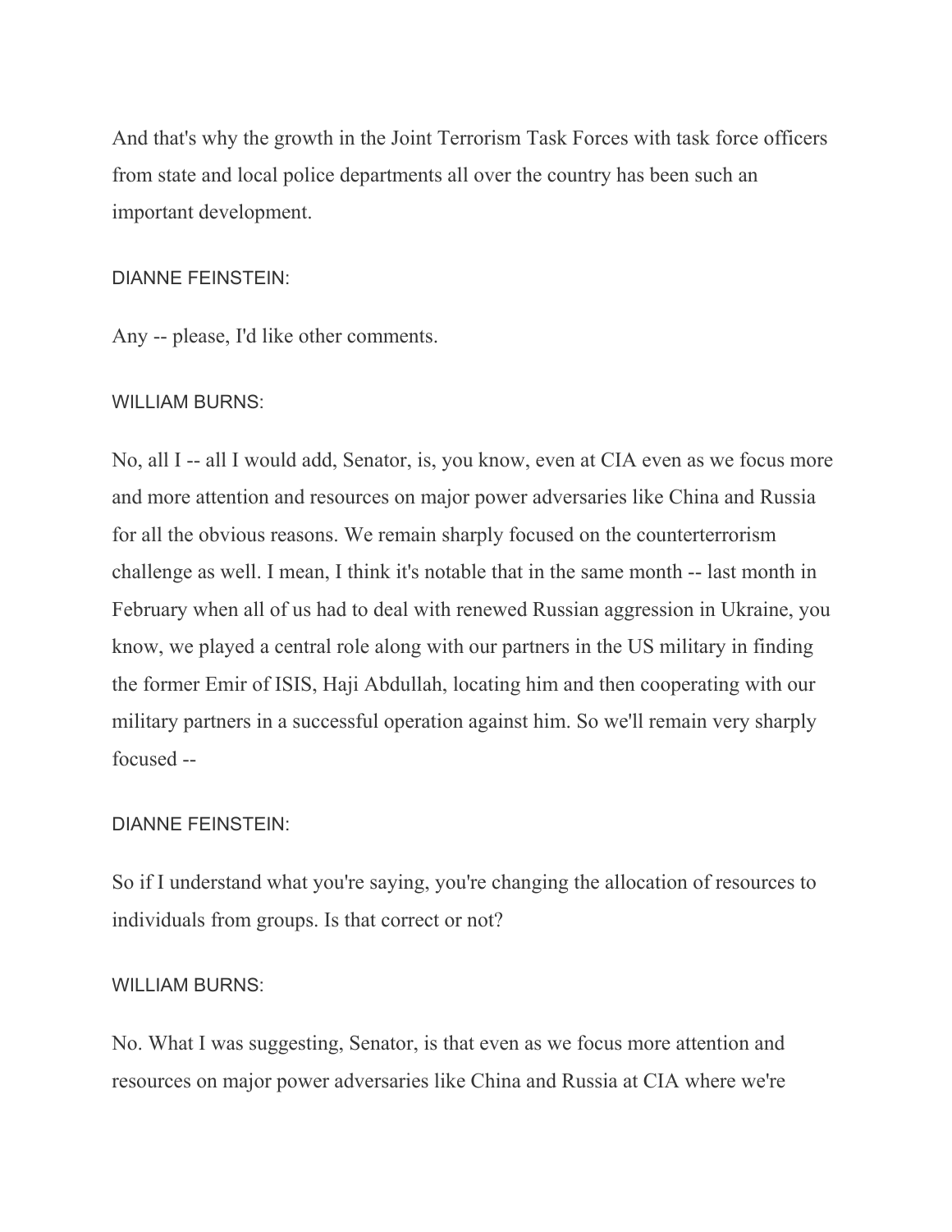And that's why the growth in the Joint Terrorism Task Forces with task force officers from state and local police departments all over the country has been such an important development.

DIANNE FEINSTEIN:

Any -- please, I'd like other comments.

WILLIAM BURNS:

No, all I -- all I would add, Senator, is, you know, even at CIA even as we focus more and more attention and resources on major power adversaries like China and Russia for all the obvious reasons. We remain sharply focused on the counterterrorism challenge as well. I mean, I think it's notable that in the same month -- last month in February when all of us had to deal with renewed Russian aggression in Ukraine, you know, we played a central role along with our partners in the US military in finding the former Emir of ISIS, Haji Abdullah, locating him and then cooperating with our military partners in a successful operation against him. So we'll remain very sharply focused --

DIANNE FEINSTEIN:

So if I understand what you're saying, you're changing the allocation of resources to individuals from groups. Is that correct or not?

WILLIAM BURNS:

No. What I was suggesting, Senator, is that even as we focus more attention and resources on major power adversaries like China and Russia at CIA where we're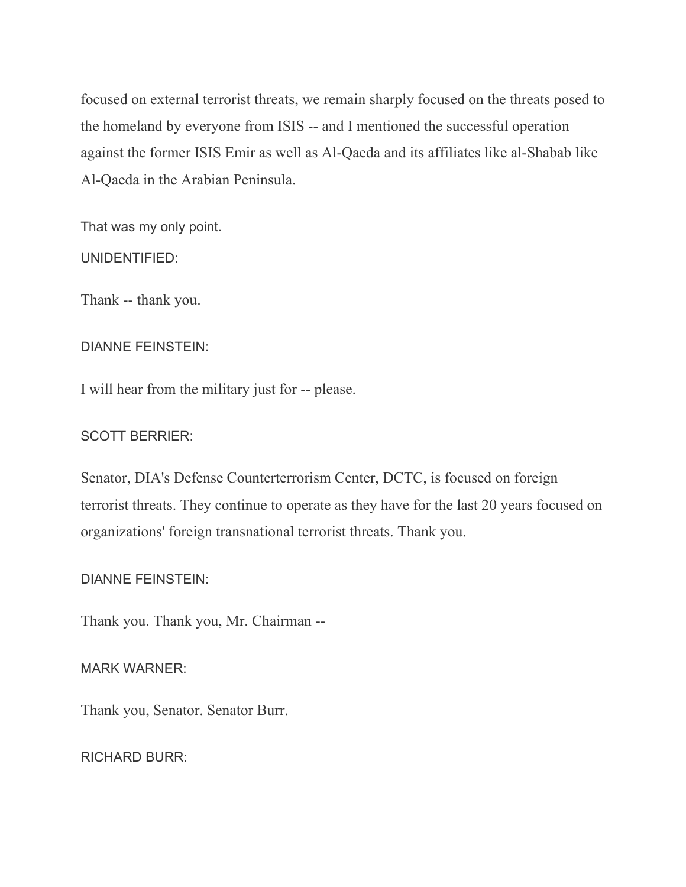focused on external terrorist threats, we remain sharply focused on the threats posed to the homeland by everyone from ISIS -- and I mentioned the successful operation against the former ISIS Emir as well as Al-Qaeda and its affiliates like al-Shabab like Al-Qaeda in the Arabian Peninsula.

That was my only point.

UNIDENTIFIED:

Thank -- thank you.

DIANNE FEINSTEIN:

I will hear from the military just for -- please.

SCOTT BERRIER:

Senator, DIA's Defense Counterterrorism Center, DCTC, is focused on foreign terrorist threats. They continue to operate as they have for the last 20 years focused on organizations' foreign transnational terrorist threats. Thank you.

DIANNE FEINSTEIN:

Thank you. Thank you, Mr. Chairman --

MARK WARNER:

Thank you, Senator. Senator Burr.

RICHARD BURR: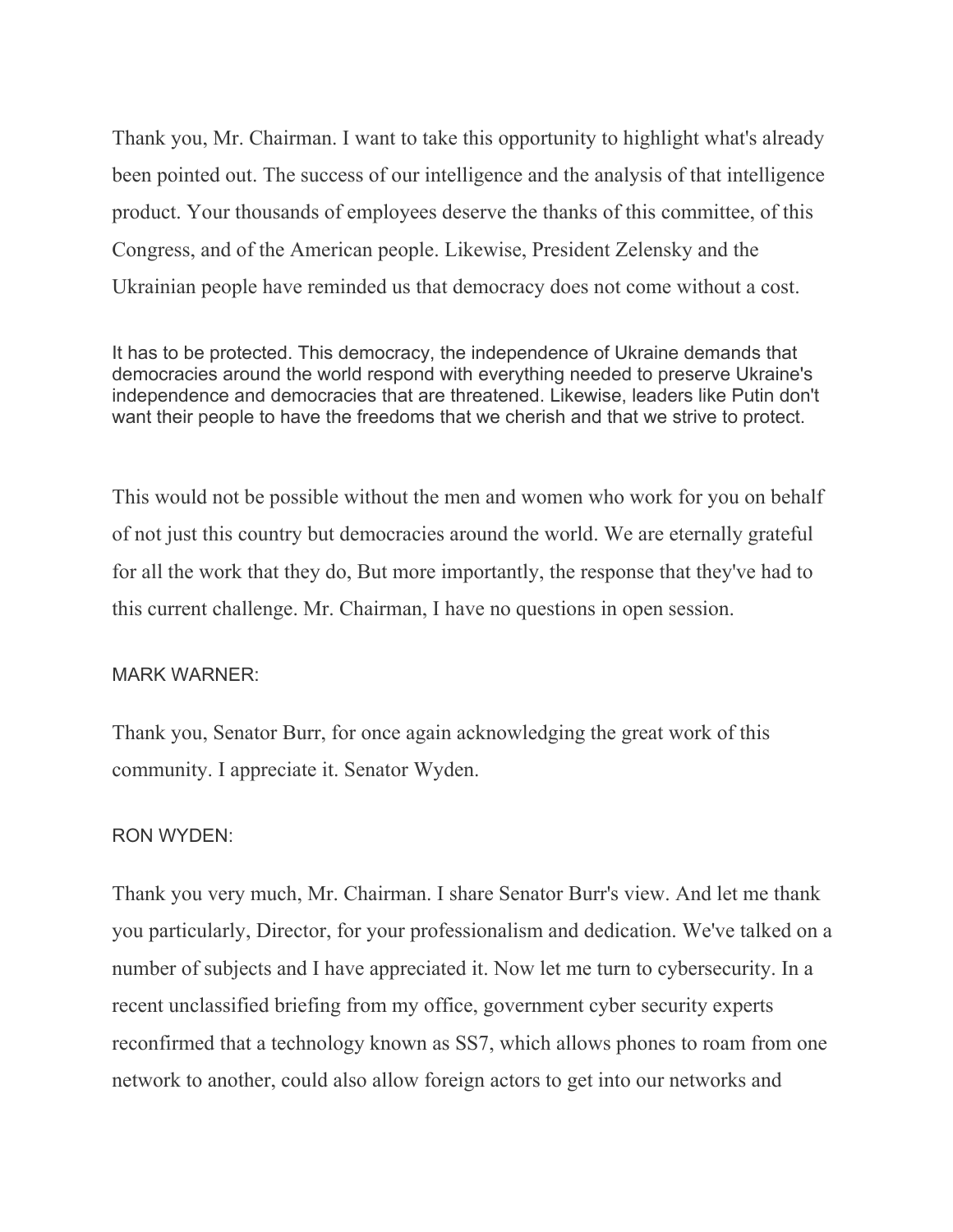Thank you, Mr. Chairman. I want to take this opportunity to highlight what's already been pointed out. The success of our intelligence and the analysis of that intelligence product. Your thousands of employees deserve the thanks of this committee, of this Congress, and of the American people. Likewise, President Zelensky and the Ukrainian people have reminded us that democracy does not come without a cost.

It has to be protected. This democracy, the independence of Ukraine demands that democracies around the world respond with everything needed to preserve Ukraine's independence and democracies that are threatened. Likewise, leaders like Putin don't want their people to have the freedoms that we cherish and that we strive to protect.

This would not be possible without the men and women who work for you on behalf of not just this country but democracies around the world. We are eternally grateful for all the work that they do, But more importantly, the response that they've had to this current challenge. Mr. Chairman, I have no questions in open session.

MARK WARNER:

Thank you, Senator Burr, for once again acknowledging the great work of this community. I appreciate it. Senator Wyden.

RON WYDEN:

Thank you very much, Mr. Chairman. I share Senator Burr's view. And let me thank you particularly, Director, for your professionalism and dedication. We've talked on a number of subjects and I have appreciated it. Now let me turn to cybersecurity. In a recent unclassified briefing from my office, government cyber security experts reconfirmed that a technology known as SS7, which allows phones to roam from one network to another, could also allow foreign actors to get into our networks and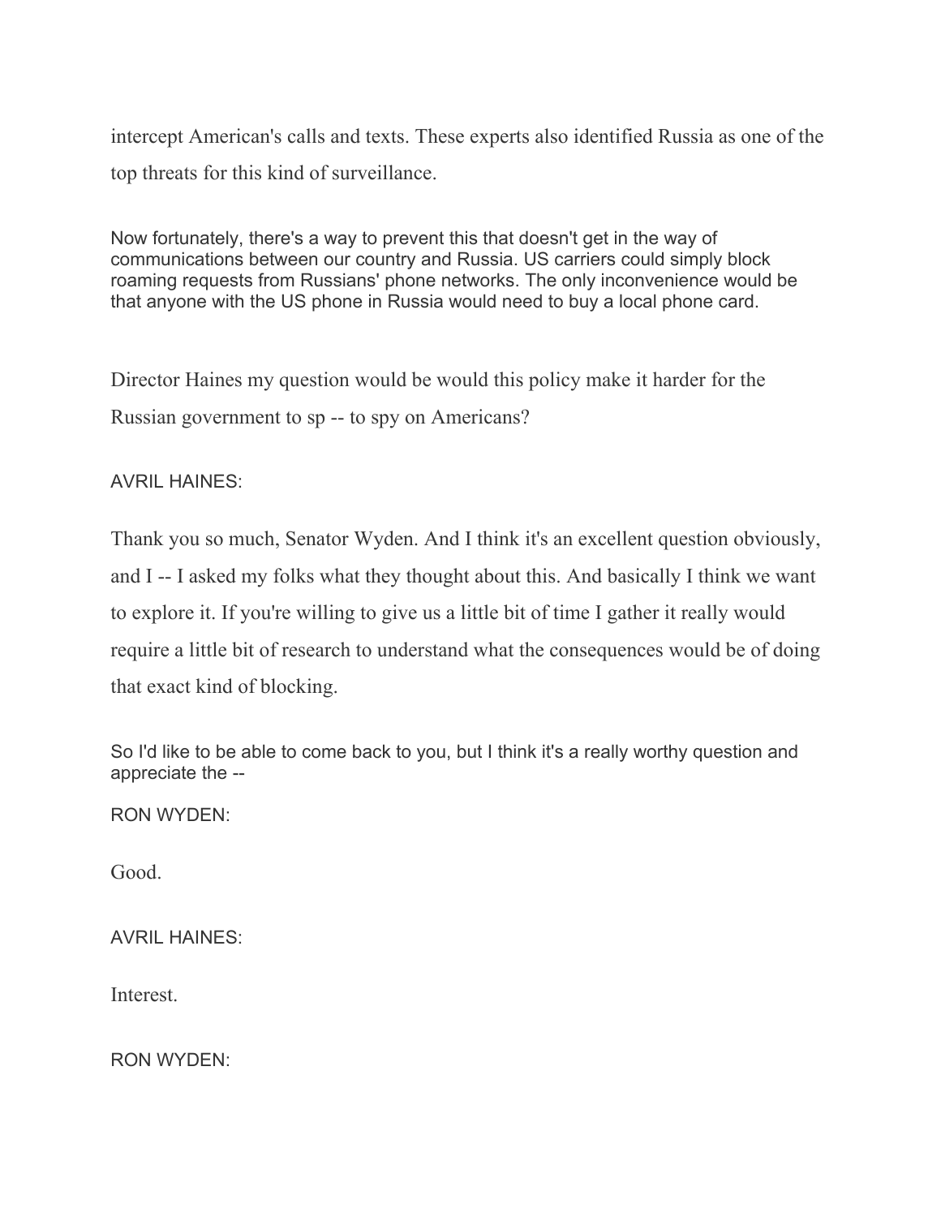intercept American's calls and texts. These experts also identified Russia as one of the top threats for this kind of surveillance.

Now fortunately, there's a way to prevent this that doesn't get in the way of communications between our country and Russia. US carriers could simply block roaming requests from Russians' phone networks. The only inconvenience would be that anyone with the US phone in Russia would need to buy a local phone card.

Director Haines my question would be would this policy make it harder for the Russian government to sp -- to spy on Americans?

AVRIL HAINES:

Thank you so much, Senator Wyden. And I think it's an excellent question obviously, and I -- I asked my folks what they thought about this. And basically I think we want to explore it. If you're willing to give us a little bit of time I gather it really would require a little bit of research to understand what the consequences would be of doing that exact kind of blocking.

So I'd like to be able to come back to you, but I think it's a really worthy question and appreciate the --

RON WYDEN:

Good.

AVRIL HAINES:

Interest.

RON WYDEN: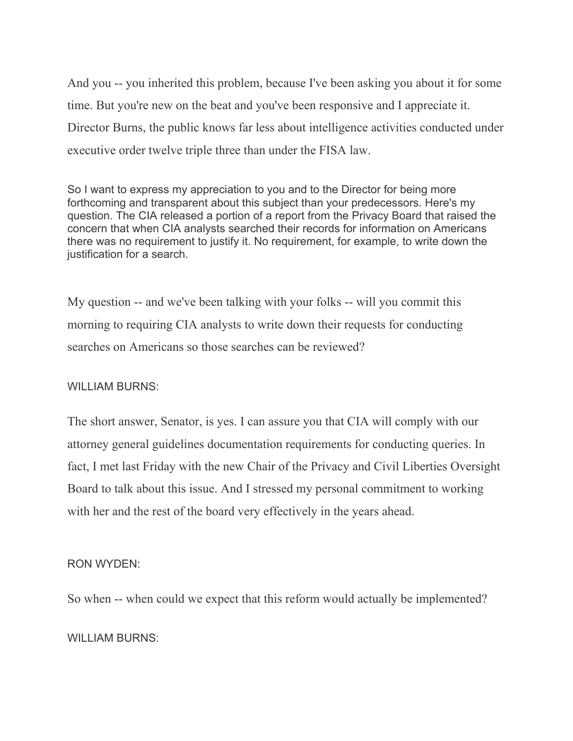And you -- you inherited this problem, because I've been asking you about it for some time. But you're new on the beat and you've been responsive and I appreciate it. Director Burns, the public knows far less about intelligence activities conducted under executive order twelve triple three than under the FISA law.

So I want to express my appreciation to you and to the Director for being more forthcoming and transparent about this subject than your predecessors. Here's my question. The CIA released a portion of a report from the Privacy Board that raised the concern that when CIA analysts searched their records for information on Americans there was no requirement to justify it. No requirement, for example, to write down the justification for a search.

My question -- and we've been talking with your folks -- will you commit this morning to requiring CIA analysts to write down their requests for conducting searches on Americans so those searches can be reviewed?

WILLIAM BURNS:

The short answer, Senator, is yes. I can assure you that CIA will comply with our attorney general guidelines documentation requirements for conducting queries. In fact, I met last Friday with the new Chair of the Privacy and Civil Liberties Oversight Board to talk about this issue. And I stressed my personal commitment to working with her and the rest of the board very effectively in the years ahead.

RON WYDEN:

So when -- when could we expect that this reform would actually be implemented?

WILLIAM BURNS: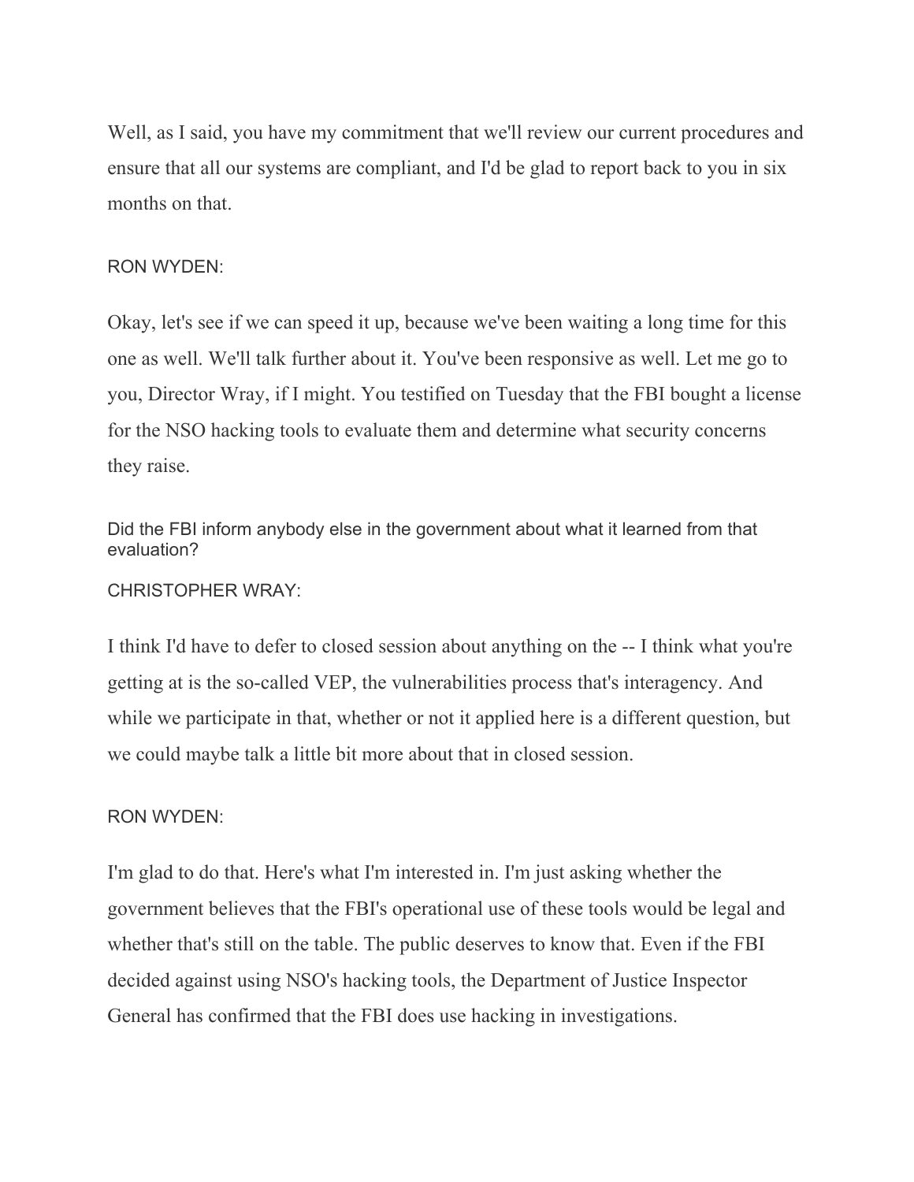Well, as I said, you have my commitment that we'll review our current procedures and ensure that all our systems are compliant, and I'd be glad to report back to you in six months on that.

RON WYDEN:

Okay, let's see if we can speed it up, because we've been waiting a long time for this one as well. We'll talk further about it. You've been responsive as well. Let me go to you, Director Wray, if I might. You testified on Tuesday that the FBI bought a license for the NSO hacking tools to evaluate them and determine what security concerns they raise.

Did the FBI inform anybody else in the government about what it learned from that evaluation?

CHRISTOPHER WRAY:

I think I'd have to defer to closed session about anything on the -- I think what you're getting at is the so-called VEP, the vulnerabilities process that's interagency. And while we participate in that, whether or not it applied here is a different question, but we could maybe talk a little bit more about that in closed session.

RON WYDEN:

I'm glad to do that. Here's what I'm interested in. I'm just asking whether the government believes that the FBI's operational use of these tools would be legal and whether that's still on the table. The public deserves to know that. Even if the FBI decided against using NSO's hacking tools, the Department of Justice Inspector General has confirmed that the FBI does use hacking in investigations.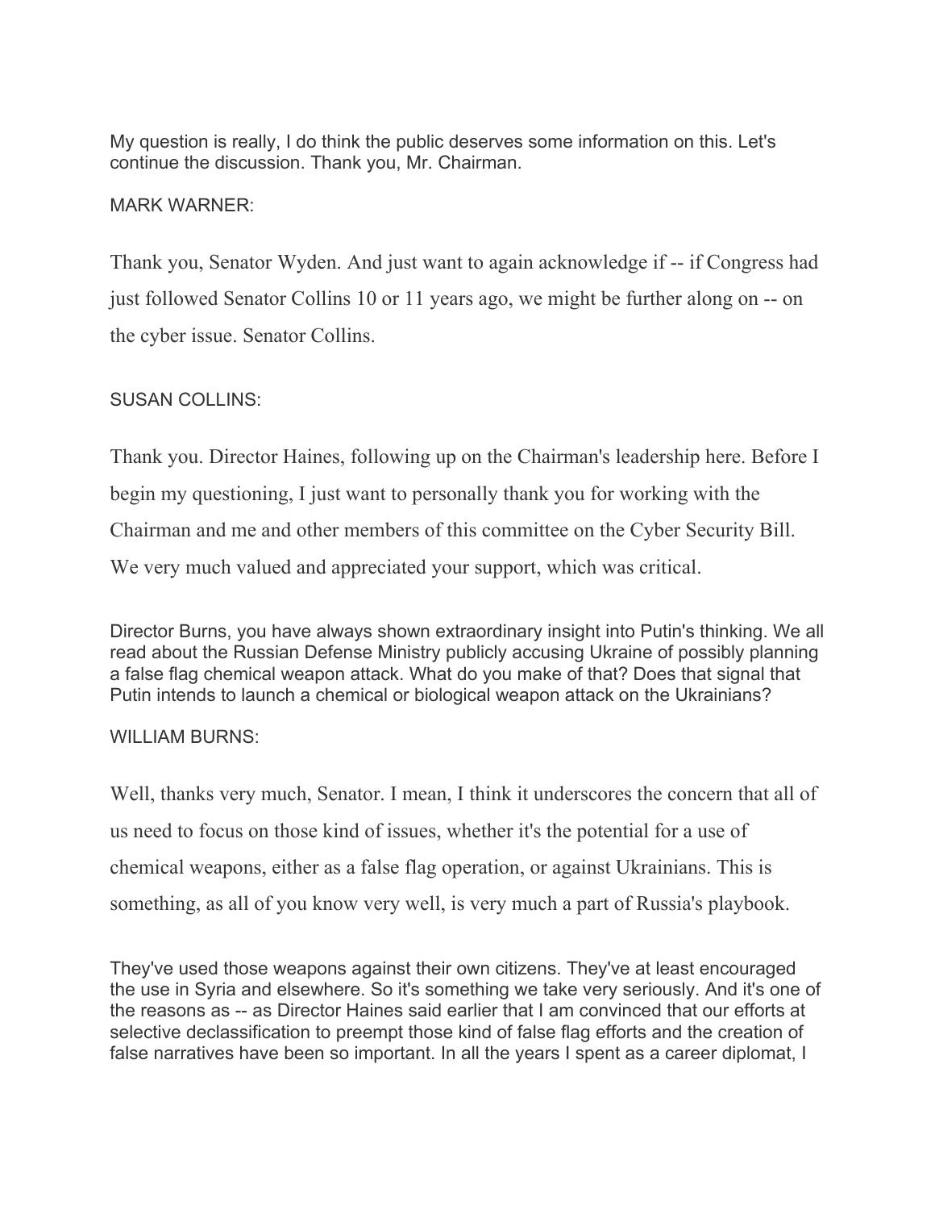My question is really, I do think the public deserves some information on this. Let's continue the discussion. Thank you, Mr. Chairman.

MARK WARNER:

Thank you, Senator Wyden. And just want to again acknowledge if -- if Congress had just followed Senator Collins 10 or 11 years ago, we might be further along on -- on the cyber issue. Senator Collins.

SUSAN COLLINS:

Thank you. Director Haines, following up on the Chairman's leadership here. Before I begin my questioning, I just want to personally thank you for working with the Chairman and me and other members of this committee on the Cyber Security Bill. We very much valued and appreciated your support, which was critical.

Director Burns, you have always shown extraordinary insight into Putin's thinking. We all read about the Russian Defense Ministry publicly accusing Ukraine of possibly planning a false flag chemical weapon attack. What do you make of that? Does that signal that Putin intends to launch a chemical or biological weapon attack on the Ukrainians?

WILLIAM BURNS:

Well, thanks very much, Senator. I mean, I think it underscores the concern that all of us need to focus on those kind of issues, whether it's the potential for a use of chemical weapons, either as a false flag operation, or against Ukrainians. This is something, as all of you know very well, is very much a part of Russia's playbook.

They've used those weapons against their own citizens. They've at least encouraged the use in Syria and elsewhere. So it's something we take very seriously. And it's one of the reasons as -- as Director Haines said earlier that I am convinced that our efforts at selective declassification to preempt those kind of false flag efforts and the creation of false narratives have been so important. In all the years I spent as a career diplomat, I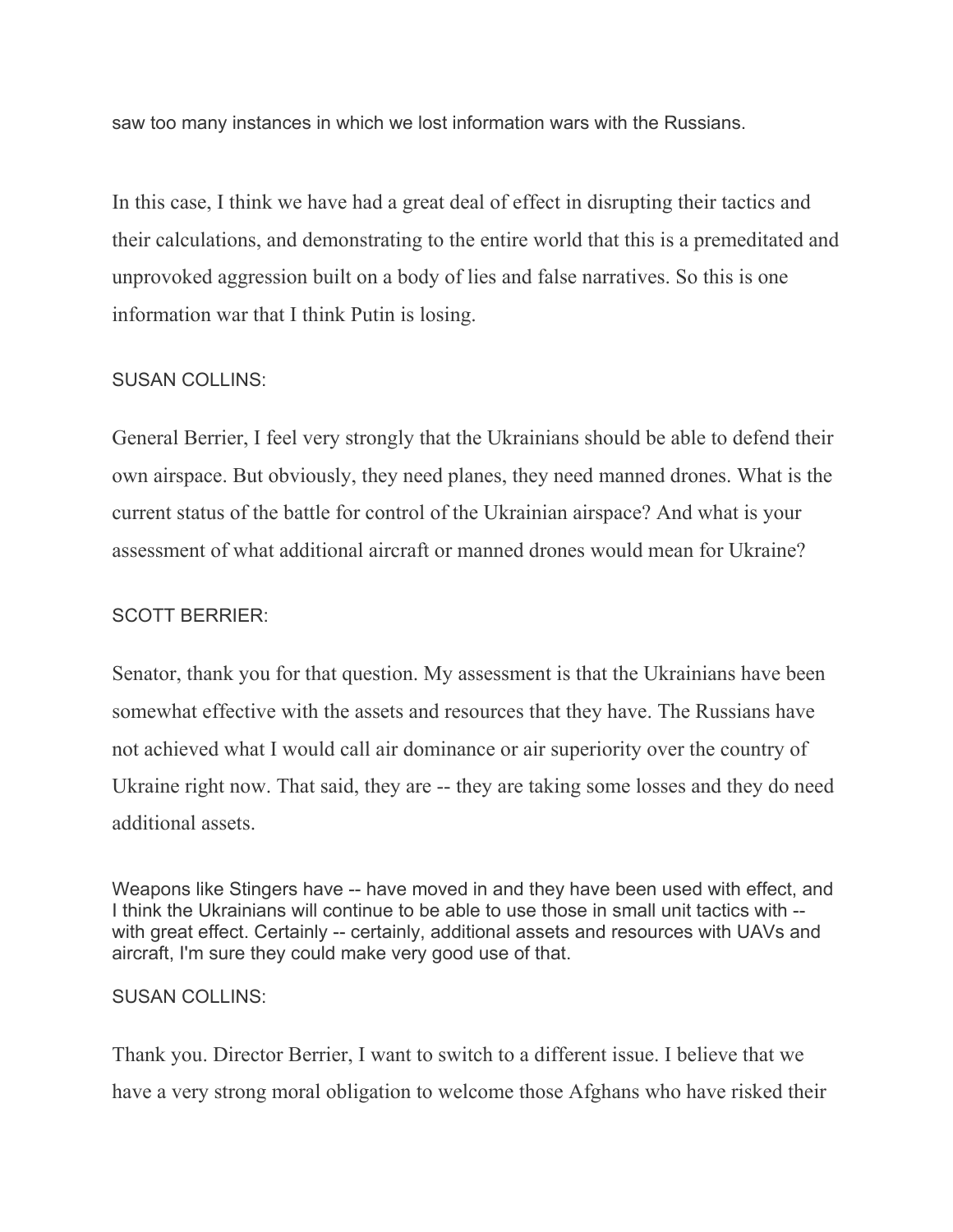saw too many instances in which we lost information wars with the Russians.

In this case, I think we have had a great deal of effect in disrupting their tactics and their calculations, and demonstrating to the entire world that this is a premeditated and unprovoked aggression built on a body of lies and false narratives. So this is one information war that I think Putin is losing.

SUSAN COLLINS:

General Berrier, I feel very strongly that the Ukrainians should be able to defend their own airspace. But obviously, they need planes, they need manned drones. What is the current status of the battle for control of the Ukrainian airspace? And what is your assessment of what additional aircraft or manned drones would mean for Ukraine?

SCOTT BERRIER:

Senator, thank you for that question. My assessment is that the Ukrainians have been somewhat effective with the assets and resources that they have. The Russians have not achieved what I would call air dominance or air superiority over the country of Ukraine right now. That said, they are -- they are taking some losses and they do need additional assets.

Weapons like Stingers have -- have moved in and they have been used with effect, and I think the Ukrainians will continue to be able to use those in small unit tactics with -- with great effect. Certainly -- certainly, additional assets and resources with UAVs and aircraft, I'm sure they could make very good use of that.

SUSAN COLLINS:

Thank you. Director Berrier, I want to switch to a different issue. I believe that we have a very strong moral obligation to welcome those Afghans who have risked their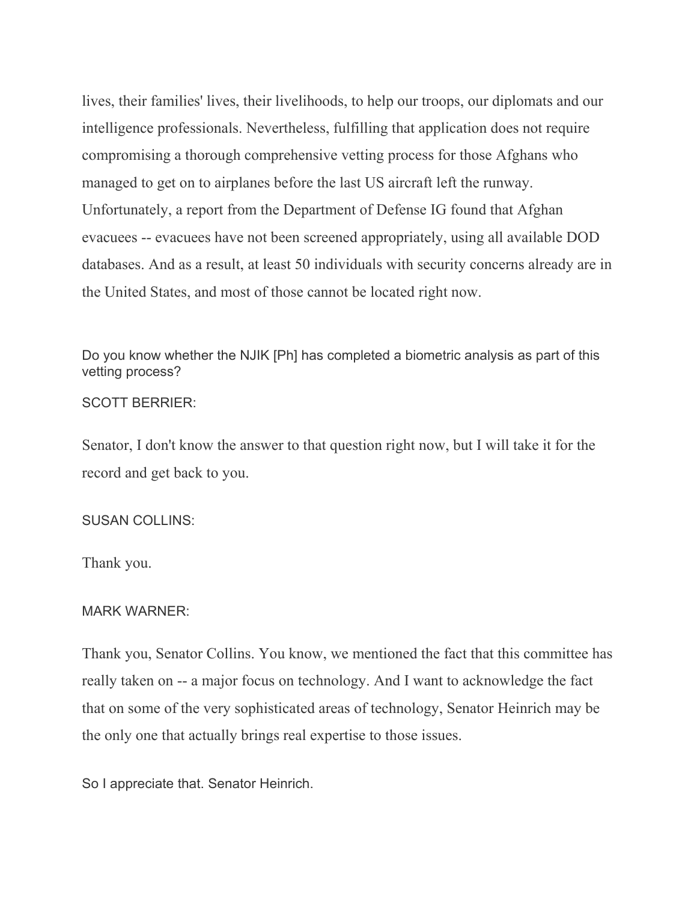lives, their families' lives, their livelihoods, to help our troops, our diplomats and our intelligence professionals. Nevertheless, fulfilling that application does not require compromising a thorough comprehensive vetting process for those Afghans who managed to get on to airplanes before the last US aircraft left the runway. Unfortunately, a report from the Department of Defense IG found that Afghan evacuees -- evacuees have not been screened appropriately, using all available DOD databases. And as a result, at least 50 individuals with security concerns already are in the United States, and most of those cannot be located right now.

Do you know whether the NJIK [Ph] has completed a biometric analysis as part of this vetting process?

SCOTT BERRIER:

Senator, I don't know the answer to that question right now, but I will take it for the record and get back to you.

SUSAN COLLINS:

Thank you.

MARK WARNER:

Thank you, Senator Collins. You know, we mentioned the fact that this committee has really taken on -- a major focus on technology. And I want to acknowledge the fact that on some of the very sophisticated areas of technology, Senator Heinrich may be the only one that actually brings real expertise to those issues.

So I appreciate that. Senator Heinrich.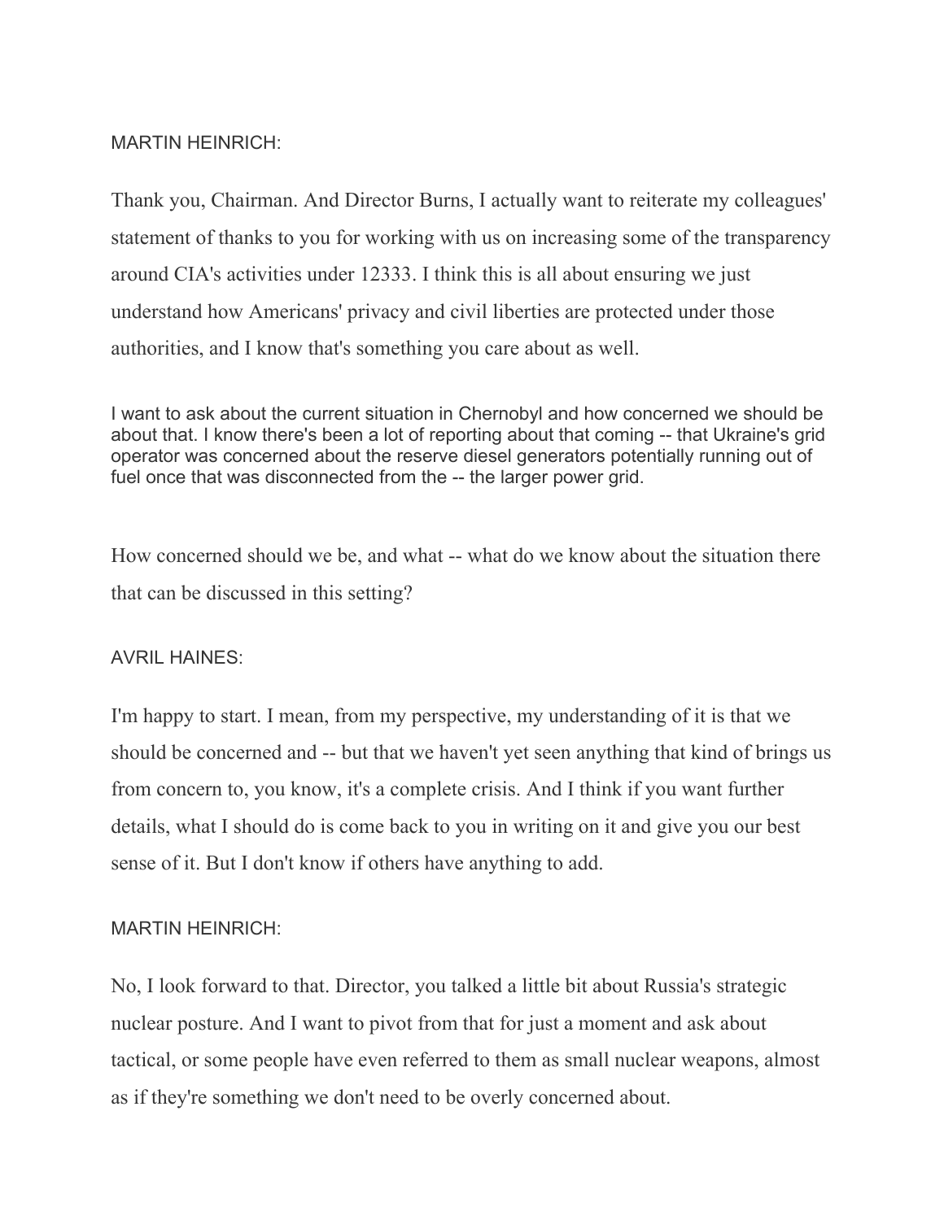MARTIN HEINRICH:

Thank you, Chairman. And Director Burns, I actually want to reiterate my colleagues' statement of thanks to you for working with us on increasing some of the transparency around CIA's activities under 12333. I think this is all about ensuring we just understand how Americans' privacy and civil liberties are protected under those authorities, and I know that's something you care about as well.

I want to ask about the current situation in Chernobyl and how concerned we should be about that. I know there's been a lot of reporting about that coming -- that Ukraine's grid operator was concerned about the reserve diesel generators potentially running out of fuel once that was disconnected from the -- the larger power grid.

How concerned should we be, and what -- what do we know about the situation there that can be discussed in this setting?

AVRIL HAINES:

I'm happy to start. I mean, from my perspective, my understanding of it is that we should be concerned and -- but that we haven't yet seen anything that kind of brings us from concern to, you know, it's a complete crisis. And I think if you want further details, what I should do is come back to you in writing on it and give you our best sense of it. But I don't know if others have anything to add.

MARTIN HEINRICH:

No, I look forward to that. Director, you talked a little bit about Russia's strategic nuclear posture. And I want to pivot from that for just a moment and ask about tactical, or some people have even referred to them as small nuclear weapons, almost as if they're something we don't need to be overly concerned about.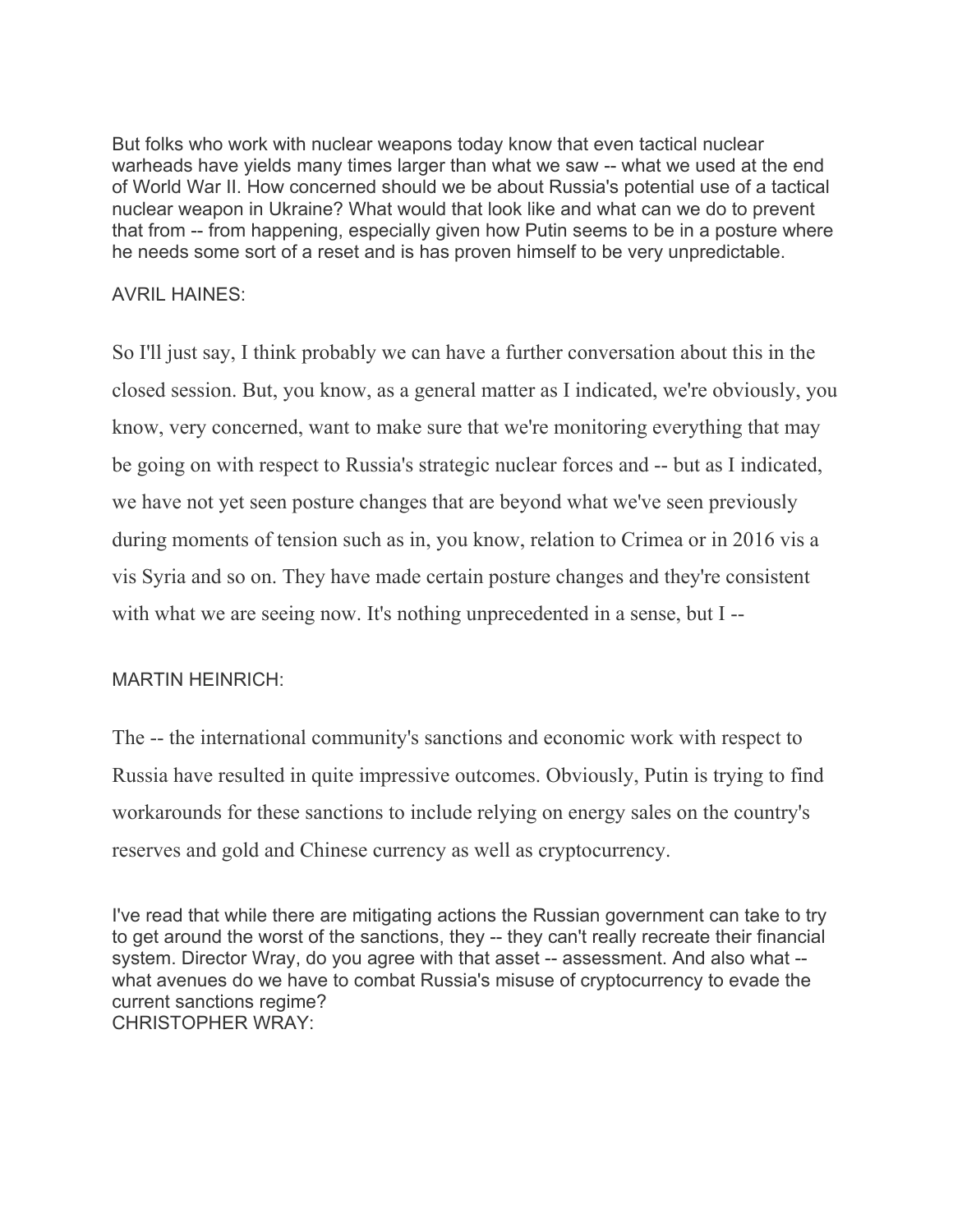But folks who work with nuclear weapons today know that even tactical nuclear warheads have yields many times larger than what we saw -- what we used at the end of World War II. How concerned should we be about Russia's potential use of a tactical nuclear weapon in Ukraine? What would that look like and what can we do to prevent that from -- from happening, especially given how Putin seems to be in a posture where he needs some sort of a reset and is has proven himself to be very unpredictable.

AVRIL HAINES:

So I'll just say, I think probably we can have a further conversation about this in the closed session. But, you know, as a general matter as I indicated, we're obviously, you know, very concerned, want to make sure that we're monitoring everything that may be going on with respect to Russia's strategic nuclear forces and -- but as I indicated, we have not yet seen posture changes that are beyond what we've seen previously during moments of tension such as in, you know, relation to Crimea or in 2016 vis a vis Syria and so on. They have made certain posture changes and they're consistent with what we are seeing now. It's nothing unprecedented in a sense, but I --

MARTIN HEINRICH:

The -- the international community's sanctions and economic work with respect to Russia have resulted in quite impressive outcomes. Obviously, Putin is trying to find workarounds for these sanctions to include relying on energy sales on the country's reserves and gold and Chinese currency as well as cryptocurrency.

I've read that while there are mitigating actions the Russian government can take to try to get around the worst of the sanctions, they -- they can't really recreate their financial system. Director Wray, do you agree with that asset -- assessment. And also what -- what avenues do we have to combat Russia's misuse of cryptocurrency to evade the current sanctions regime?

CHRISTOPHER WRAY: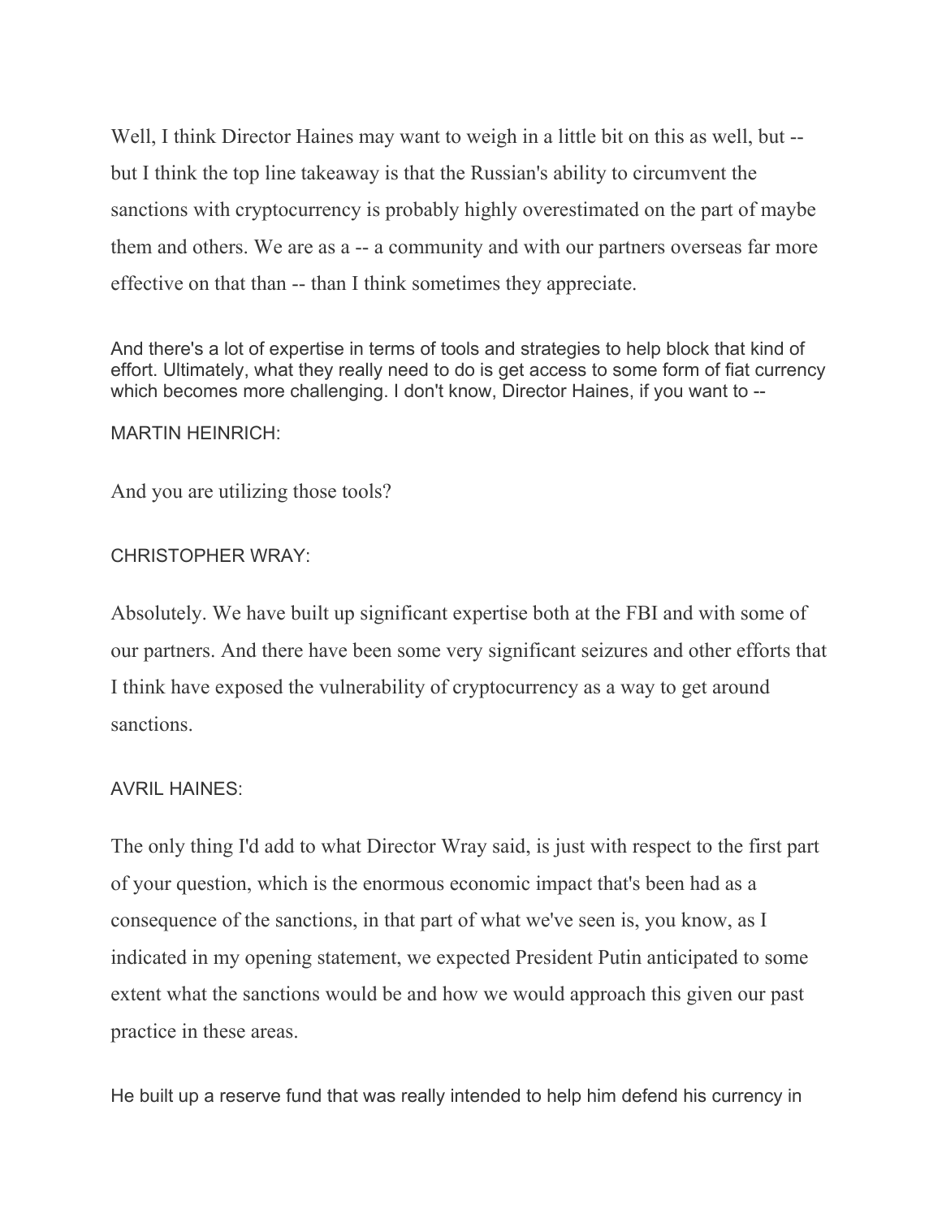Well, I think Director Haines may want to weigh in a little bit on this as well, but -- but I think the top line takeaway is that the Russian's ability to circumvent the sanctions with cryptocurrency is probably highly overestimated on the part of maybe them and others. We are as a -- a community and with our partners overseas far more effective on that than -- than I think sometimes they appreciate.

And there's a lot of expertise in terms of tools and strategies to help block that kind of effort. Ultimately, what they really need to do is get access to some form of fiat currency which becomes more challenging. I don't know, Director Haines, if you want to --

MARTIN HEINRICH:

And you are utilizing those tools?

CHRISTOPHER WRAY:

Absolutely. We have built up significant expertise both at the FBI and with some of our partners. And there have been some very significant seizures and other efforts that I think have exposed the vulnerability of cryptocurrency as a way to get around sanctions.

AVRIL HAINES:

The only thing I'd add to what Director Wray said, is just with respect to the first part of your question, which is the enormous economic impact that's been had as a consequence of the sanctions, in that part of what we've seen is, you know, as I indicated in my opening statement, we expected President Putin anticipated to some extent what the sanctions would be and how we would approach this given our past practice in these areas.

He built up a reserve fund that was really intended to help him defend his currency in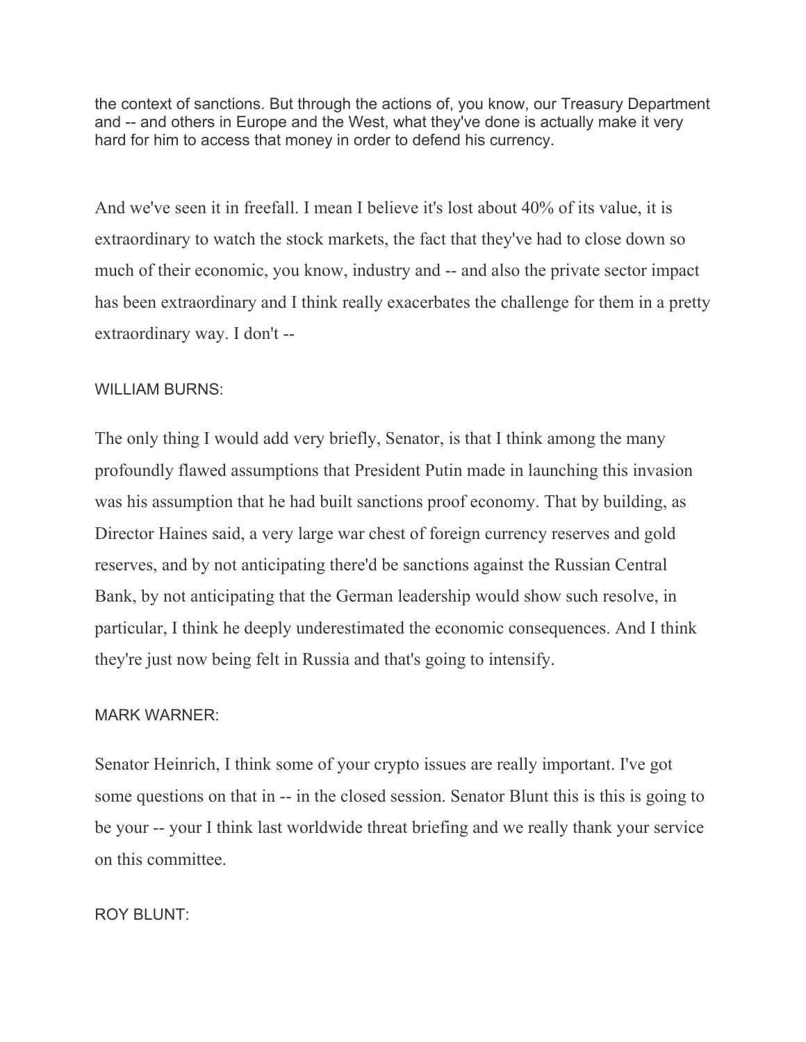the context of sanctions. But through the actions of, you know, our Treasury Department and -- and others in Europe and the West, what they've done is actually make it very hard for him to access that money in order to defend his currency.

And we've seen it in freefall. I mean I believe it's lost about 40% of its value, it is extraordinary to watch the stock markets, the fact that they've had to close down so much of their economic, you know, industry and -- and also the private sector impact has been extraordinary and I think really exacerbates the challenge for them in a pretty extraordinary way. I don't --

WILLIAM BURNS:

The only thing I would add very briefly, Senator, is that I think among the many profoundly flawed assumptions that President Putin made in launching this invasion was his assumption that he had built sanctions proof economy. That by building, as Director Haines said, a very large war chest of foreign currency reserves and gold reserves, and by not anticipating there'd be sanctions against the Russian Central Bank, by not anticipating that the German leadership would show such resolve, in particular, I think he deeply underestimated the economic consequences. And I think they're just now being felt in Russia and that's going to intensify.

MARK WARNER:

Senator Heinrich, I think some of your crypto issues are really important. I've got some questions on that in -- in the closed session. Senator Blunt this is this is going to be your -- your I think last worldwide threat briefing and we really thank your service on this committee.

ROY BLUNT: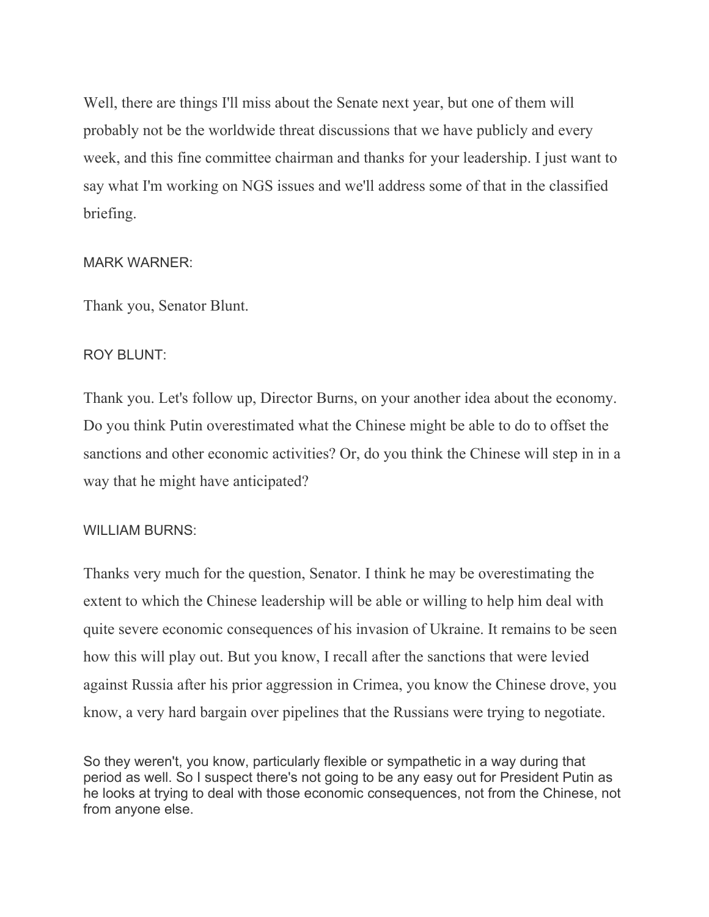Well, there are things I'll miss about the Senate next year, but one of them will probably not be the worldwide threat discussions that we have publicly and every week, and this fine committee chairman and thanks for your leadership. I just want to say what I'm working on NGS issues and we'll address some of that in the classified briefing.

MARK WARNER:

Thank you, Senator Blunt.

ROY BLUNT:

Thank you. Let's follow up, Director Burns, on your another idea about the economy. Do you think Putin overestimated what the Chinese might be able to do to offset the sanctions and other economic activities? Or, do you think the Chinese will step in in a way that he might have anticipated?

WILLIAM BURNS:

Thanks very much for the question, Senator. I think he may be overestimating the extent to which the Chinese leadership will be able or willing to help him deal with quite severe economic consequences of his invasion of Ukraine. It remains to be seen how this will play out. But you know, I recall after the sanctions that were levied against Russia after his prior aggression in Crimea, you know the Chinese drove, you know, a very hard bargain over pipelines that the Russians were trying to negotiate.

So they weren't, you know, particularly flexible or sympathetic in a way during that period as well. So I suspect there's not going to be any easy out for President Putin as he looks at trying to deal with those economic consequences, not from the Chinese, not from anyone else.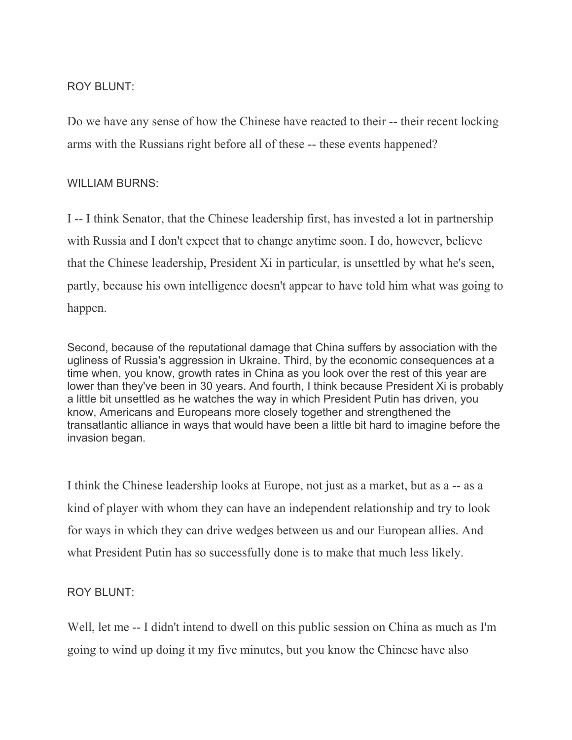ROY BLUNT:

Do we have any sense of how the Chinese have reacted to their -- their recent locking arms with the Russians right before all of these -- these events happened?

WILLIAM BURNS:

I -- I think Senator, that the Chinese leadership first, has invested a lot in partnership with Russia and I don't expect that to change anytime soon. I do, however, believe that the Chinese leadership, President Xi in particular, is unsettled by what he's seen, partly, because his own intelligence doesn't appear to have told him what was going to happen.

Second, because of the reputational damage that China suffers by association with the ugliness of Russia's aggression in Ukraine. Third, by the economic consequences at a time when, you know, growth rates in China as you look over the rest of this year are lower than they've been in 30 years. And fourth, I think because President Xi is probably a little bit unsettled as he watches the way in which President Putin has driven, you know, Americans and Europeans more closely together and strengthened the transatlantic alliance in ways that would have been a little bit hard to imagine before the invasion began.

I think the Chinese leadership looks at Europe, not just as a market, but as a -- as a kind of player with whom they can have an independent relationship and try to look for ways in which they can drive wedges between us and our European allies. And what President Putin has so successfully done is to make that much less likely.

ROY BLUNT:

Well, let me -- I didn't intend to dwell on this public session on China as much as I'm going to wind up doing it my five minutes, but you know the Chinese have also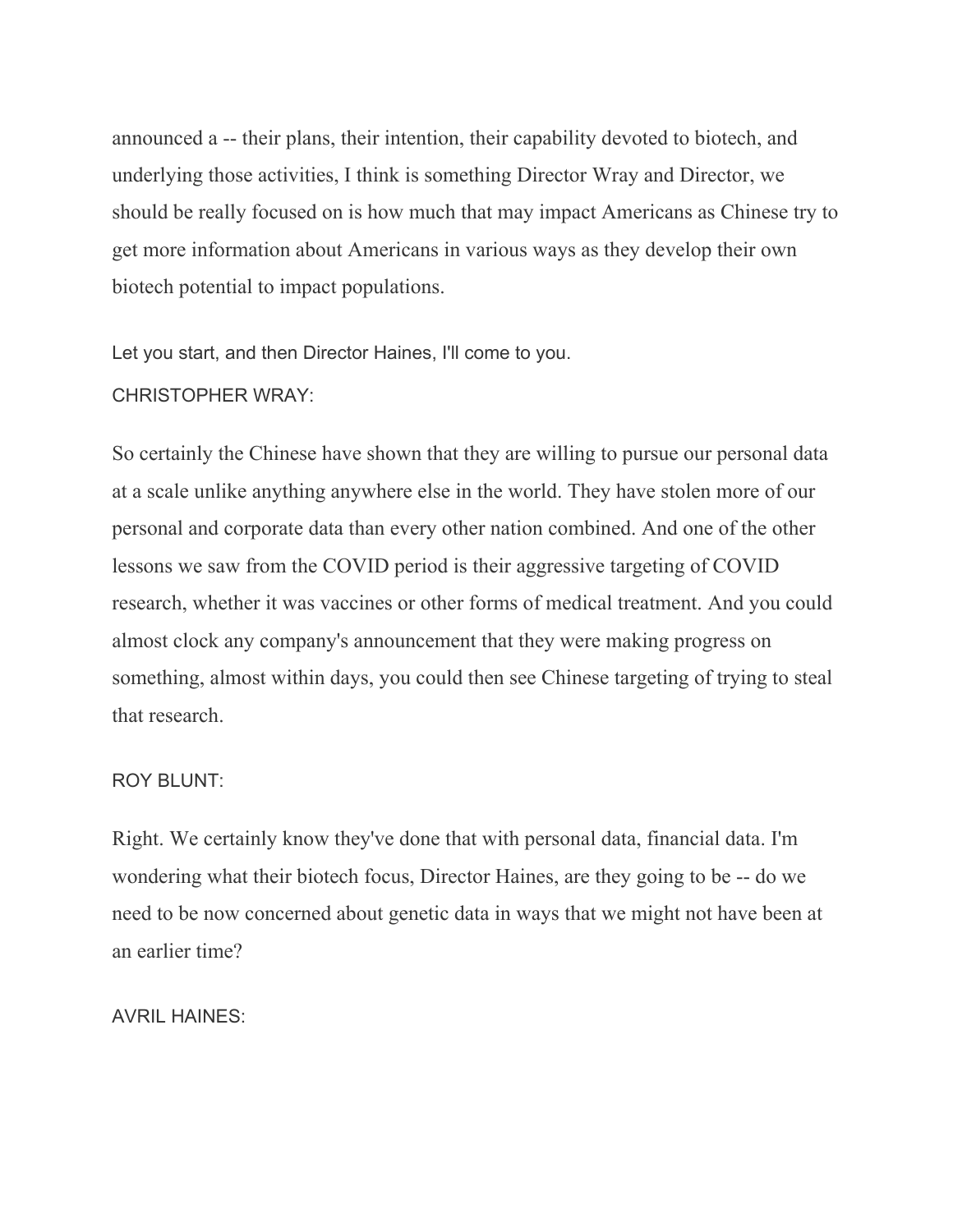announced a -- their plans, their intention, their capability devoted to biotech, and underlying those activities, I think is something Director Wray and Director, we should be really focused on is how much that may impact Americans as Chinese try to get more information about Americans in various ways as they develop their own biotech potential to impact populations.

Let you start, and then Director Haines, I'll come to you.

CHRISTOPHER WRAY:

So certainly the Chinese have shown that they are willing to pursue our personal data at a scale unlike anything anywhere else in the world. They have stolen more of our personal and corporate data than every other nation combined. And one of the other lessons we saw from the COVID period is their aggressive targeting of COVID research, whether it was vaccines or other forms of medical treatment. And you could almost clock any company's announcement that they were making progress on something, almost within days, you could then see Chinese targeting of trying to steal that research.

ROY BLUNT:

Right. We certainly know they've done that with personal data, financial data. I'm wondering what their biotech focus, Director Haines, are they going to be -- do we need to be now concerned about genetic data in ways that we might not have been at an earlier time?

AVRIL HAINES: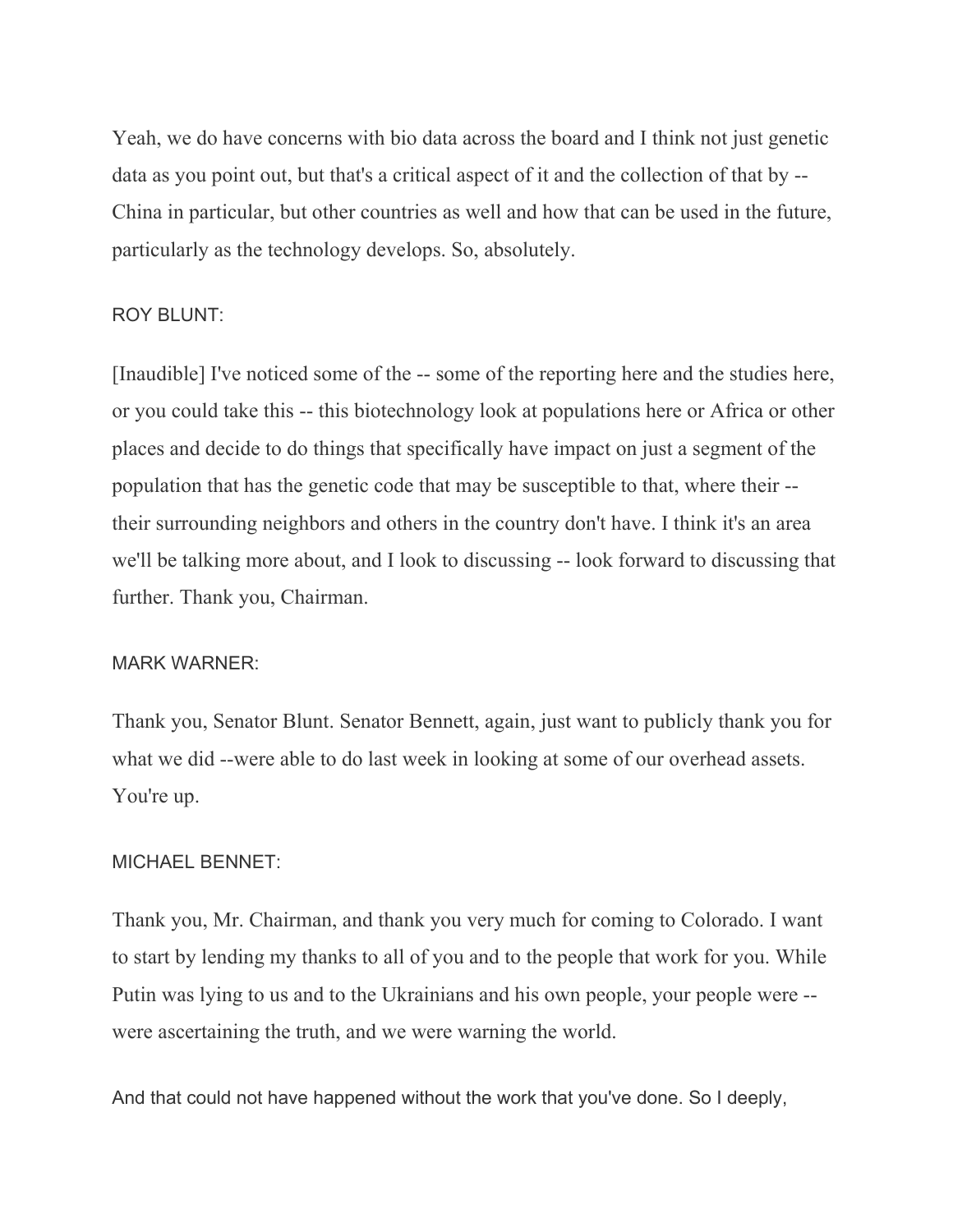Yeah, we do have concerns with bio data across the board and I think not just genetic data as you point out, but that's a critical aspect of it and the collection of that by -- China in particular, but other countries as well and how that can be used in the future, particularly as the technology develops. So, absolutely.

ROY BLUNT:

[Inaudible] I've noticed some of the -- some of the reporting here and the studies here, or you could take this -- this biotechnology look at populations here or Africa or other places and decide to do things that specifically have impact on just a segment of the population that has the genetic code that may be susceptible to that, where their -- their surrounding neighbors and others in the country don't have. I think it's an area we'll be talking more about, and I look to discussing -- look forward to discussing that further. Thank you, Chairman.

MARK WARNER:

Thank you, Senator Blunt. Senator Bennett, again, just want to publicly thank you for what we did --were able to do last week in looking at some of our overhead assets. You're up.

MICHAEL BENNET:

Thank you, Mr. Chairman, and thank you very much for coming to Colorado. I want to start by lending my thanks to all of you and to the people that work for you. While Putin was lying to us and to the Ukrainians and his own people, your people were -- were ascertaining the truth, and we were warning the world.

And that could not have happened without the work that you've done. So I deeply,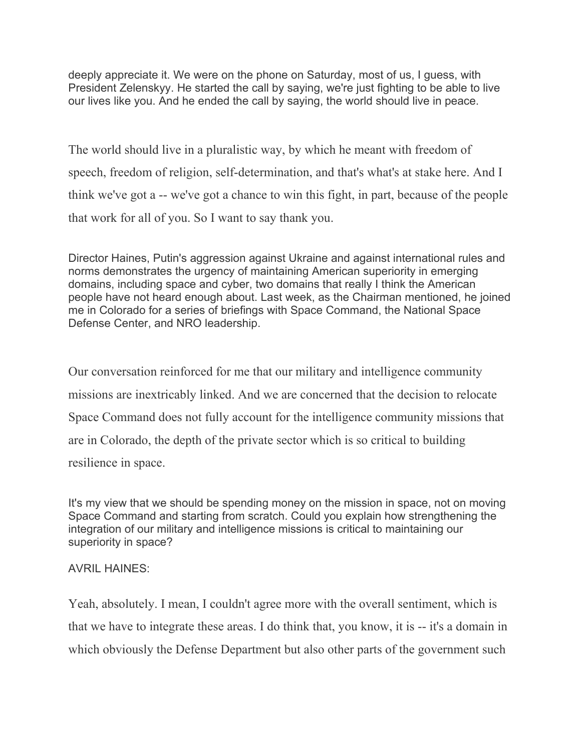deeply appreciate it. We were on the phone on Saturday, most of us, I guess, with President Zelenskyy. He started the call by saying, we're just fighting to be able to live our lives like you. And he ended the call by saying, the world should live in peace.

The world should live in a pluralistic way, by which he meant with freedom of speech, freedom of religion, self-determination, and that's what's at stake here. And I think we've got a -- we've got a chance to win this fight, in part, because of the people that work for all of you. So I want to say thank you.

Director Haines, Putin's aggression against Ukraine and against international rules and norms demonstrates the urgency of maintaining American superiority in emerging domains, including space and cyber, two domains that really I think the American people have not heard enough about. Last week, as the Chairman mentioned, he joined me in Colorado for a series of briefings with Space Command, the National Space Defense Center, and NRO leadership.

Our conversation reinforced for me that our military and intelligence community missions are inextricably linked. And we are concerned that the decision to relocate Space Command does not fully account for the intelligence community missions that are in Colorado, the depth of the private sector which is so critical to building resilience in space.

It's my view that we should be spending money on the mission in space, not on moving Space Command and starting from scratch. Could you explain how strengthening the integration of our military and intelligence missions is critical to maintaining our superiority in space?

AVRIL HAINES:

Yeah, absolutely. I mean, I couldn't agree more with the overall sentiment, which is that we have to integrate these areas. I do think that, you know, it is -- it's a domain in which obviously the Defense Department but also other parts of the government such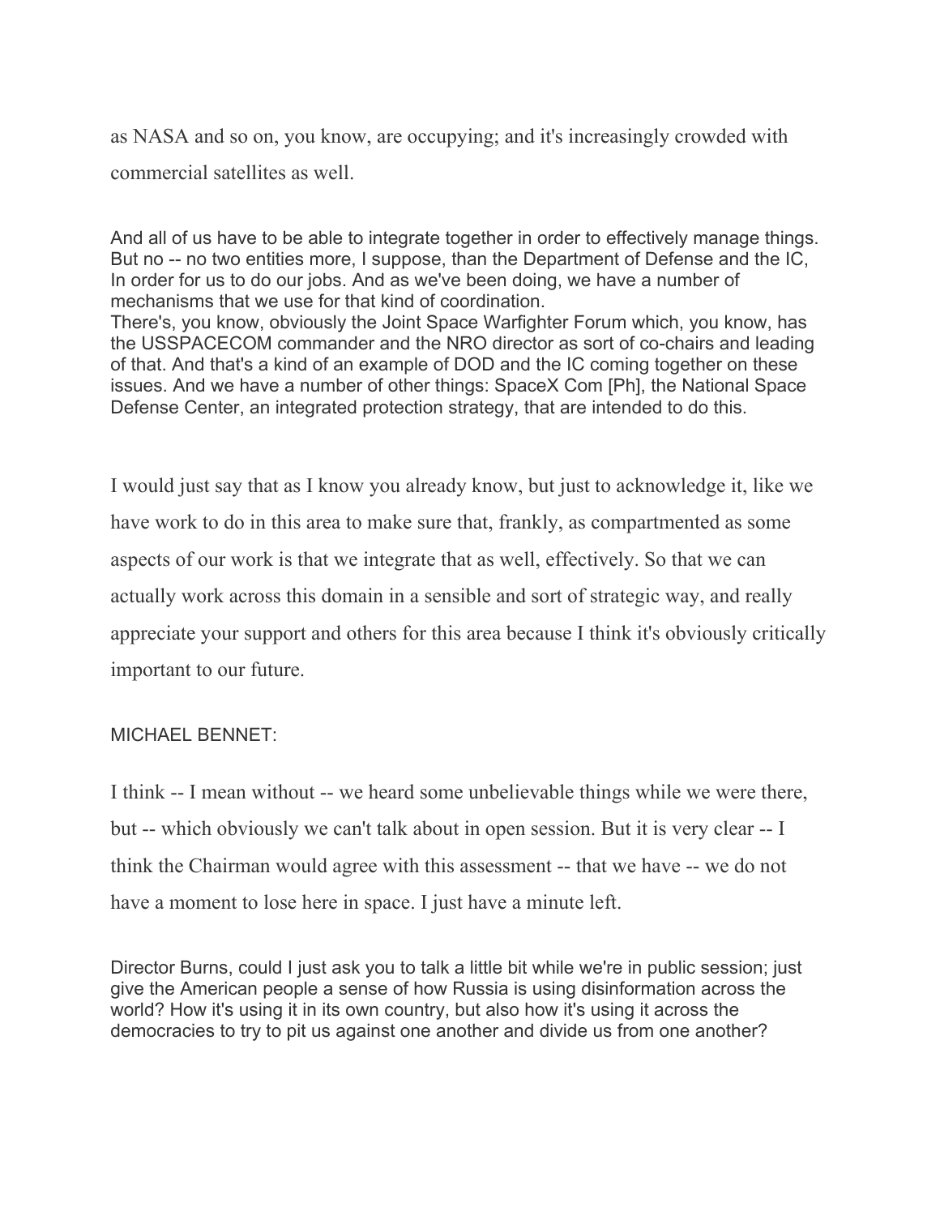as NASA and so on, you know, are occupying; and it's increasingly crowded with commercial satellites as well.

And all of us have to be able to integrate together in order to effectively manage things. But no -- no two entities more, I suppose, than the Department of Defense and the IC, In order for us to do our jobs. And as we've been doing, we have a number of mechanisms that we use for that kind of coordination.
There's, you know, obviously the Joint Space Warfighter Forum which, you know, has the USSPACECOM commander and the NRO director as sort of co-chairs and leading of that. And that's a kind of an example of DOD and the IC coming together on these issues. And we have a number of other things: SpaceX Com [Ph], the National Space Defense Center, an integrated protection strategy, that are intended to do this.

I would just say that as I know you already know, but just to acknowledge it, like we have work to do in this area to make sure that, frankly, as compartmented as some aspects of our work is that we integrate that as well, effectively. So that we can actually work across this domain in a sensible and sort of strategic way, and really appreciate your support and others for this area because I think it's obviously critically important to our future.

MICHAEL BENNET:

I think -- I mean without -- we heard some unbelievable things while we were there, but -- which obviously we can't talk about in open session. But it is very clear -- I think the Chairman would agree with this assessment -- that we have -- we do not have a moment to lose here in space. I just have a minute left.

Director Burns, could I just ask you to talk a little bit while we're in public session; just give the American people a sense of how Russia is using disinformation across the world? How it's using it in its own country, but also how it's using it across the democracies to try to pit us against one another and divide us from one another?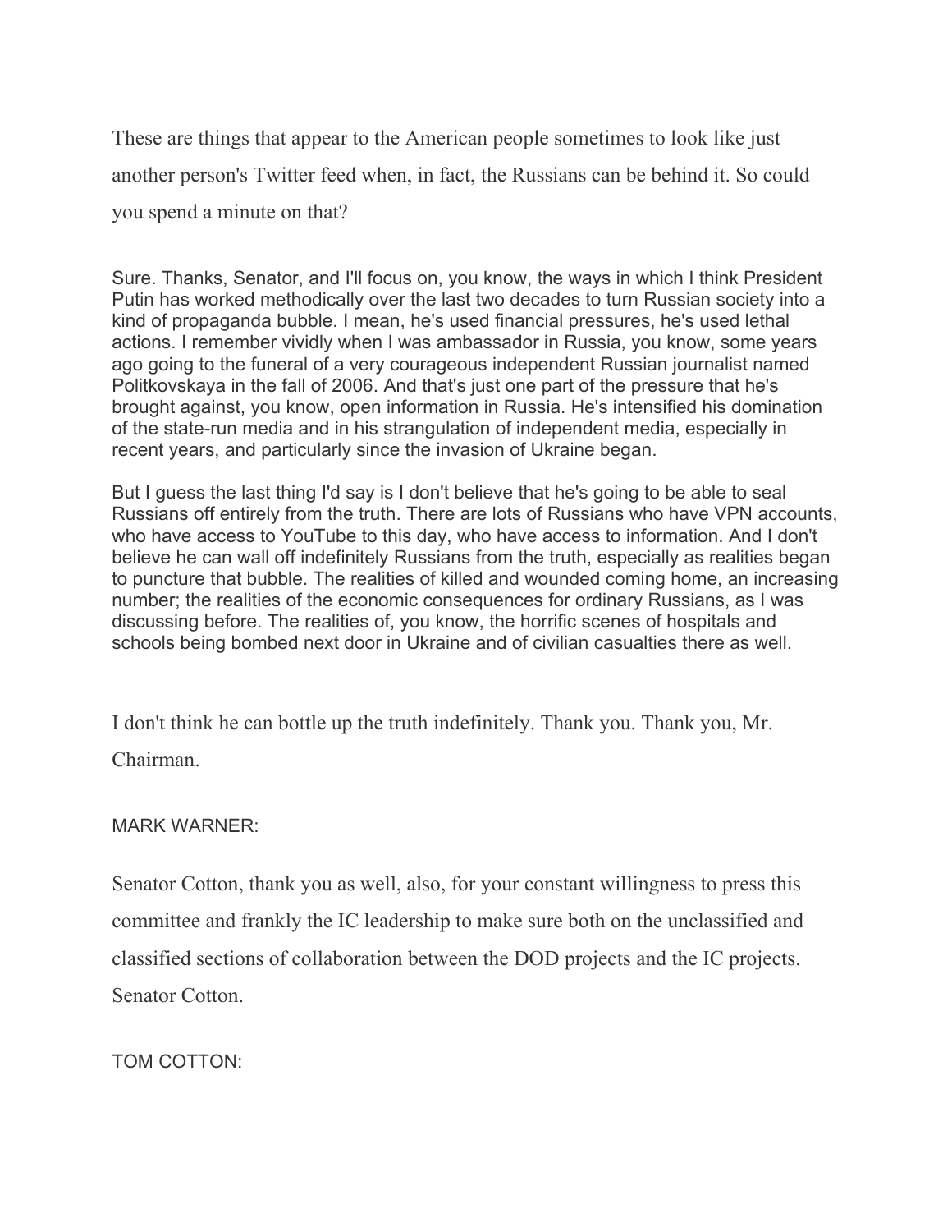These are things that appear to the American people sometimes to look like just another person's Twitter feed when, in fact, the Russians can be behind it. So could you spend a minute on that?

Sure. Thanks, Senator, and I'll focus on, you know, the ways in which I think President Putin has worked methodically over the last two decades to turn Russian society into a kind of propaganda bubble. I mean, he's used financial pressures, he's used lethal actions. I remember vividly when I was ambassador in Russia, you know, some years ago going to the funeral of a very courageous independent Russian journalist named Politkovskaya in the fall of 2006. And that's just one part of the pressure that he's brought against, you know, open information in Russia. He's intensified his domination of the state-run media and in his strangulation of independent media, especially in recent years, and particularly since the invasion of Ukraine began.

But I guess the last thing I'd say is I don't believe that he's going to be able to seal Russians off entirely from the truth. There are lots of Russians who have VPN accounts, who have access to YouTube to this day, who have access to information. And I don't believe he can wall off indefinitely Russians from the truth, especially as realities began to puncture that bubble. The realities of killed and wounded coming home, an increasing number; the realities of the economic consequences for ordinary Russians, as I was discussing before. The realities of, you know, the horrific scenes of hospitals and schools being bombed next door in Ukraine and of civilian casualties there as well.

I don't think he can bottle up the truth indefinitely. Thank you. Thank you, Mr. Chairman.

MARK WARNER:

Senator Cotton, thank you as well, also, for your constant willingness to press this committee and frankly the IC leadership to make sure both on the unclassified and classified sections of collaboration between the DOD projects and the IC projects. Senator Cotton.

TOM COTTON: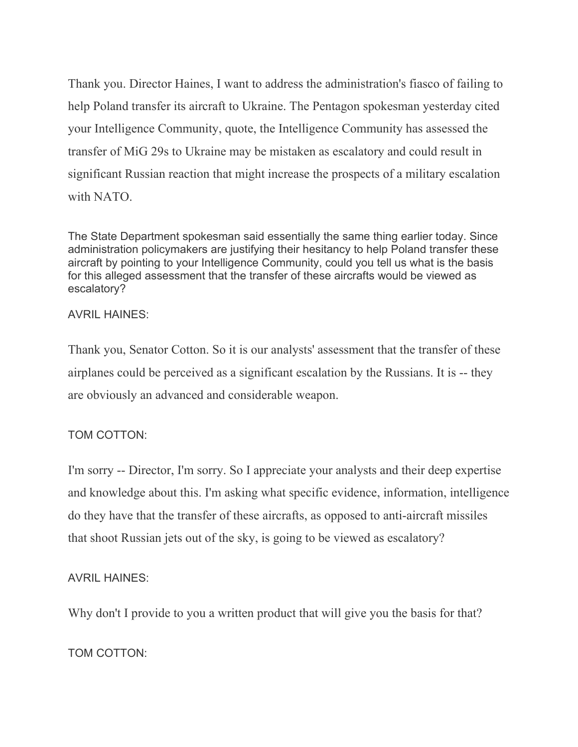Thank you. Director Haines, I want to address the administration's fiasco of failing to help Poland transfer its aircraft to Ukraine. The Pentagon spokesman yesterday cited your Intelligence Community, quote, the Intelligence Community has assessed the transfer of MiG 29s to Ukraine may be mistaken as escalatory and could result in significant Russian reaction that might increase the prospects of a military escalation with NATO.

The State Department spokesman said essentially the same thing earlier today. Since administration policymakers are justifying their hesitancy to help Poland transfer these aircraft by pointing to your Intelligence Community, could you tell us what is the basis for this alleged assessment that the transfer of these aircrafts would be viewed as escalatory?

AVRIL HAINES:

Thank you, Senator Cotton. So it is our analysts' assessment that the transfer of these airplanes could be perceived as a significant escalation by the Russians. It is -- they are obviously an advanced and considerable weapon.

TOM COTTON:

I'm sorry -- Director, I'm sorry. So I appreciate your analysts and their deep expertise and knowledge about this. I'm asking what specific evidence, information, intelligence do they have that the transfer of these aircrafts, as opposed to anti-aircraft missiles that shoot Russian jets out of the sky, is going to be viewed as escalatory?

AVRIL HAINES:

Why don't I provide to you a written product that will give you the basis for that?

TOM COTTON: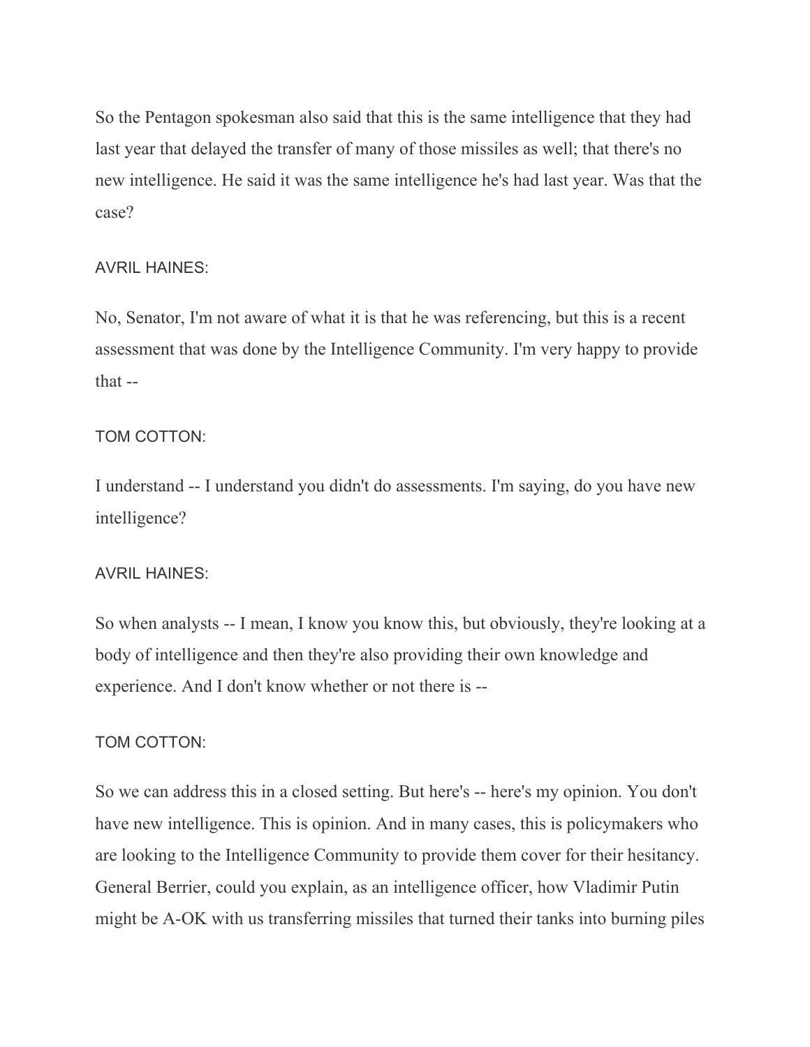So the Pentagon spokesman also said that this is the same intelligence that they had last year that delayed the transfer of many of those missiles as well; that there's no new intelligence. He said it was the same intelligence he's had last year. Was that the case?

AVRIL HAINES:

No, Senator, I'm not aware of what it is that he was referencing, but this is a recent assessment that was done by the Intelligence Community. I'm very happy to provide that --

TOM COTTON:

I understand -- I understand you didn't do assessments. I'm saying, do you have new intelligence?

AVRIL HAINES:

So when analysts -- I mean, I know you know this, but obviously, they're looking at a body of intelligence and then they're also providing their own knowledge and experience. And I don't know whether or not there is --

TOM COTTON:

So we can address this in a closed setting. But here's -- here's my opinion. You don't have new intelligence. This is opinion. And in many cases, this is policymakers who are looking to the Intelligence Community to provide them cover for their hesitancy. General Berrier, could you explain, as an intelligence officer, how Vladimir Putin might be A-OK with us transferring missiles that turned their tanks into burning piles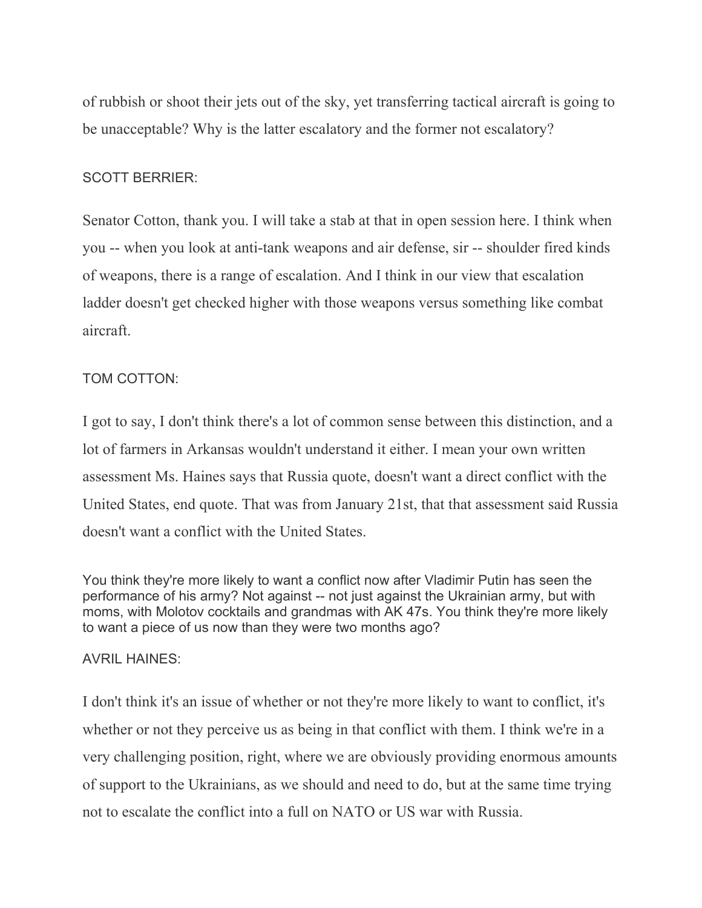of rubbish or shoot their jets out of the sky, yet transferring tactical aircraft is going to be unacceptable? Why is the latter escalatory and the former not escalatory?

SCOTT BERRIER:

Senator Cotton, thank you. I will take a stab at that in open session here. I think when you -- when you look at anti-tank weapons and air defense, sir -- shoulder fired kinds of weapons, there is a range of escalation. And I think in our view that escalation ladder doesn't get checked higher with those weapons versus something like combat aircraft.

TOM COTTON:

I got to say, I don't think there's a lot of common sense between this distinction, and a lot of farmers in Arkansas wouldn't understand it either. I mean your own written assessment Ms. Haines says that Russia quote, doesn't want a direct conflict with the United States, end quote. That was from January 21st, that that assessment said Russia doesn't want a conflict with the United States.

You think they're more likely to want a conflict now after Vladimir Putin has seen the performance of his army? Not against -- not just against the Ukrainian army, but with moms, with Molotov cocktails and grandmas with AK 47s. You think they're more likely to want a piece of us now than they were two months ago?

AVRIL HAINES:

I don't think it's an issue of whether or not they're more likely to want to conflict, it's whether or not they perceive us as being in that conflict with them. I think we're in a very challenging position, right, where we are obviously providing enormous amounts of support to the Ukrainians, as we should and need to do, but at the same time trying not to escalate the conflict into a full on NATO or US war with Russia.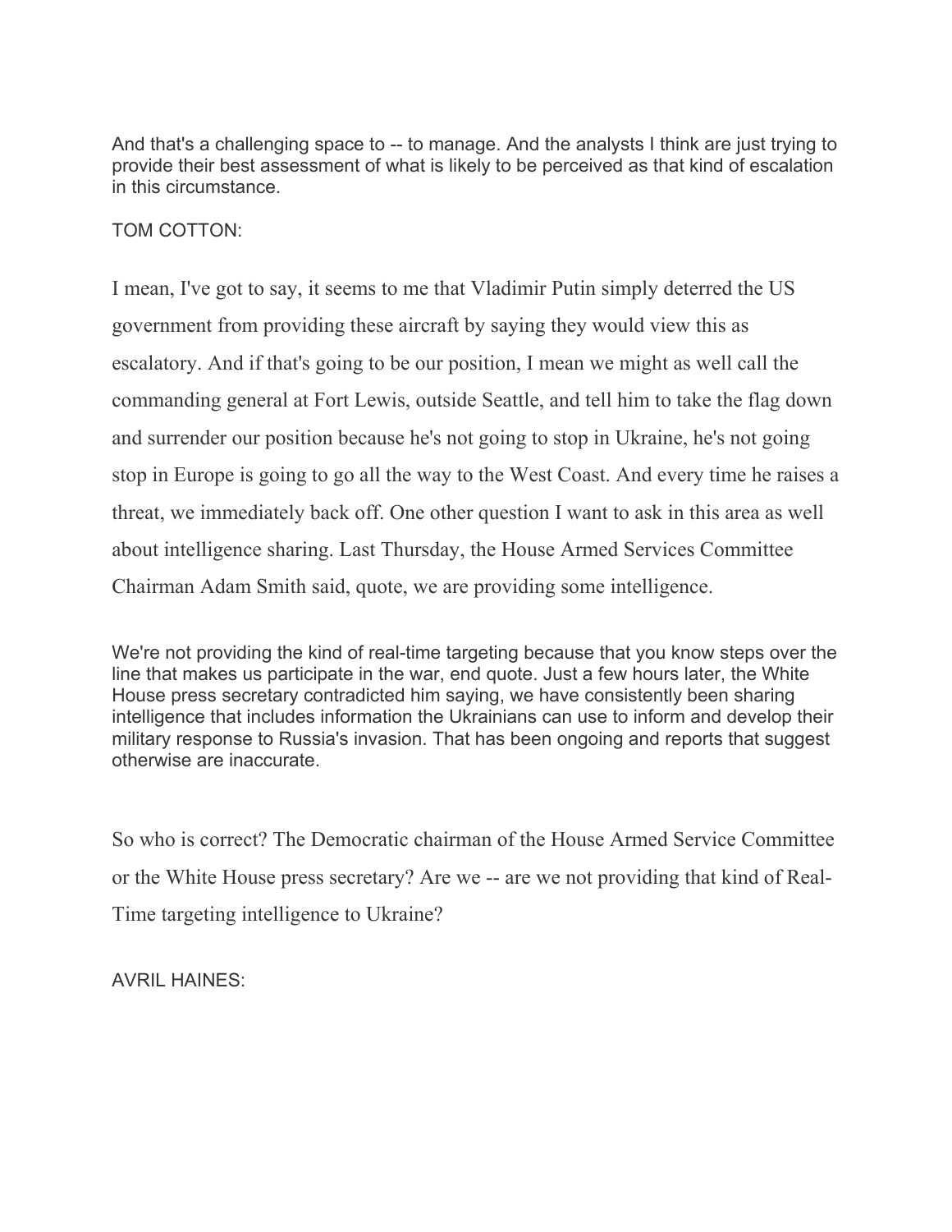And that's a challenging space to -- to manage. And the analysts I think are just trying to provide their best assessment of what is likely to be perceived as that kind of escalation in this circumstance.

TOM COTTON:

I mean, I've got to say, it seems to me that Vladimir Putin simply deterred the US government from providing these aircraft by saying they would view this as escalatory. And if that's going to be our position, I mean we might as well call the commanding general at Fort Lewis, outside Seattle, and tell him to take the flag down and surrender our position because he's not going to stop in Ukraine, he's not going stop in Europe is going to go all the way to the West Coast. And every time he raises a threat, we immediately back off. One other question I want to ask in this area as well about intelligence sharing. Last Thursday, the House Armed Services Committee Chairman Adam Smith said, quote, we are providing some intelligence.

We're not providing the kind of real-time targeting because that you know steps over the line that makes us participate in the war, end quote. Just a few hours later, the White House press secretary contradicted him saying, we have consistently been sharing intelligence that includes information the Ukrainians can use to inform and develop their military response to Russia's invasion. That has been ongoing and reports that suggest otherwise are inaccurate.

So who is correct? The Democratic chairman of the House Armed Service Committee or the White House press secretary? Are we -- are we not providing that kind of Real-Time targeting intelligence to Ukraine?

AVRIL HAINES: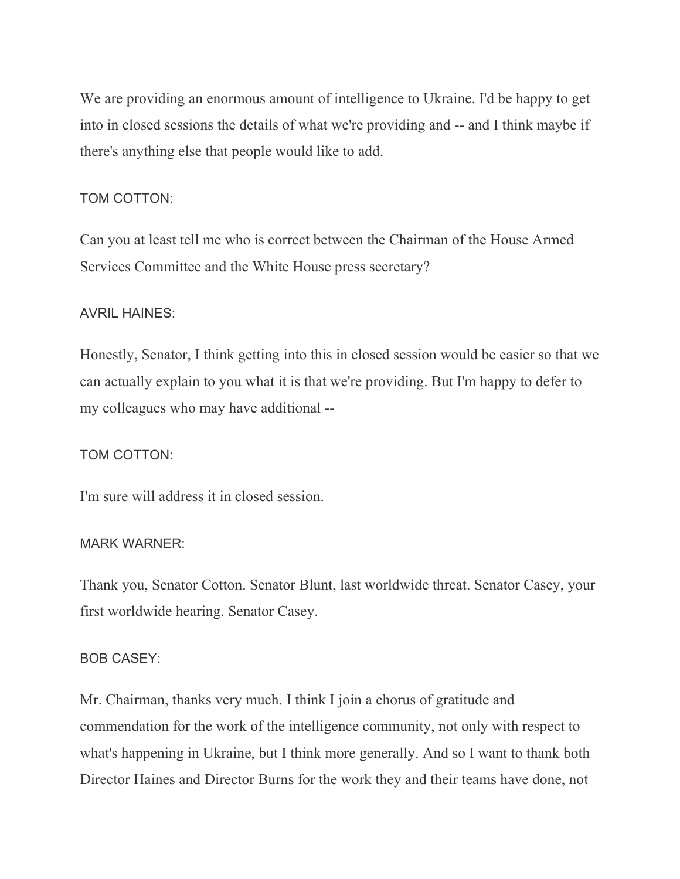We are providing an enormous amount of intelligence to Ukraine. I'd be happy to get into in closed sessions the details of what we're providing and -- and I think maybe if there's anything else that people would like to add.

TOM COTTON:

Can you at least tell me who is correct between the Chairman of the House Armed Services Committee and the White House press secretary?

AVRIL HAINES:

Honestly, Senator, I think getting into this in closed session would be easier so that we can actually explain to you what it is that we're providing. But I'm happy to defer to my colleagues who may have additional --

TOM COTTON:

I'm sure will address it in closed session.

MARK WARNER:

Thank you, Senator Cotton. Senator Blunt, last worldwide threat. Senator Casey, your first worldwide hearing. Senator Casey.

BOB CASEY:

Mr. Chairman, thanks very much. I think I join a chorus of gratitude and commendation for the work of the intelligence community, not only with respect to what's happening in Ukraine, but I think more generally. And so I want to thank both Director Haines and Director Burns for the work they and their teams have done, not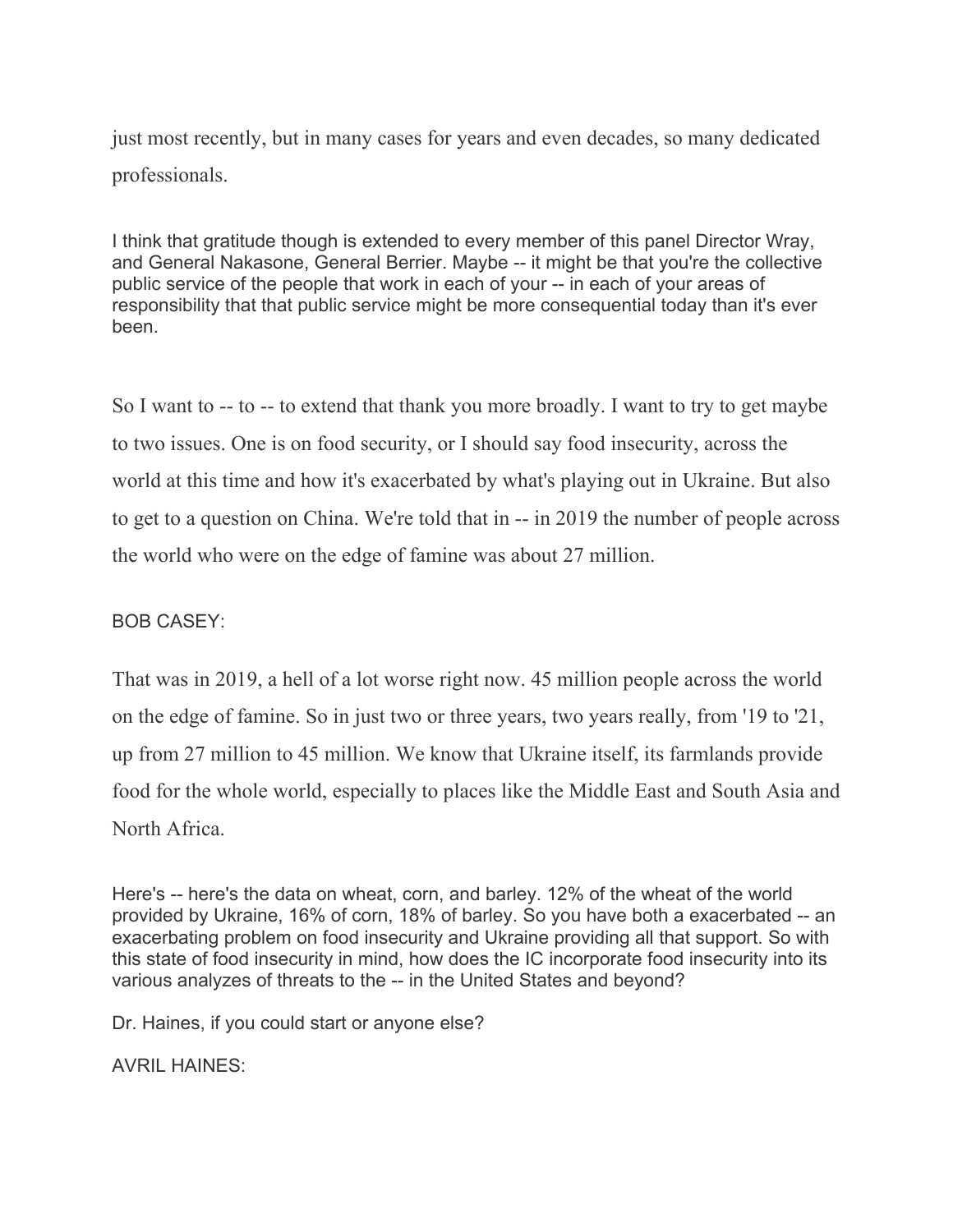just most recently, but in many cases for years and even decades, so many dedicated professionals.

I think that gratitude though is extended to every member of this panel Director Wray, and General Nakasone, General Berrier. Maybe -- it might be that you're the collective public service of the people that work in each of your -- in each of your areas of responsibility that that public service might be more consequential today than it's ever been.

So I want to -- to -- to extend that thank you more broadly. I want to try to get maybe to two issues. One is on food security, or I should say food insecurity, across the world at this time and how it's exacerbated by what's playing out in Ukraine. But also to get to a question on China. We're told that in -- in 2019 the number of people across the world who were on the edge of famine was about 27 million.

BOB CASEY:

That was in 2019, a hell of a lot worse right now. 45 million people across the world on the edge of famine. So in just two or three years, two years really, from '19 to '21, up from 27 million to 45 million. We know that Ukraine itself, its farmlands provide food for the whole world, especially to places like the Middle East and South Asia and North Africa.

Here's -- here's the data on wheat, corn, and barley. 12% of the wheat of the world provided by Ukraine, 16% of corn, 18% of barley. So you have both a exacerbated -- an exacerbating problem on food insecurity and Ukraine providing all that support. So with this state of food insecurity in mind, how does the IC incorporate food insecurity into its various analyzes of threats to the -- in the United States and beyond?

Dr. Haines, if you could start or anyone else?

AVRIL HAINES: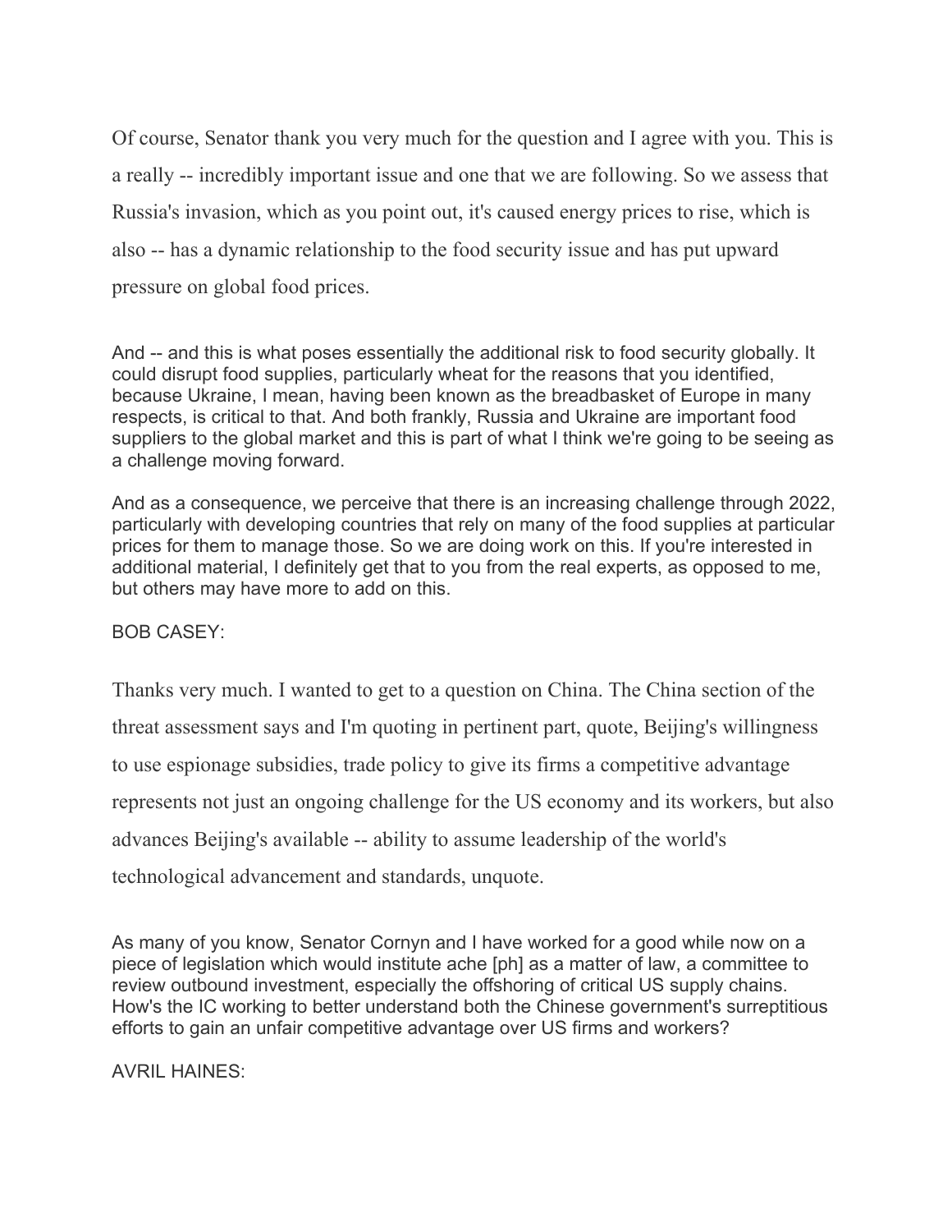Of course, Senator thank you very much for the question and I agree with you. This is a really -- incredibly important issue and one that we are following. So we assess that Russia's invasion, which as you point out, it's caused energy prices to rise, which is also -- has a dynamic relationship to the food security issue and has put upward pressure on global food prices.

And -- and this is what poses essentially the additional risk to food security globally. It could disrupt food supplies, particularly wheat for the reasons that you identified, because Ukraine, I mean, having been known as the breadbasket of Europe in many respects, is critical to that. And both frankly, Russia and Ukraine are important food suppliers to the global market and this is part of what I think we're going to be seeing as a challenge moving forward.

And as a consequence, we perceive that there is an increasing challenge through 2022, particularly with developing countries that rely on many of the food supplies at particular prices for them to manage those. So we are doing work on this. If you're interested in additional material, I definitely get that to you from the real experts, as opposed to me, but others may have more to add on this.

BOB CASEY:

Thanks very much. I wanted to get to a question on China. The China section of the threat assessment says and I'm quoting in pertinent part, quote, Beijing's willingness to use espionage subsidies, trade policy to give its firms a competitive advantage represents not just an ongoing challenge for the US economy and its workers, but also advances Beijing's available -- ability to assume leadership of the world's technological advancement and standards, unquote.

As many of you know, Senator Cornyn and I have worked for a good while now on a piece of legislation which would institute ache [ph] as a matter of law, a committee to review outbound investment, especially the offshoring of critical US supply chains. How's the IC working to better understand both the Chinese government's surreptitious efforts to gain an unfair competitive advantage over US firms and workers?

AVRIL HAINES: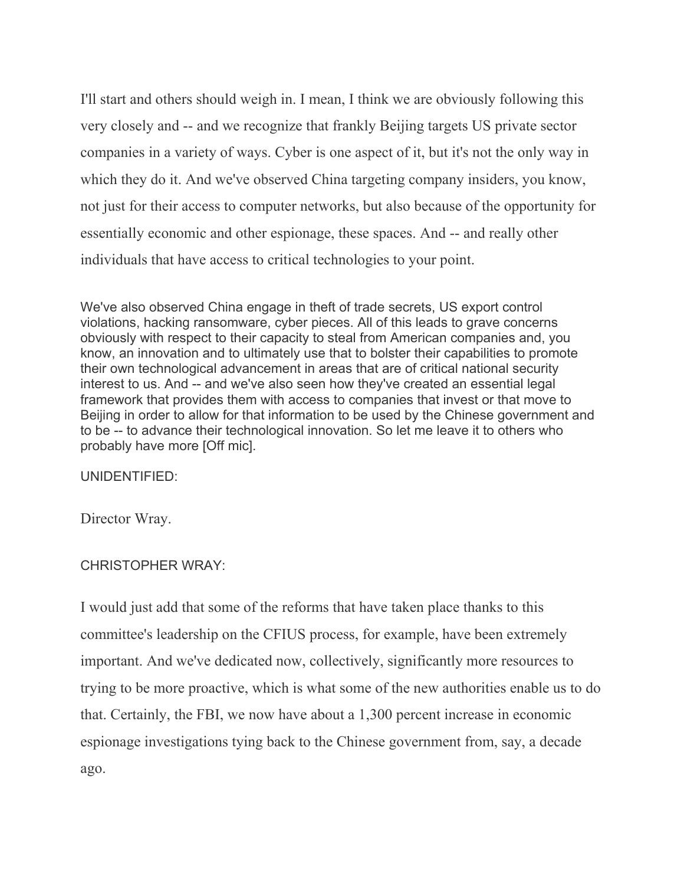I'll start and others should weigh in. I mean, I think we are obviously following this very closely and -- and we recognize that frankly Beijing targets US private sector companies in a variety of ways. Cyber is one aspect of it, but it's not the only way in which they do it. And we've observed China targeting company insiders, you know, not just for their access to computer networks, but also because of the opportunity for essentially economic and other espionage, these spaces. And -- and really other individuals that have access to critical technologies to your point.

We've also observed China engage in theft of trade secrets, US export control violations, hacking ransomware, cyber pieces. All of this leads to grave concerns obviously with respect to their capacity to steal from American companies and, you know, an innovation and to ultimately use that to bolster their capabilities to promote their own technological advancement in areas that are of critical national security interest to us. And -- and we've also seen how they've created an essential legal framework that provides them with access to companies that invest or that move to Beijing in order to allow for that information to be used by the Chinese government and to be -- to advance their technological innovation. So let me leave it to others who probably have more [Off mic].

UNIDENTIFIED:

Director Wray.

CHRISTOPHER WRAY:

I would just add that some of the reforms that have taken place thanks to this committee's leadership on the CFIUS process, for example, have been extremely important. And we've dedicated now, collectively, significantly more resources to trying to be more proactive, which is what some of the new authorities enable us to do that. Certainly, the FBI, we now have about a 1,300 percent increase in economic espionage investigations tying back to the Chinese government from, say, a decade ago.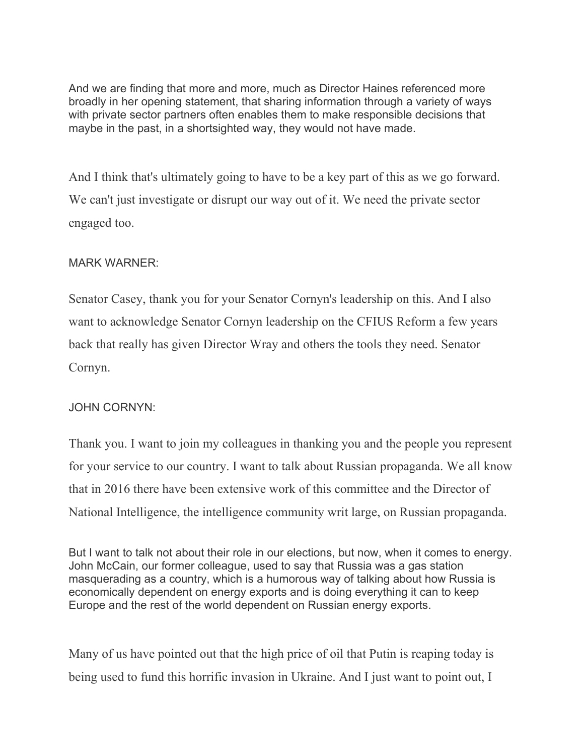And we are finding that more and more, much as Director Haines referenced more broadly in her opening statement, that sharing information through a variety of ways with private sector partners often enables them to make responsible decisions that maybe in the past, in a shortsighted way, they would not have made.

And I think that's ultimately going to have to be a key part of this as we go forward. We can't just investigate or disrupt our way out of it. We need the private sector engaged too.

MARK WARNER:

Senator Casey, thank you for your Senator Cornyn's leadership on this. And I also want to acknowledge Senator Cornyn leadership on the CFIUS Reform a few years back that really has given Director Wray and others the tools they need. Senator Cornyn.

JOHN CORNYN:

Thank you. I want to join my colleagues in thanking you and the people you represent for your service to our country. I want to talk about Russian propaganda. We all know that in 2016 there have been extensive work of this committee and the Director of National Intelligence, the intelligence community writ large, on Russian propaganda.

But I want to talk not about their role in our elections, but now, when it comes to energy. John McCain, our former colleague, used to say that Russia was a gas station masquerading as a country, which is a humorous way of talking about how Russia is economically dependent on energy exports and is doing everything it can to keep Europe and the rest of the world dependent on Russian energy exports.

Many of us have pointed out that the high price of oil that Putin is reaping today is being used to fund this horrific invasion in Ukraine. And I just want to point out, I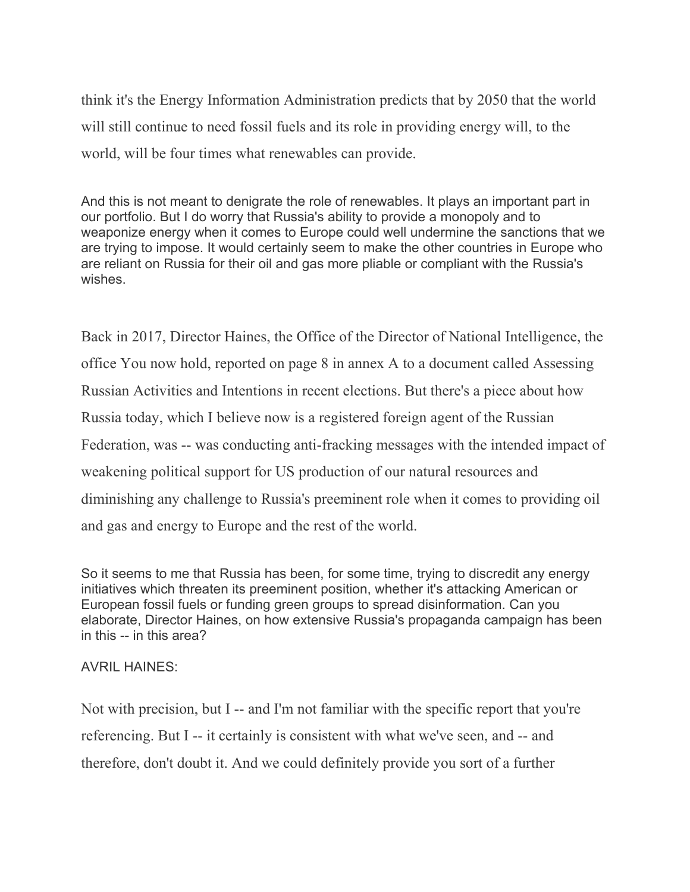think it's the Energy Information Administration predicts that by 2050 that the world will still continue to need fossil fuels and its role in providing energy will, to the world, will be four times what renewables can provide.

And this is not meant to denigrate the role of renewables. It plays an important part in our portfolio. But I do worry that Russia's ability to provide a monopoly and to weaponize energy when it comes to Europe could well undermine the sanctions that we are trying to impose. It would certainly seem to make the other countries in Europe who are reliant on Russia for their oil and gas more pliable or compliant with the Russia's wishes.

Back in 2017, Director Haines, the Office of the Director of National Intelligence, the office You now hold, reported on page 8 in annex A to a document called Assessing Russian Activities and Intentions in recent elections. But there's a piece about how Russia today, which I believe now is a registered foreign agent of the Russian Federation, was -- was conducting anti-fracking messages with the intended impact of weakening political support for US production of our natural resources and diminishing any challenge to Russia's preeminent role when it comes to providing oil and gas and energy to Europe and the rest of the world.

So it seems to me that Russia has been, for some time, trying to discredit any energy initiatives which threaten its preeminent position, whether it's attacking American or European fossil fuels or funding green groups to spread disinformation. Can you elaborate, Director Haines, on how extensive Russia's propaganda campaign has been in this -- in this area?

AVRIL HAINES:

Not with precision, but I -- and I'm not familiar with the specific report that you're referencing. But I -- it certainly is consistent with what we've seen, and -- and therefore, don't doubt it. And we could definitely provide you sort of a further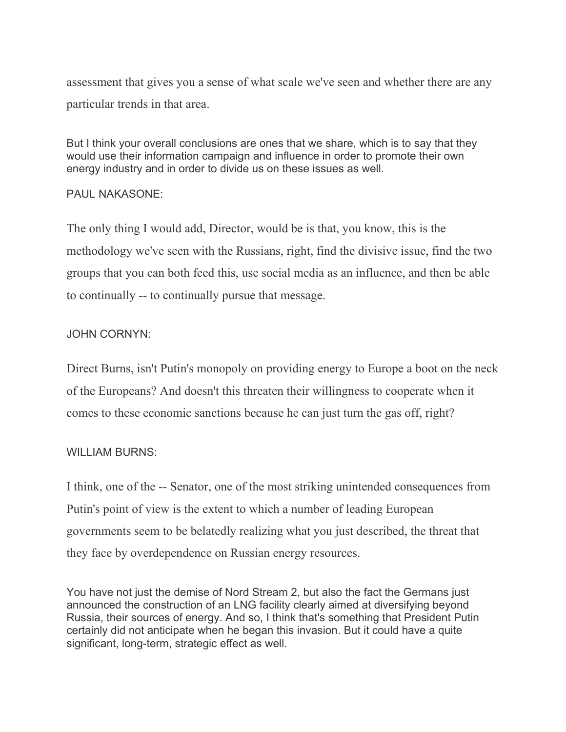assessment that gives you a sense of what scale we've seen and whether there are any particular trends in that area.

But I think your overall conclusions are ones that we share, which is to say that they would use their information campaign and influence in order to promote their own energy industry and in order to divide us on these issues as well.

PAUL NAKASONE:

The only thing I would add, Director, would be is that, you know, this is the methodology we've seen with the Russians, right, find the divisive issue, find the two groups that you can both feed this, use social media as an influence, and then be able to continually -- to continually pursue that message.

JOHN CORNYN:

Direct Burns, isn't Putin's monopoly on providing energy to Europe a boot on the neck of the Europeans? And doesn't this threaten their willingness to cooperate when it comes to these economic sanctions because he can just turn the gas off, right?

WILLIAM BURNS:

I think, one of the -- Senator, one of the most striking unintended consequences from Putin's point of view is the extent to which a number of leading European governments seem to be belatedly realizing what you just described, the threat that they face by overdependence on Russian energy resources.

You have not just the demise of Nord Stream 2, but also the fact the Germans just announced the construction of an LNG facility clearly aimed at diversifying beyond Russia, their sources of energy. And so, I think that's something that President Putin certainly did not anticipate when he began this invasion. But it could have a quite significant, long-term, strategic effect as well.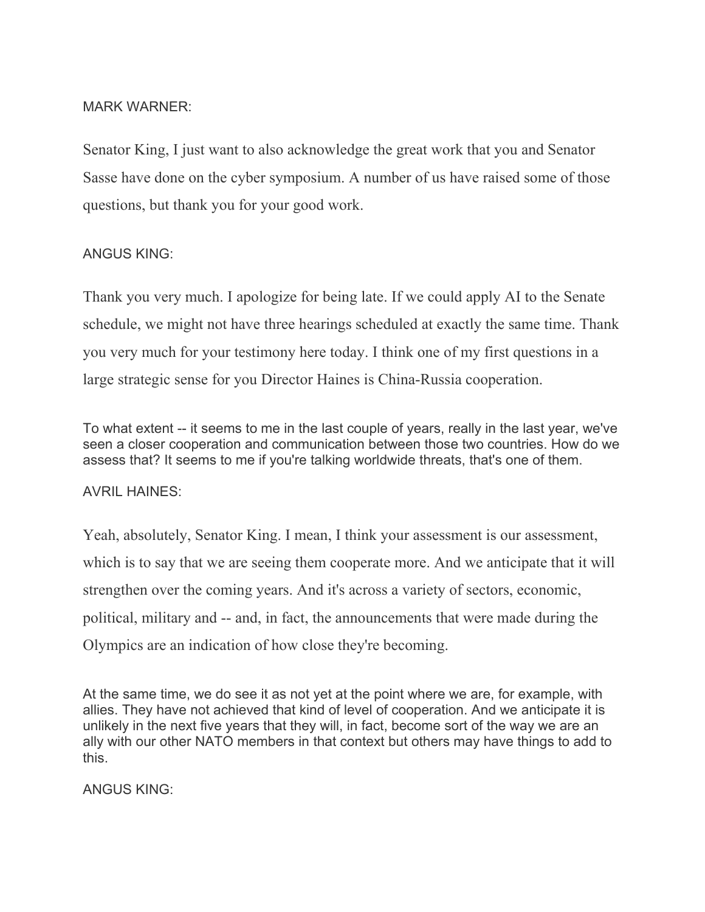MARK WARNER:

Senator King, I just want to also acknowledge the great work that you and Senator Sasse have done on the cyber symposium. A number of us have raised some of those questions, but thank you for your good work.

ANGUS KING:

Thank you very much. I apologize for being late. If we could apply AI to the Senate schedule, we might not have three hearings scheduled at exactly the same time. Thank you very much for your testimony here today. I think one of my first questions in a large strategic sense for you Director Haines is China-Russia cooperation.

To what extent -- it seems to me in the last couple of years, really in the last year, we've seen a closer cooperation and communication between those two countries. How do we assess that? It seems to me if you're talking worldwide threats, that's one of them.

AVRIL HAINES:

Yeah, absolutely, Senator King. I mean, I think your assessment is our assessment, which is to say that we are seeing them cooperate more. And we anticipate that it will strengthen over the coming years. And it's across a variety of sectors, economic, political, military and -- and, in fact, the announcements that were made during the Olympics are an indication of how close they're becoming.

At the same time, we do see it as not yet at the point where we are, for example, with allies. They have not achieved that kind of level of cooperation. And we anticipate it is unlikely in the next five years that they will, in fact, become sort of the way we are an ally with our other NATO members in that context but others may have things to add to this.

ANGUS KING: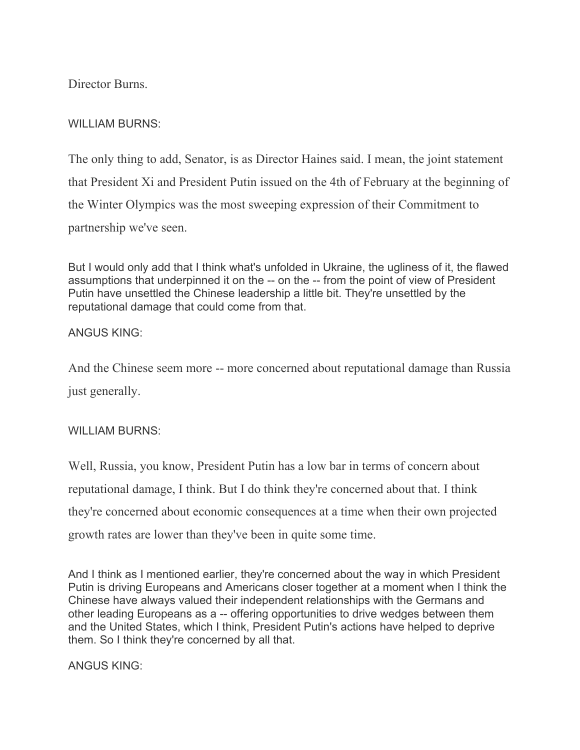Director Burns.

WILLIAM BURNS:

The only thing to add, Senator, is as Director Haines said. I mean, the joint statement that President Xi and President Putin issued on the 4th of February at the beginning of the Winter Olympics was the most sweeping expression of their Commitment to partnership we've seen.

But I would only add that I think what's unfolded in Ukraine, the ugliness of it, the flawed assumptions that underpinned it on the -- on the -- from the point of view of President Putin have unsettled the Chinese leadership a little bit. They're unsettled by the reputational damage that could come from that.

ANGUS KING:

And the Chinese seem more -- more concerned about reputational damage than Russia just generally.

WILLIAM BURNS:

Well, Russia, you know, President Putin has a low bar in terms of concern about reputational damage, I think. But I do think they're concerned about that. I think they're concerned about economic consequences at a time when their own projected growth rates are lower than they've been in quite some time.

And I think as I mentioned earlier, they're concerned about the way in which President Putin is driving Europeans and Americans closer together at a moment when I think the Chinese have always valued their independent relationships with the Germans and other leading Europeans as a -- offering opportunities to drive wedges between them and the United States, which I think, President Putin's actions have helped to deprive them. So I think they're concerned by all that.

ANGUS KING: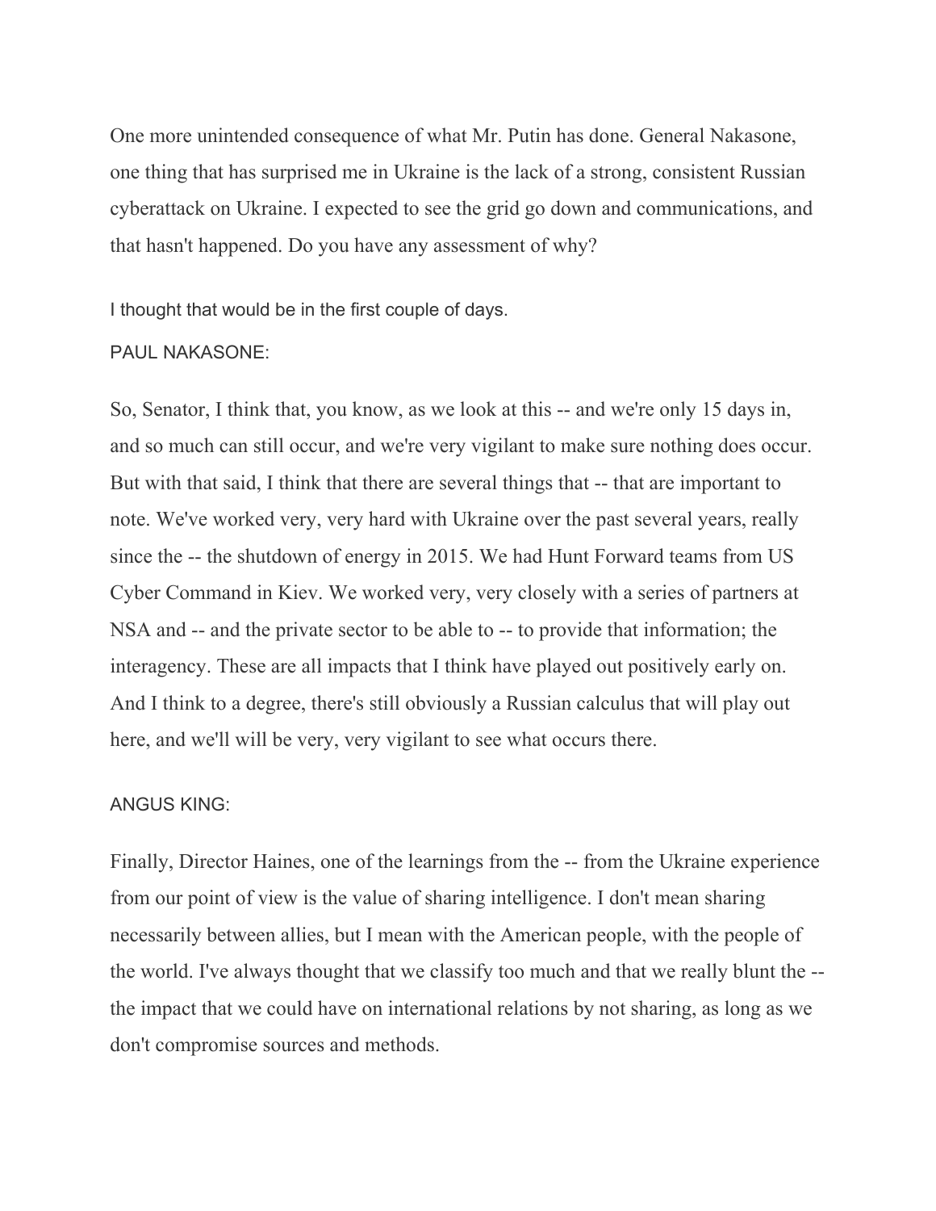One more unintended consequence of what Mr. Putin has done. General Nakasone, one thing that has surprised me in Ukraine is the lack of a strong, consistent Russian cyberattack on Ukraine. I expected to see the grid go down and communications, and that hasn't happened. Do you have any assessment of why?

I thought that would be in the first couple of days.

PAUL NAKASONE:

So, Senator, I think that, you know, as we look at this -- and we're only 15 days in, and so much can still occur, and we're very vigilant to make sure nothing does occur. But with that said, I think that there are several things that -- that are important to note. We've worked very, very hard with Ukraine over the past several years, really since the -- the shutdown of energy in 2015. We had Hunt Forward teams from US Cyber Command in Kiev. We worked very, very closely with a series of partners at NSA and -- and the private sector to be able to -- to provide that information; the interagency. These are all impacts that I think have played out positively early on. And I think to a degree, there's still obviously a Russian calculus that will play out here, and we'll will be very, very vigilant to see what occurs there.

ANGUS KING:

Finally, Director Haines, one of the learnings from the -- from the Ukraine experience from our point of view is the value of sharing intelligence. I don't mean sharing necessarily between allies, but I mean with the American people, with the people of the world. I've always thought that we classify too much and that we really blunt the -- the impact that we could have on international relations by not sharing, as long as we don't compromise sources and methods.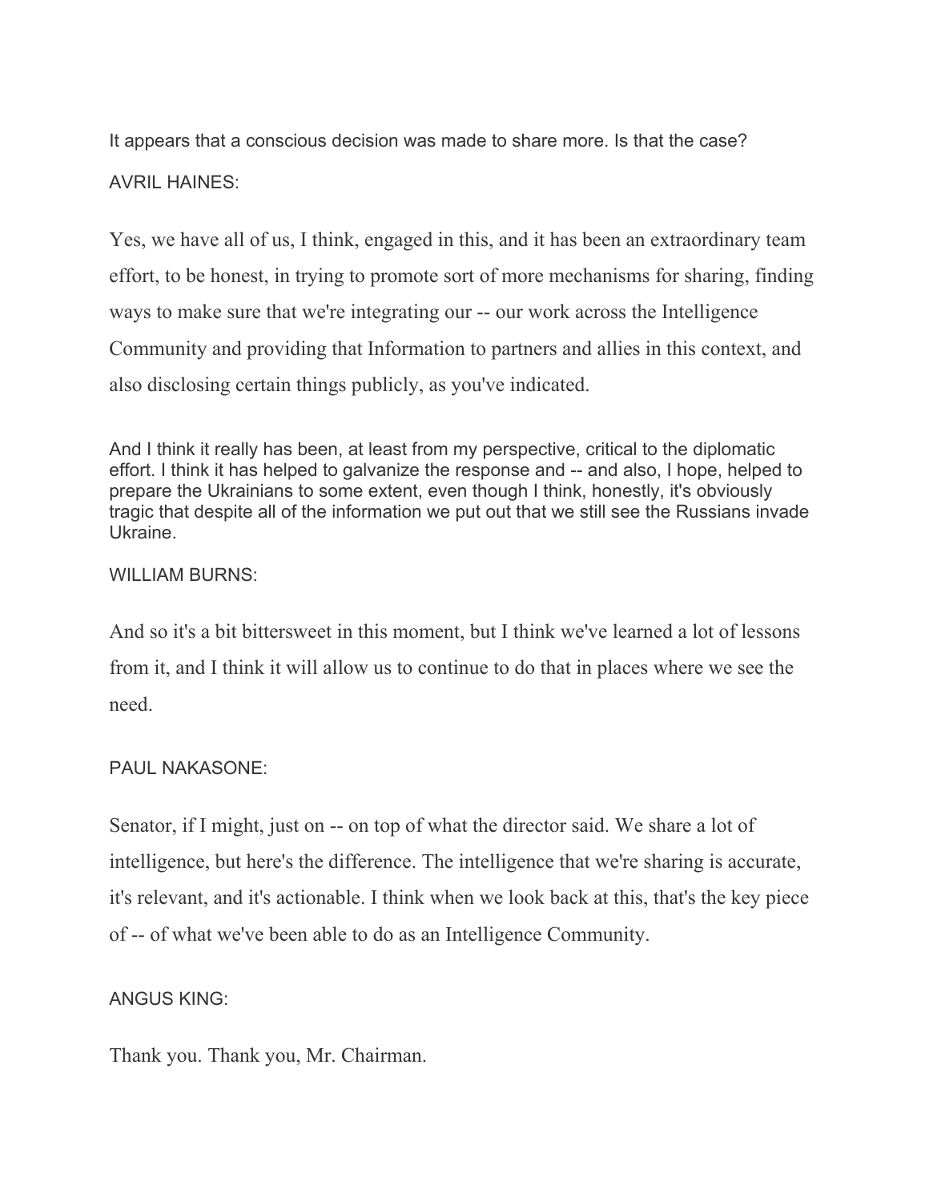It appears that a conscious decision was made to share more. Is that the case?

AVRIL HAINES:

Yes, we have all of us, I think, engaged in this, and it has been an extraordinary team effort, to be honest, in trying to promote sort of more mechanisms for sharing, finding ways to make sure that we're integrating our -- our work across the Intelligence Community and providing that Information to partners and allies in this context, and also disclosing certain things publicly, as you've indicated.

And I think it really has been, at least from my perspective, critical to the diplomatic effort. I think it has helped to galvanize the response and -- and also, I hope, helped to prepare the Ukrainians to some extent, even though I think, honestly, it's obviously tragic that despite all of the information we put out that we still see the Russians invade Ukraine.

WILLIAM BURNS:

And so it's a bit bittersweet in this moment, but I think we've learned a lot of lessons from it, and I think it will allow us to continue to do that in places where we see the need.

PAUL NAKASONE:

Senator, if I might, just on -- on top of what the director said. We share a lot of intelligence, but here's the difference. The intelligence that we're sharing is accurate, it's relevant, and it's actionable. I think when we look back at this, that's the key piece of -- of what we've been able to do as an Intelligence Community.

ANGUS KING:

Thank you. Thank you, Mr. Chairman.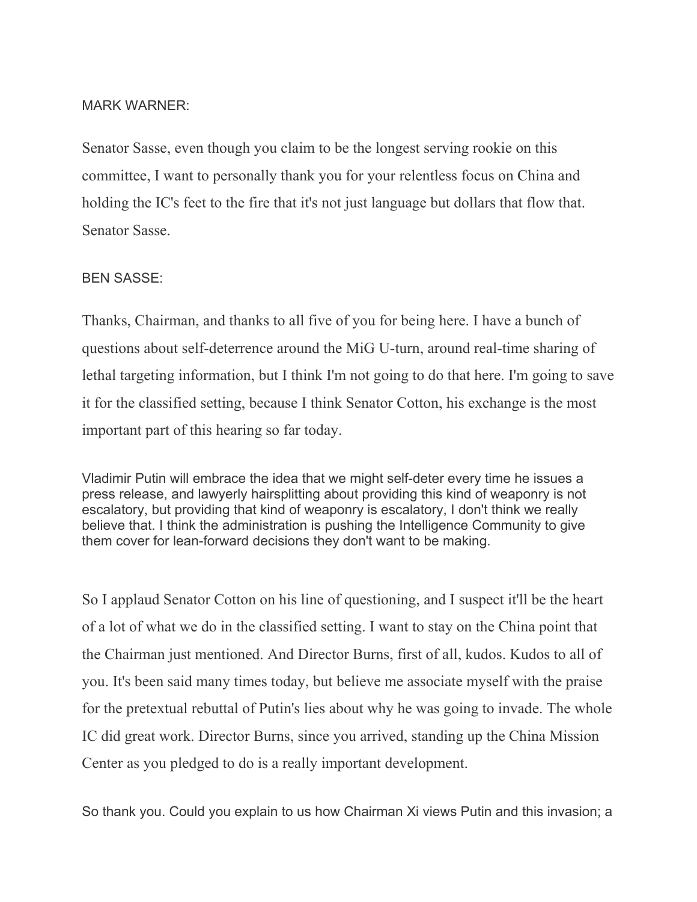MARK WARNER:

Senator Sasse, even though you claim to be the longest serving rookie on this committee, I want to personally thank you for your relentless focus on China and holding the IC's feet to the fire that it's not just language but dollars that flow that. Senator Sasse.

BEN SASSE:

Thanks, Chairman, and thanks to all five of you for being here. I have a bunch of questions about self-deterrence around the MiG U-turn, around real-time sharing of lethal targeting information, but I think I'm not going to do that here. I'm going to save it for the classified setting, because I think Senator Cotton, his exchange is the most important part of this hearing so far today.

Vladimir Putin will embrace the idea that we might self-deter every time he issues a press release, and lawyerly hairsplitting about providing this kind of weaponry is not escalatory, but providing that kind of weaponry is escalatory, I don't think we really believe that. I think the administration is pushing the Intelligence Community to give them cover for lean-forward decisions they don't want to be making.

So I applaud Senator Cotton on his line of questioning, and I suspect it'll be the heart of a lot of what we do in the classified setting. I want to stay on the China point that the Chairman just mentioned. And Director Burns, first of all, kudos. Kudos to all of you. It's been said many times today, but believe me associate myself with the praise for the pretextual rebuttal of Putin's lies about why he was going to invade. The whole IC did great work. Director Burns, since you arrived, standing up the China Mission Center as you pledged to do is a really important development.

So thank you. Could you explain to us how Chairman Xi views Putin and this invasion; a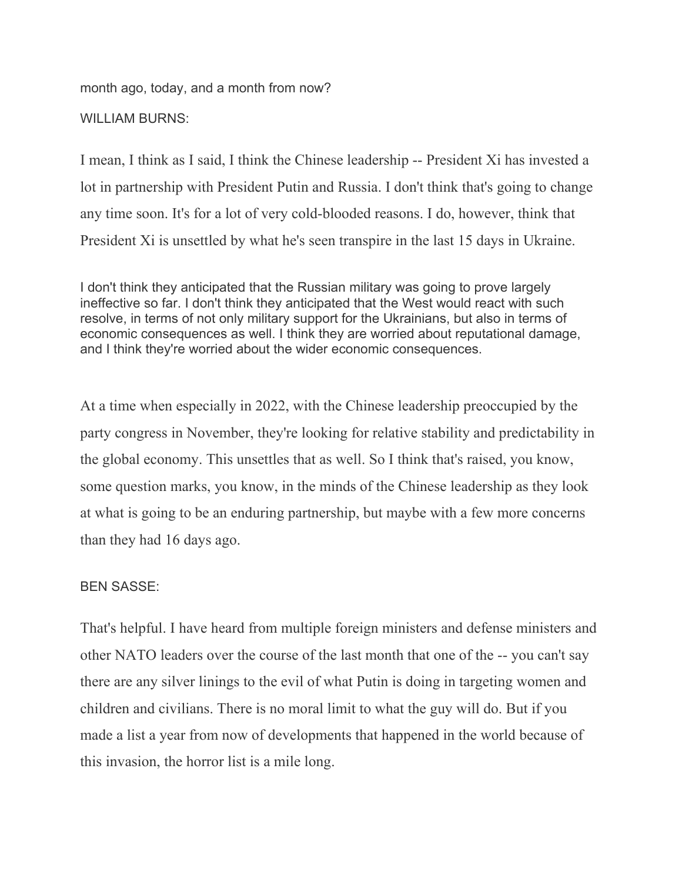month ago, today, and a month from now?

WILLIAM BURNS:

I mean, I think as I said, I think the Chinese leadership -- President Xi has invested a lot in partnership with President Putin and Russia. I don't think that's going to change any time soon. It's for a lot of very cold-blooded reasons. I do, however, think that President Xi is unsettled by what he's seen transpire in the last 15 days in Ukraine.

I don't think they anticipated that the Russian military was going to prove largely ineffective so far. I don't think they anticipated that the West would react with such resolve, in terms of not only military support for the Ukrainians, but also in terms of economic consequences as well. I think they are worried about reputational damage, and I think they're worried about the wider economic consequences.

At a time when especially in 2022, with the Chinese leadership preoccupied by the party congress in November, they're looking for relative stability and predictability in the global economy. This unsettles that as well. So I think that's raised, you know, some question marks, you know, in the minds of the Chinese leadership as they look at what is going to be an enduring partnership, but maybe with a few more concerns than they had 16 days ago.

BEN SASSE:

That's helpful. I have heard from multiple foreign ministers and defense ministers and other NATO leaders over the course of the last month that one of the -- you can't say there are any silver linings to the evil of what Putin is doing in targeting women and children and civilians. There is no moral limit to what the guy will do. But if you made a list a year from now of developments that happened in the world because of this invasion, the horror list is a mile long.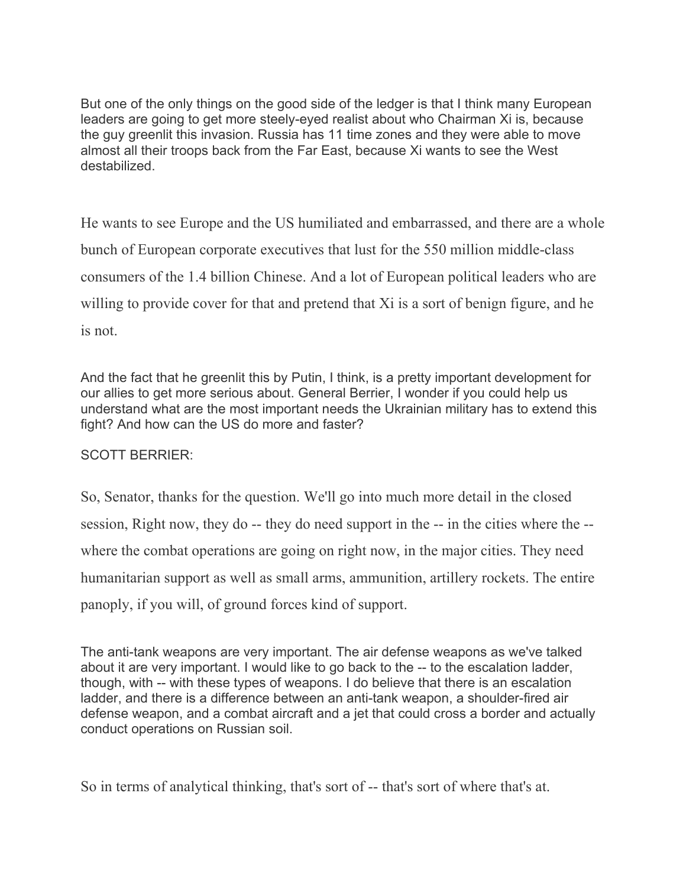But one of the only things on the good side of the ledger is that I think many European leaders are going to get more steely-eyed realist about who Chairman Xi is, because the guy greenlit this invasion. Russia has 11 time zones and they were able to move almost all their troops back from the Far East, because Xi wants to see the West destabilized.

He wants to see Europe and the US humiliated and embarrassed, and there are a whole bunch of European corporate executives that lust for the 550 million middle-class consumers of the 1.4 billion Chinese. And a lot of European political leaders who are willing to provide cover for that and pretend that Xi is a sort of benign figure, and he is not.

And the fact that he greenlit this by Putin, I think, is a pretty important development for our allies to get more serious about. General Berrier, I wonder if you could help us understand what are the most important needs the Ukrainian military has to extend this fight? And how can the US do more and faster?

SCOTT BERRIER:

So, Senator, thanks for the question. We'll go into much more detail in the closed session, Right now, they do -- they do need support in the -- in the cities where the -- where the combat operations are going on right now, in the major cities. They need humanitarian support as well as small arms, ammunition, artillery rockets. The entire panoply, if you will, of ground forces kind of support.

The anti-tank weapons are very important. The air defense weapons as we've talked about it are very important. I would like to go back to the -- to the escalation ladder, though, with -- with these types of weapons. I do believe that there is an escalation ladder, and there is a difference between an anti-tank weapon, a shoulder-fired air defense weapon, and a combat aircraft and a jet that could cross a border and actually conduct operations on Russian soil.

So in terms of analytical thinking, that's sort of -- that's sort of where that's at.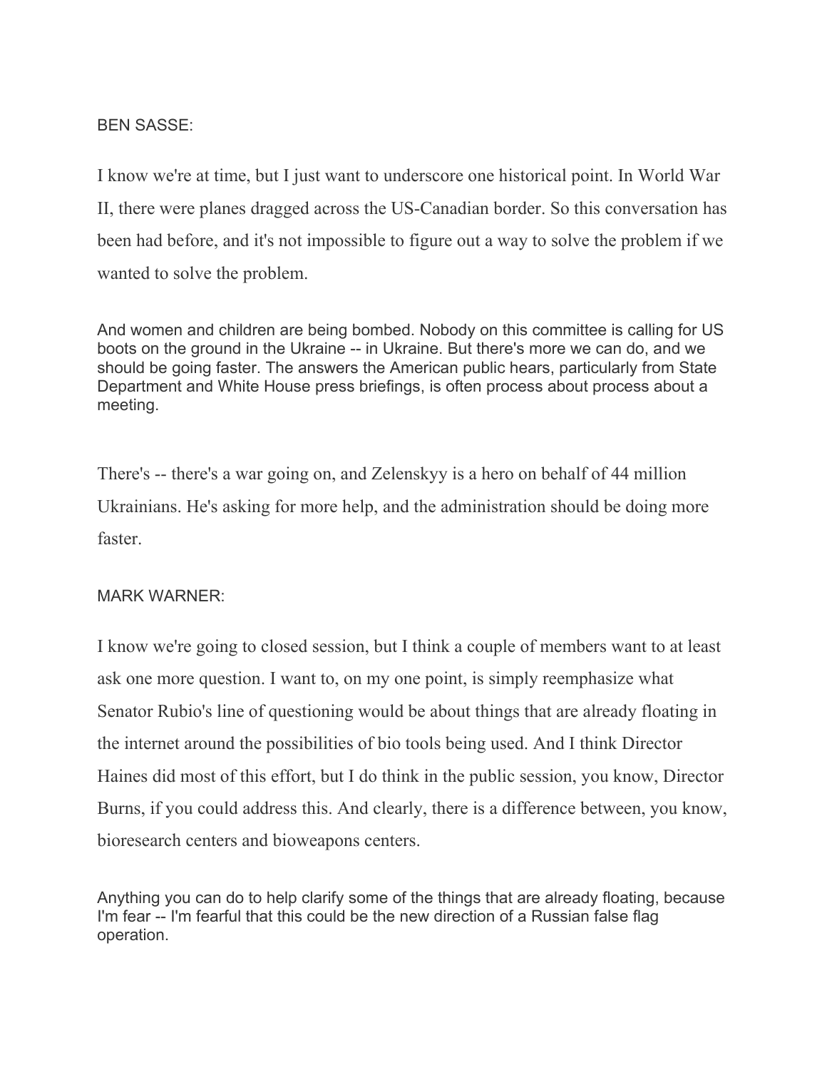BEN SASSE:

I know we're at time, but I just want to underscore one historical point. In World War II, there were planes dragged across the US-Canadian border. So this conversation has been had before, and it's not impossible to figure out a way to solve the problem if we wanted to solve the problem.

And women and children are being bombed. Nobody on this committee is calling for US boots on the ground in the Ukraine -- in Ukraine. But there's more we can do, and we should be going faster. The answers the American public hears, particularly from State Department and White House press briefings, is often process about process about a meeting.

There's -- there's a war going on, and Zelenskyy is a hero on behalf of 44 million Ukrainians. He's asking for more help, and the administration should be doing more faster.

MARK WARNER:

I know we're going to closed session, but I think a couple of members want to at least ask one more question. I want to, on my one point, is simply reemphasize what Senator Rubio's line of questioning would be about things that are already floating in the internet around the possibilities of bio tools being used. And I think Director Haines did most of this effort, but I do think in the public session, you know, Director Burns, if you could address this. And clearly, there is a difference between, you know, bioresearch centers and bioweapons centers.

Anything you can do to help clarify some of the things that are already floating, because I'm fear -- I'm fearful that this could be the new direction of a Russian false flag operation.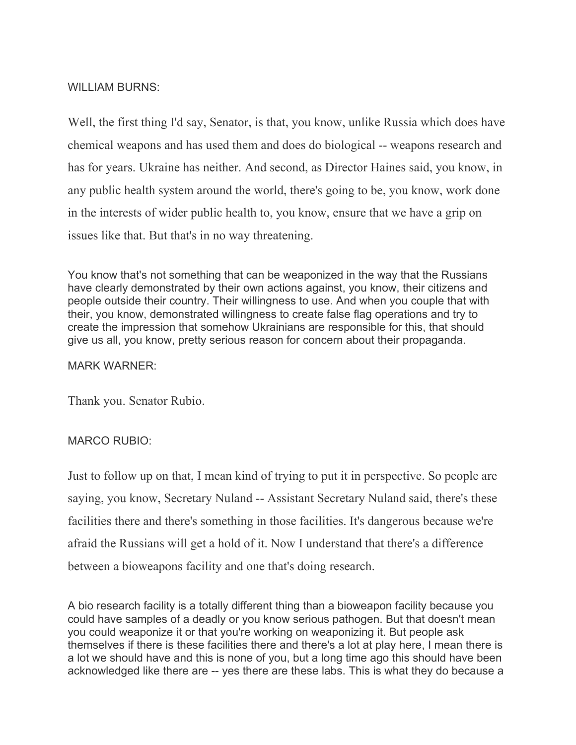WILLIAM BURNS:

Well, the first thing I'd say, Senator, is that, you know, unlike Russia which does have chemical weapons and has used them and does do biological -- weapons research and has for years. Ukraine has neither. And second, as Director Haines said, you know, in any public health system around the world, there's going to be, you know, work done in the interests of wider public health to, you know, ensure that we have a grip on issues like that. But that's in no way threatening.

You know that's not something that can be weaponized in the way that the Russians have clearly demonstrated by their own actions against, you know, their citizens and people outside their country. Their willingness to use. And when you couple that with their, you know, demonstrated willingness to create false flag operations and try to create the impression that somehow Ukrainians are responsible for this, that should give us all, you know, pretty serious reason for concern about their propaganda.

MARK WARNER:

Thank you. Senator Rubio.

MARCO RUBIO:

Just to follow up on that, I mean kind of trying to put it in perspective. So people are saying, you know, Secretary Nuland -- Assistant Secretary Nuland said, there's these facilities there and there's something in those facilities. It's dangerous because we're afraid the Russians will get a hold of it. Now I understand that there's a difference between a bioweapons facility and one that's doing research.

A bio research facility is a totally different thing than a bioweapon facility because you could have samples of a deadly or you know serious pathogen. But that doesn't mean you could weaponize it or that you're working on weaponizing it. But people ask themselves if there is these facilities there and there's a lot at play here, I mean there is a lot we should have and this is none of you, but a long time ago this should have been acknowledged like there are -- yes there are these labs. This is what they do because a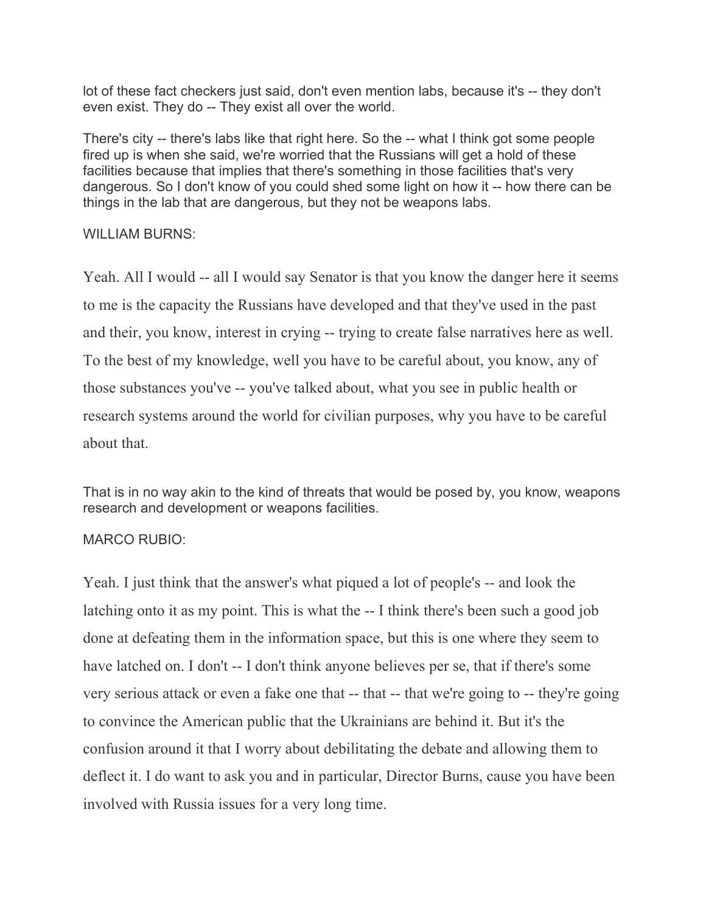lot of these fact checkers just said, don't even mention labs, because it's -- they don't even exist. They do -- They exist all over the world.

There's city -- there's labs like that right here. So the -- what I think got some people fired up is when she said, we're worried that the Russians will get a hold of these facilities because that implies that there's something in those facilities that's very dangerous. So I don't know of you could shed some light on how it -- how there can be things in the lab that are dangerous, but they not be weapons labs.

WILLIAM BURNS:

Yeah. All I would -- all I would say Senator is that you know the danger here it seems to me is the capacity the Russians have developed and that they've used in the past and their, you know, interest in crying -- trying to create false narratives here as well. To the best of my knowledge, well you have to be careful about, you know, any of those substances you've -- you've talked about, what you see in public health or research systems around the world for civilian purposes, why you have to be careful about that.

That is in no way akin to the kind of threats that would be posed by, you know, weapons research and development or weapons facilities.

MARCO RUBIO:

Yeah. I just think that the answer's what piqued a lot of people's -- and look the latching onto it as my point. This is what the -- I think there's been such a good job done at defeating them in the information space, but this is one where they seem to have latched on. I don't -- I don't think anyone believes per se, that if there's some very serious attack or even a fake one that -- that -- that we're going to -- they're going to convince the American public that the Ukrainians are behind it. But it's the confusion around it that I worry about debilitating the debate and allowing them to deflect it. I do want to ask you and in particular, Director Burns, cause you have been involved with Russia issues for a very long time.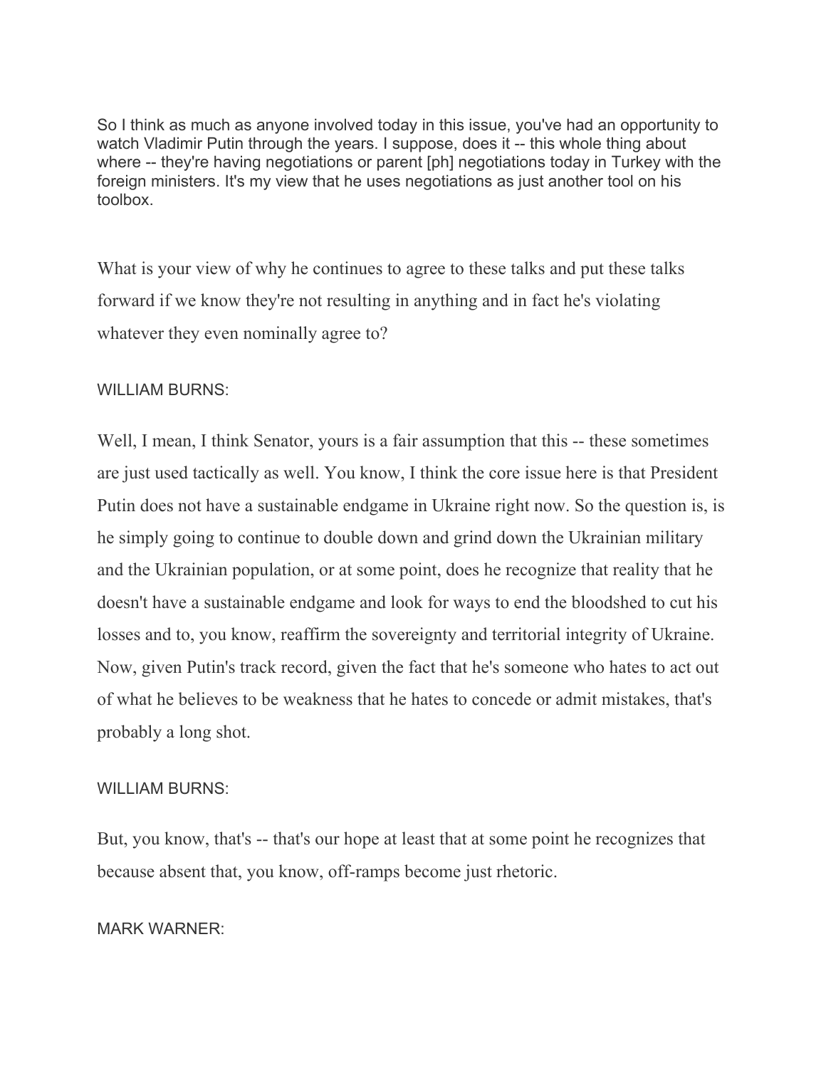So I think as much as anyone involved today in this issue, you've had an opportunity to watch Vladimir Putin through the years. I suppose, does it -- this whole thing about where -- they're having negotiations or parent [ph] negotiations today in Turkey with the foreign ministers. It's my view that he uses negotiations as just another tool on his toolbox.

What is your view of why he continues to agree to these talks and put these talks forward if we know they're not resulting in anything and in fact he's violating whatever they even nominally agree to?

WILLIAM BURNS:

Well, I mean, I think Senator, yours is a fair assumption that this -- these sometimes are just used tactically as well. You know, I think the core issue here is that President Putin does not have a sustainable endgame in Ukraine right now. So the question is, is he simply going to continue to double down and grind down the Ukrainian military and the Ukrainian population, or at some point, does he recognize that reality that he doesn't have a sustainable endgame and look for ways to end the bloodshed to cut his losses and to, you know, reaffirm the sovereignty and territorial integrity of Ukraine. Now, given Putin's track record, given the fact that he's someone who hates to act out of what he believes to be weakness that he hates to concede or admit mistakes, that's probably a long shot.

WILLIAM BURNS:

But, you know, that's -- that's our hope at least that at some point he recognizes that because absent that, you know, off-ramps become just rhetoric.

MARK WARNER: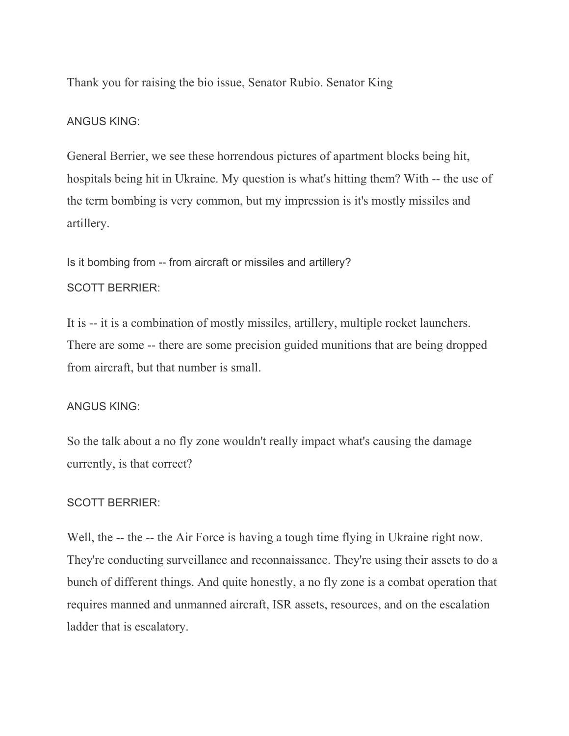Thank you for raising the bio issue, Senator Rubio. Senator King

ANGUS KING:

General Berrier, we see these horrendous pictures of apartment blocks being hit, hospitals being hit in Ukraine. My question is what's hitting them? With -- the use of the term bombing is very common, but my impression is it's mostly missiles and artillery.

Is it bombing from -- from aircraft or missiles and artillery?

SCOTT BERRIER:

It is -- it is a combination of mostly missiles, artillery, multiple rocket launchers. There are some -- there are some precision guided munitions that are being dropped from aircraft, but that number is small.

ANGUS KING:

So the talk about a no fly zone wouldn't really impact what's causing the damage currently, is that correct?

SCOTT BERRIER:

Well, the -- the -- the Air Force is having a tough time flying in Ukraine right now. They're conducting surveillance and reconnaissance. They're using their assets to do a bunch of different things. And quite honestly, a no fly zone is a combat operation that requires manned and unmanned aircraft, ISR assets, resources, and on the escalation ladder that is escalatory.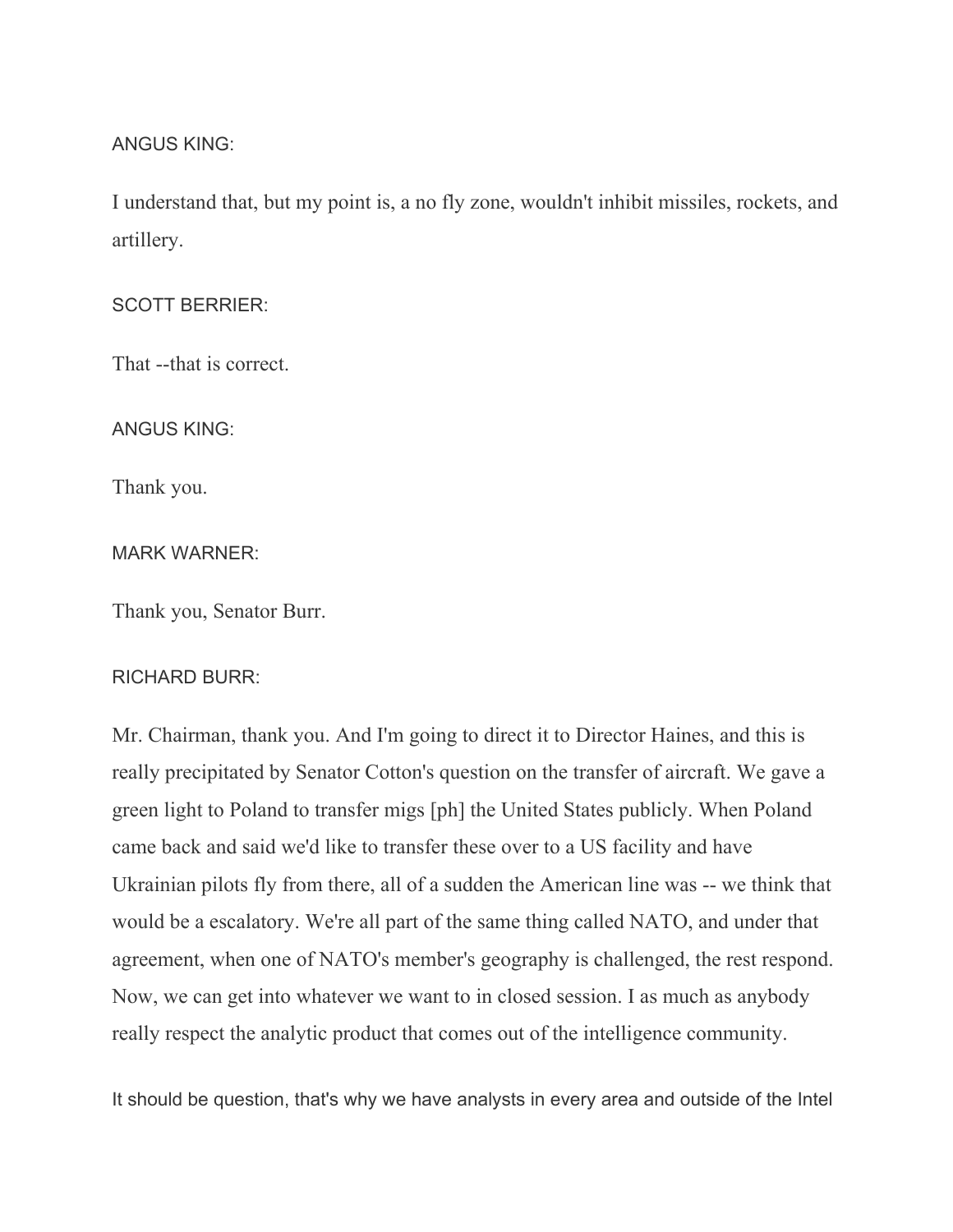ANGUS KING:

I understand that, but my point is, a no fly zone, wouldn't inhibit missiles, rockets, and artillery.

SCOTT BERRIER:

That --that is correct.

ANGUS KING:

Thank you.

MARK WARNER:

Thank you, Senator Burr.

RICHARD BURR:

Mr. Chairman, thank you. And I'm going to direct it to Director Haines, and this is really precipitated by Senator Cotton's question on the transfer of aircraft. We gave a green light to Poland to transfer migs [ph] the United States publicly. When Poland came back and said we'd like to transfer these over to a US facility and have Ukrainian pilots fly from there, all of a sudden the American line was -- we think that would be a escalatory. We're all part of the same thing called NATO, and under that agreement, when one of NATO's member's geography is challenged, the rest respond. Now, we can get into whatever we want to in closed session. I as much as anybody really respect the analytic product that comes out of the intelligence community.

It should be question, that's why we have analysts in every area and outside of the Intel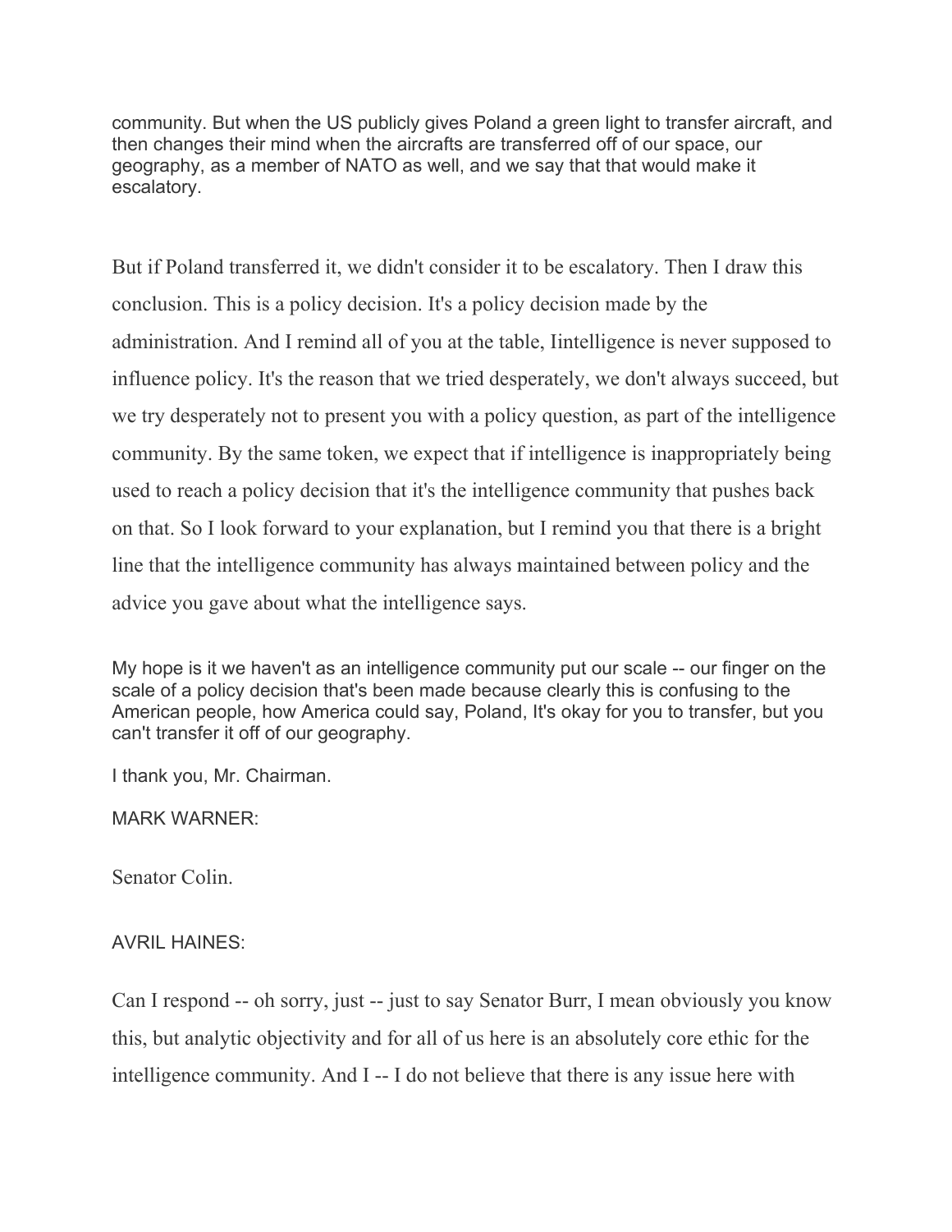community. But when the US publicly gives Poland a green light to transfer aircraft, and then changes their mind when the aircrafts are transferred off of our space, our geography, as a member of NATO as well, and we say that that would make it escalatory.

But if Poland transferred it, we didn't consider it to be escalatory. Then I draw this conclusion. This is a policy decision. It's a policy decision made by the administration. And I remind all of you at the table, Iintelligence is never supposed to influence policy. It's the reason that we tried desperately, we don't always succeed, but we try desperately not to present you with a policy question, as part of the intelligence community. By the same token, we expect that if intelligence is inappropriately being used to reach a policy decision that it's the intelligence community that pushes back on that. So I look forward to your explanation, but I remind you that there is a bright line that the intelligence community has always maintained between policy and the advice you gave about what the intelligence says.

My hope is it we haven't as an intelligence community put our scale -- our finger on the scale of a policy decision that's been made because clearly this is confusing to the American people, how America could say, Poland, It's okay for you to transfer, but you can't transfer it off of our geography.

I thank you, Mr. Chairman.

MARK WARNER:

Senator Colin.

AVRIL HAINES:

Can I respond -- oh sorry, just -- just to say Senator Burr, I mean obviously you know this, but analytic objectivity and for all of us here is an absolutely core ethic for the intelligence community. And I -- I do not believe that there is any issue here with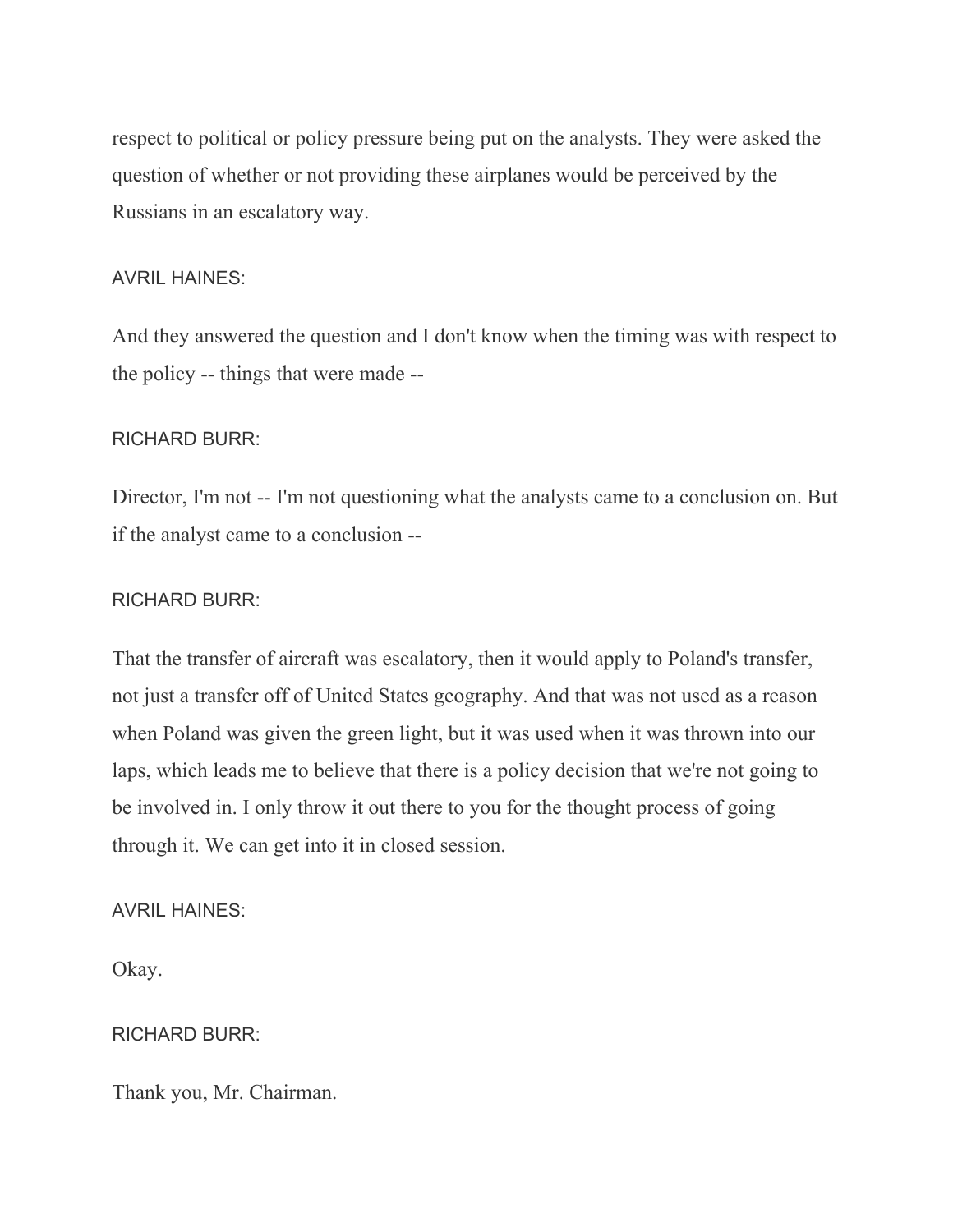respect to political or policy pressure being put on the analysts. They were asked the question of whether or not providing these airplanes would be perceived by the Russians in an escalatory way.

AVRIL HAINES:

And they answered the question and I don't know when the timing was with respect to the policy -- things that were made --

RICHARD BURR:

Director, I'm not -- I'm not questioning what the analysts came to a conclusion on. But if the analyst came to a conclusion --

RICHARD BURR:

That the transfer of aircraft was escalatory, then it would apply to Poland's transfer, not just a transfer off of United States geography. And that was not used as a reason when Poland was given the green light, but it was used when it was thrown into our laps, which leads me to believe that there is a policy decision that we're not going to be involved in. I only throw it out there to you for the thought process of going through it. We can get into it in closed session.

AVRIL HAINES:

Okay.

RICHARD BURR:

Thank you, Mr. Chairman.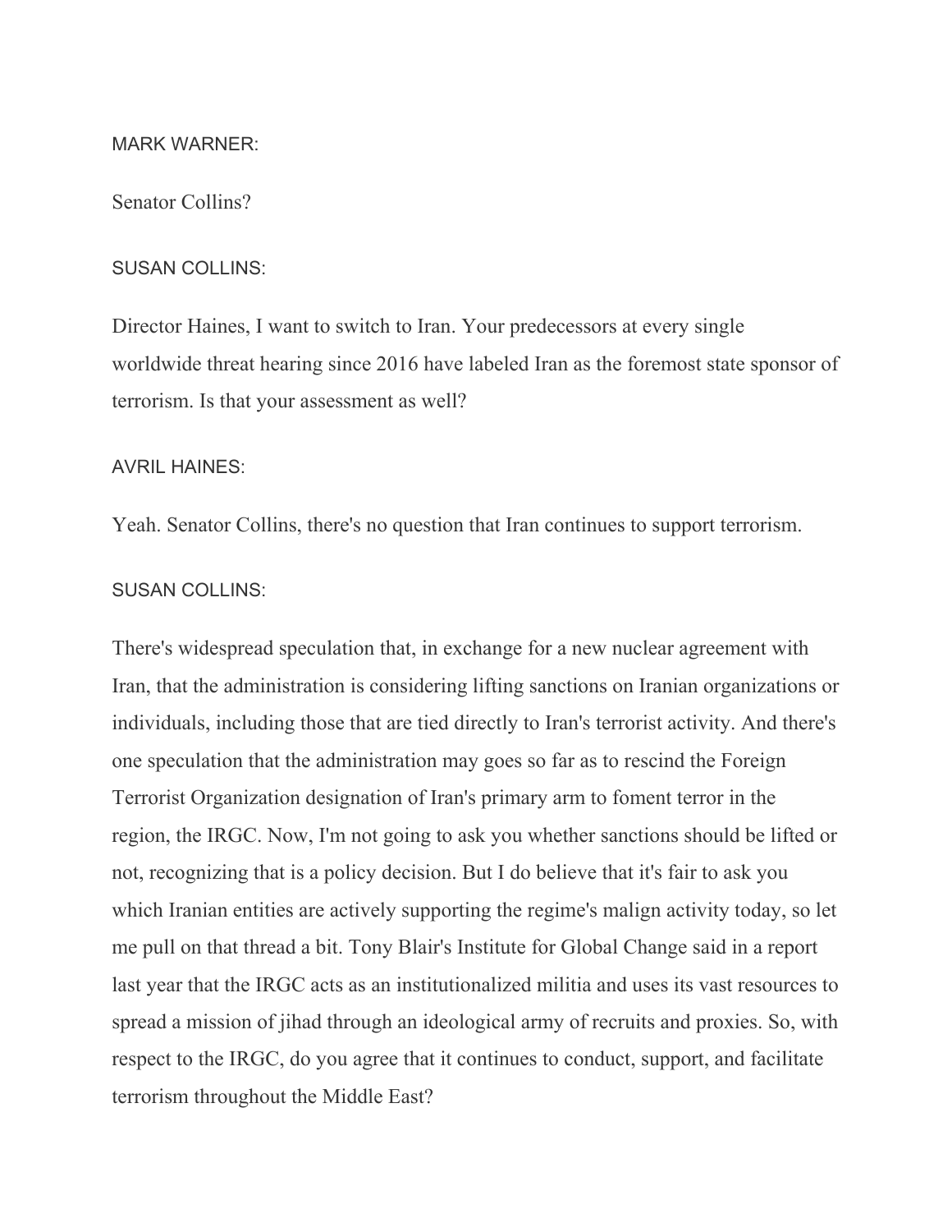MARK WARNER:

Senator Collins?

SUSAN COLLINS:

Director Haines, I want to switch to Iran. Your predecessors at every single worldwide threat hearing since 2016 have labeled Iran as the foremost state sponsor of terrorism. Is that your assessment as well?

AVRIL HAINES:

Yeah. Senator Collins, there's no question that Iran continues to support terrorism.

SUSAN COLLINS:

There's widespread speculation that, in exchange for a new nuclear agreement with Iran, that the administration is considering lifting sanctions on Iranian organizations or individuals, including those that are tied directly to Iran's terrorist activity. And there's one speculation that the administration may goes so far as to rescind the Foreign Terrorist Organization designation of Iran's primary arm to foment terror in the region, the IRGC. Now, I'm not going to ask you whether sanctions should be lifted or not, recognizing that is a policy decision. But I do believe that it's fair to ask you which Iranian entities are actively supporting the regime's malign activity today, so let me pull on that thread a bit. Tony Blair's Institute for Global Change said in a report last year that the IRGC acts as an institutionalized militia and uses its vast resources to spread a mission of jihad through an ideological army of recruits and proxies. So, with respect to the IRGC, do you agree that it continues to conduct, support, and facilitate terrorism throughout the Middle East?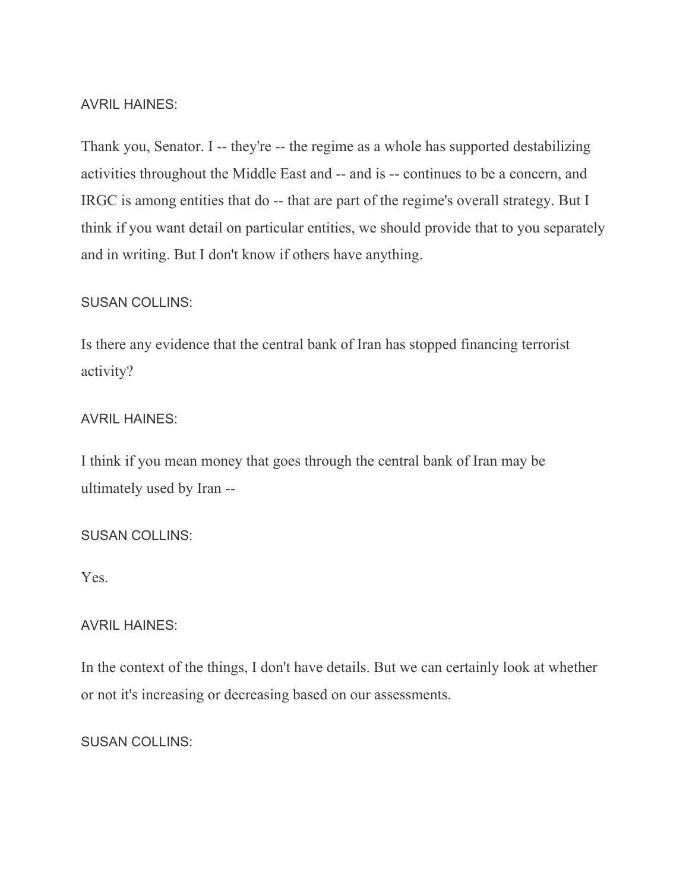AVRIL HAINES:

Thank you, Senator. I -- they're -- the regime as a whole has supported destabilizing activities throughout the Middle East and -- and is -- continues to be a concern, and IRGC is among entities that do -- that are part of the regime's overall strategy. But I think if you want detail on particular entities, we should provide that to you separately and in writing. But I don't know if others have anything.

SUSAN COLLINS:

Is there any evidence that the central bank of Iran has stopped financing terrorist activity?

AVRIL HAINES:

I think if you mean money that goes through the central bank of Iran may be ultimately used by Iran --

SUSAN COLLINS:

Yes.

AVRIL HAINES:

In the context of the things, I don't have details. But we can certainly look at whether or not it's increasing or decreasing based on our assessments.

SUSAN COLLINS: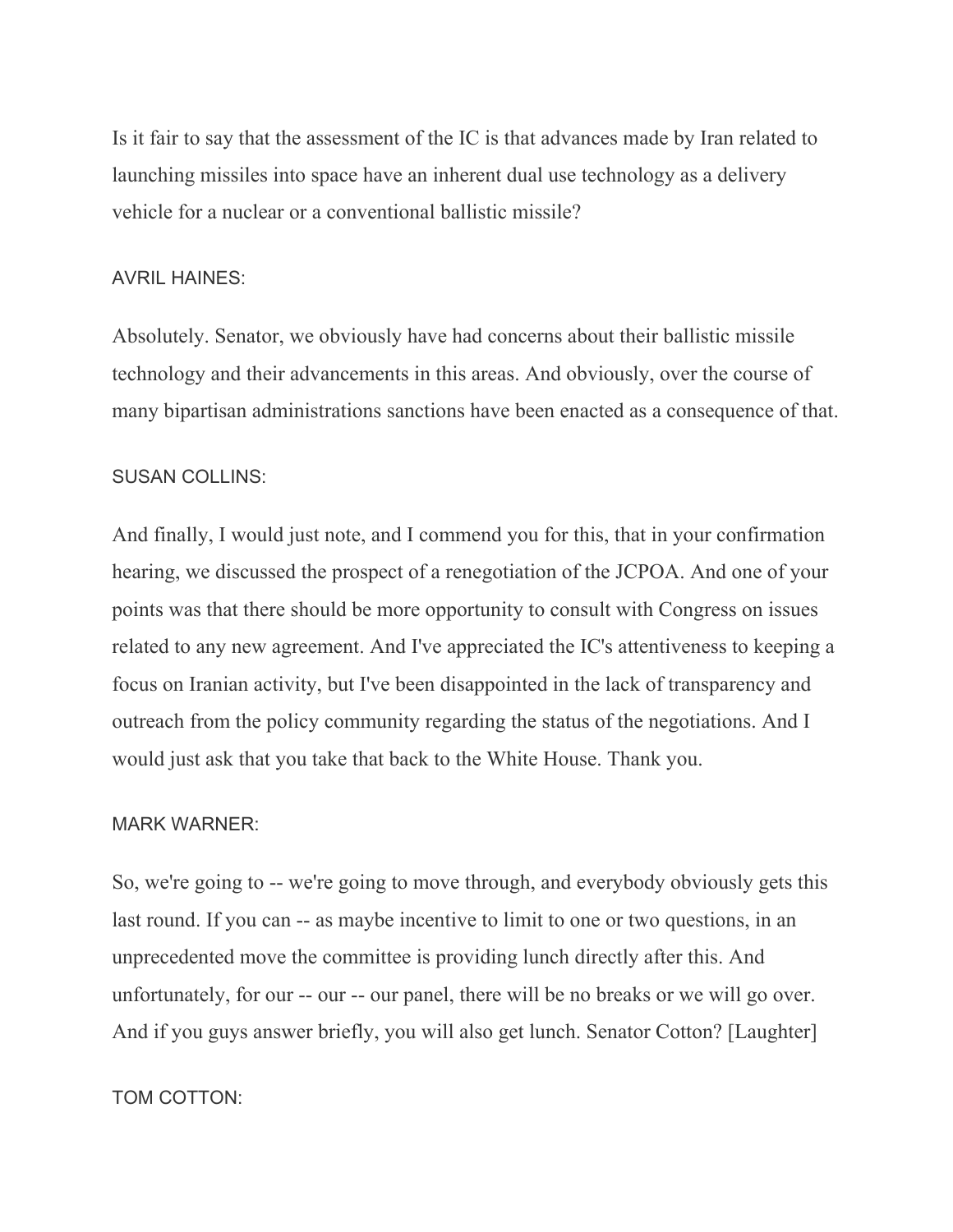Is it fair to say that the assessment of the IC is that advances made by Iran related to launching missiles into space have an inherent dual use technology as a delivery vehicle for a nuclear or a conventional ballistic missile?

AVRIL HAINES:

Absolutely. Senator, we obviously have had concerns about their ballistic missile technology and their advancements in this areas. And obviously, over the course of many bipartisan administrations sanctions have been enacted as a consequence of that.

SUSAN COLLINS:

And finally, I would just note, and I commend you for this, that in your confirmation hearing, we discussed the prospect of a renegotiation of the JCPOA. And one of your points was that there should be more opportunity to consult with Congress on issues related to any new agreement. And I've appreciated the IC's attentiveness to keeping a focus on Iranian activity, but I've been disappointed in the lack of transparency and outreach from the policy community regarding the status of the negotiations. And I would just ask that you take that back to the White House. Thank you.

MARK WARNER:

So, we're going to -- we're going to move through, and everybody obviously gets this last round. If you can -- as maybe incentive to limit to one or two questions, in an unprecedented move the committee is providing lunch directly after this. And unfortunately, for our -- our -- our panel, there will be no breaks or we will go over. And if you guys answer briefly, you will also get lunch. Senator Cotton? [Laughter]

TOM COTTON: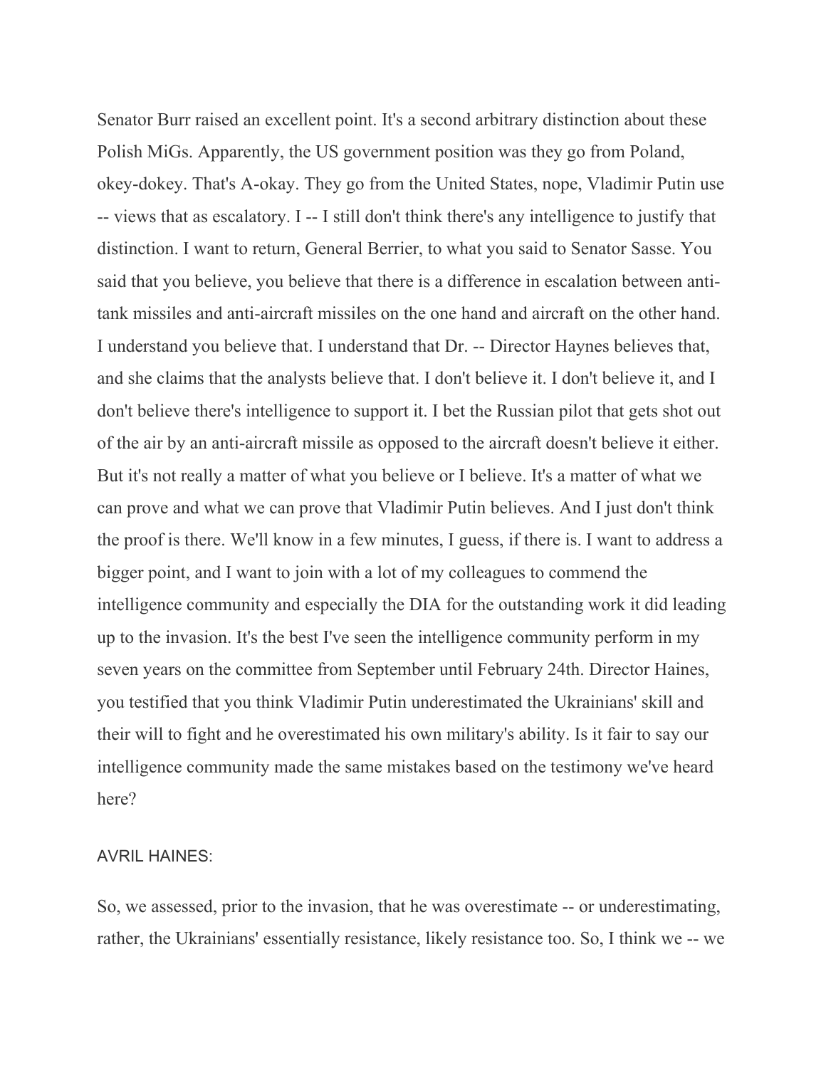Senator Burr raised an excellent point. It's a second arbitrary distinction about these Polish MiGs. Apparently, the US government position was they go from Poland, okey-dokey. That's A-okay. They go from the United States, nope, Vladimir Putin use -- views that as escalatory. I -- I still don't think there's any intelligence to justify that distinction. I want to return, General Berrier, to what you said to Senator Sasse. You said that you believe, you believe that there is a difference in escalation between anti-tank missiles and anti-aircraft missiles on the one hand and aircraft on the other hand. I understand you believe that. I understand that Dr. -- Director Haynes believes that, and she claims that the analysts believe that. I don't believe it. I don't believe it, and I don't believe there's intelligence to support it. I bet the Russian pilot that gets shot out of the air by an anti-aircraft missile as opposed to the aircraft doesn't believe it either. But it's not really a matter of what you believe or I believe. It's a matter of what we can prove and what we can prove that Vladimir Putin believes. And I just don't think the proof is there. We'll know in a few minutes, I guess, if there is. I want to address a bigger point, and I want to join with a lot of my colleagues to commend the intelligence community and especially the DIA for the outstanding work it did leading up to the invasion. It's the best I've seen the intelligence community perform in my seven years on the committee from September until February 24th. Director Haines, you testified that you think Vladimir Putin underestimated the Ukrainians' skill and their will to fight and he overestimated his own military's ability. Is it fair to say our intelligence community made the same mistakes based on the testimony we've heard here?

AVRIL HAINES:

So, we assessed, prior to the invasion, that he was overestimate -- or underestimating, rather, the Ukrainians' essentially resistance, likely resistance too. So, I think we -- we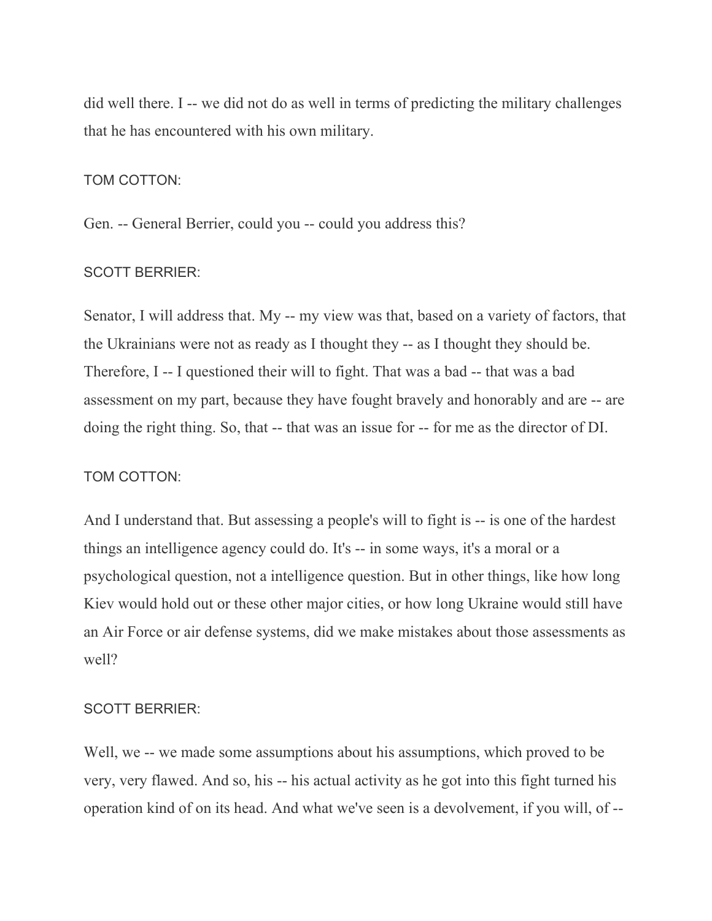did well there. I -- we did not do as well in terms of predicting the military challenges that he has encountered with his own military.

TOM COTTON:

Gen. -- General Berrier, could you -- could you address this?

SCOTT BERRIER:

Senator, I will address that. My -- my view was that, based on a variety of factors, that the Ukrainians were not as ready as I thought they -- as I thought they should be. Therefore, I -- I questioned their will to fight. That was a bad -- that was a bad assessment on my part, because they have fought bravely and honorably and are -- are doing the right thing. So, that -- that was an issue for -- for me as the director of DI.

TOM COTTON:

And I understand that. But assessing a people's will to fight is -- is one of the hardest things an intelligence agency could do. It's -- in some ways, it's a moral or a psychological question, not a intelligence question. But in other things, like how long Kiev would hold out or these other major cities, or how long Ukraine would still have an Air Force or air defense systems, did we make mistakes about those assessments as well?

SCOTT BERRIER:

Well, we -- we made some assumptions about his assumptions, which proved to be very, very flawed. And so, his -- his actual activity as he got into this fight turned his operation kind of on its head. And what we've seen is a devolvement, if you will, of --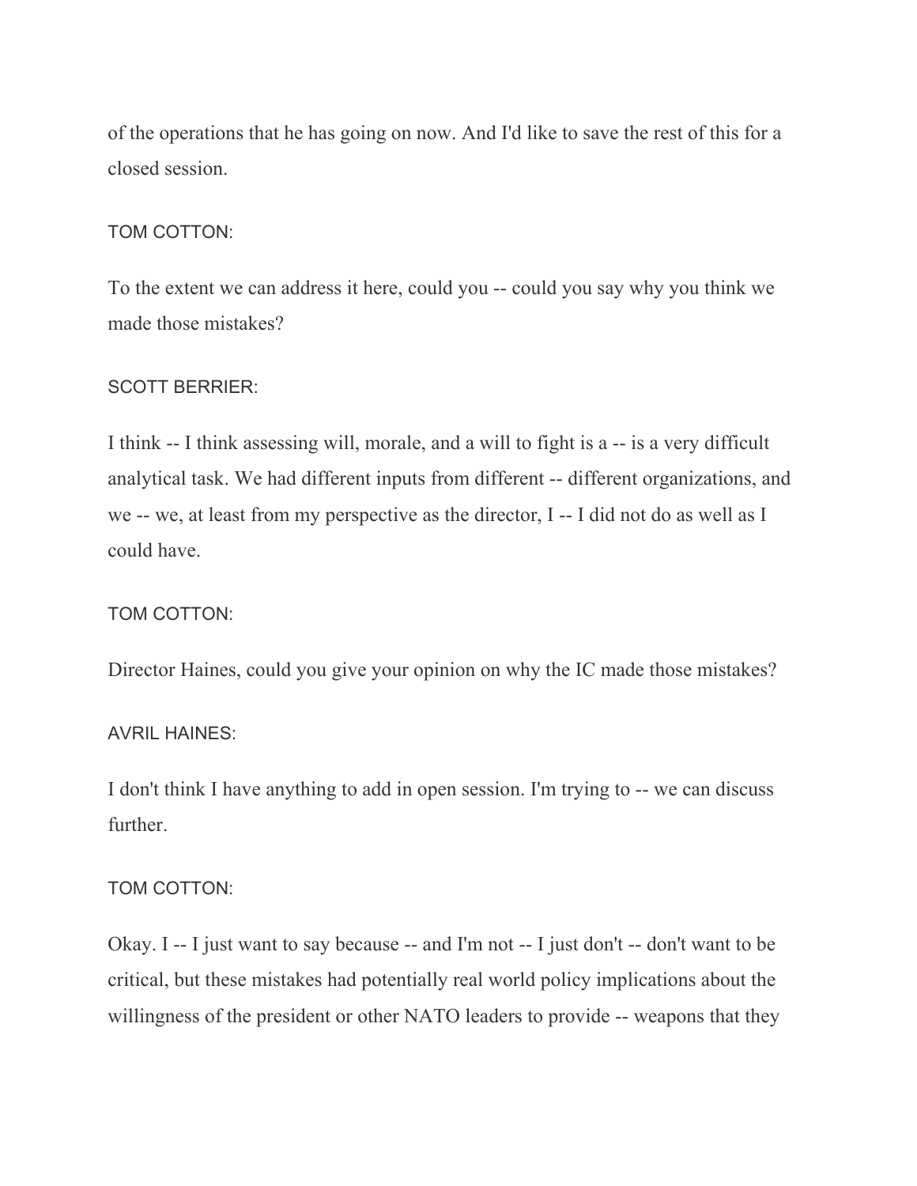of the operations that he has going on now. And I'd like to save the rest of this for a closed session.

TOM COTTON:

To the extent we can address it here, could you -- could you say why you think we made those mistakes?

SCOTT BERRIER:

I think -- I think assessing will, morale, and a will to fight is a -- is a very difficult analytical task. We had different inputs from different -- different organizations, and we -- we, at least from my perspective as the director, I -- I did not do as well as I could have.

TOM COTTON:

Director Haines, could you give your opinion on why the IC made those mistakes?

AVRIL HAINES:

I don't think I have anything to add in open session. I'm trying to -- we can discuss further.

TOM COTTON:

Okay. I -- I just want to say because -- and I'm not -- I just don't -- don't want to be critical, but these mistakes had potentially real world policy implications about the willingness of the president or other NATO leaders to provide -- weapons that they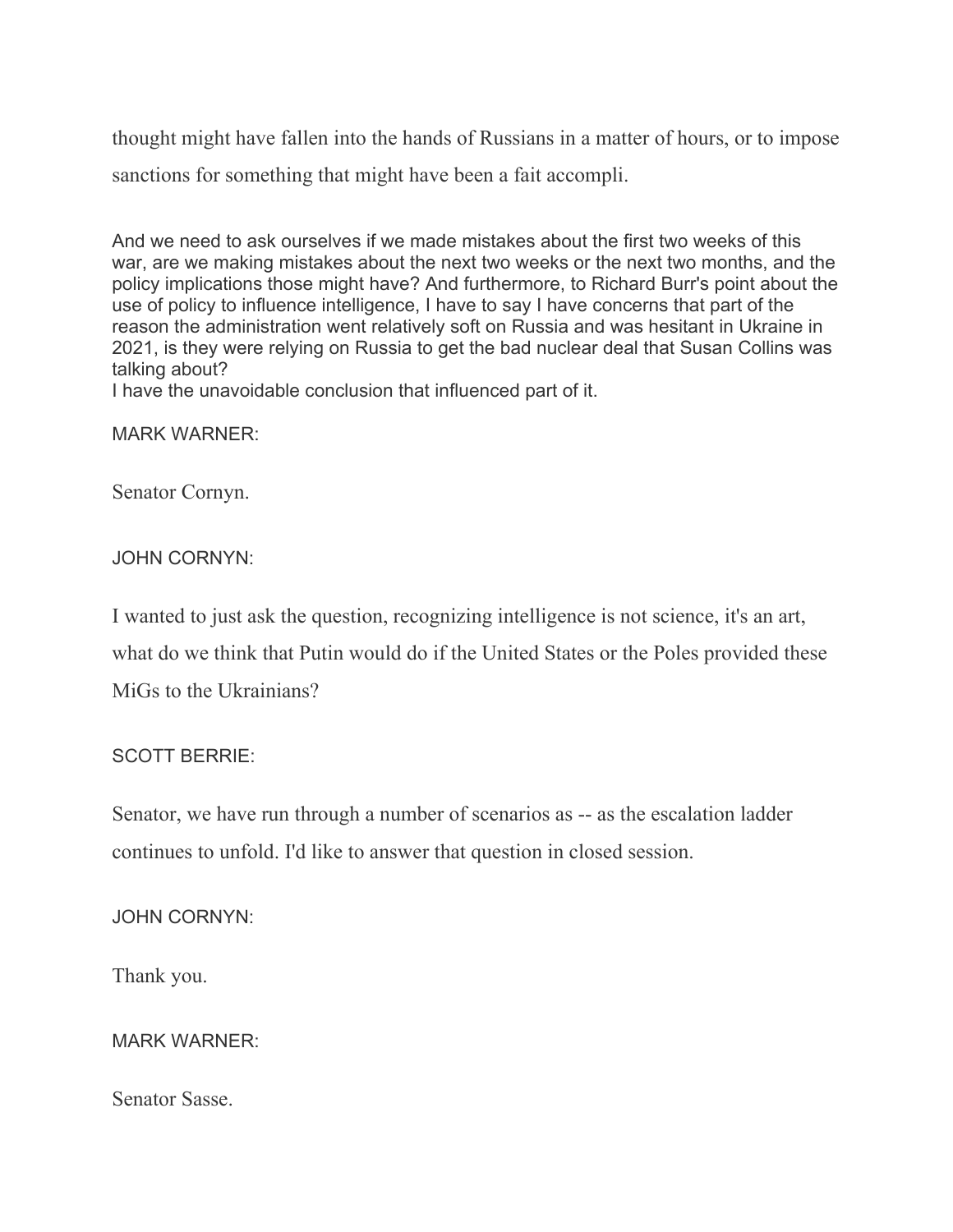thought might have fallen into the hands of Russians in a matter of hours, or to impose sanctions for something that might have been a fait accompli.

And we need to ask ourselves if we made mistakes about the first two weeks of this war, are we making mistakes about the next two weeks or the next two months, and the policy implications those might have? And furthermore, to Richard Burr's point about the use of policy to influence intelligence, I have to say I have concerns that part of the reason the administration went relatively soft on Russia and was hesitant in Ukraine in 2021, is they were relying on Russia to get the bad nuclear deal that Susan Collins was talking about?
I have the unavoidable conclusion that influenced part of it.

MARK WARNER:

Senator Cornyn.

JOHN CORNYN:

I wanted to just ask the question, recognizing intelligence is not science, it's an art, what do we think that Putin would do if the United States or the Poles provided these MiGs to the Ukrainians?

SCOTT BERRIE:

Senator, we have run through a number of scenarios as -- as the escalation ladder continues to unfold. I'd like to answer that question in closed session.

JOHN CORNYN:

Thank you.

MARK WARNER:

Senator Sasse.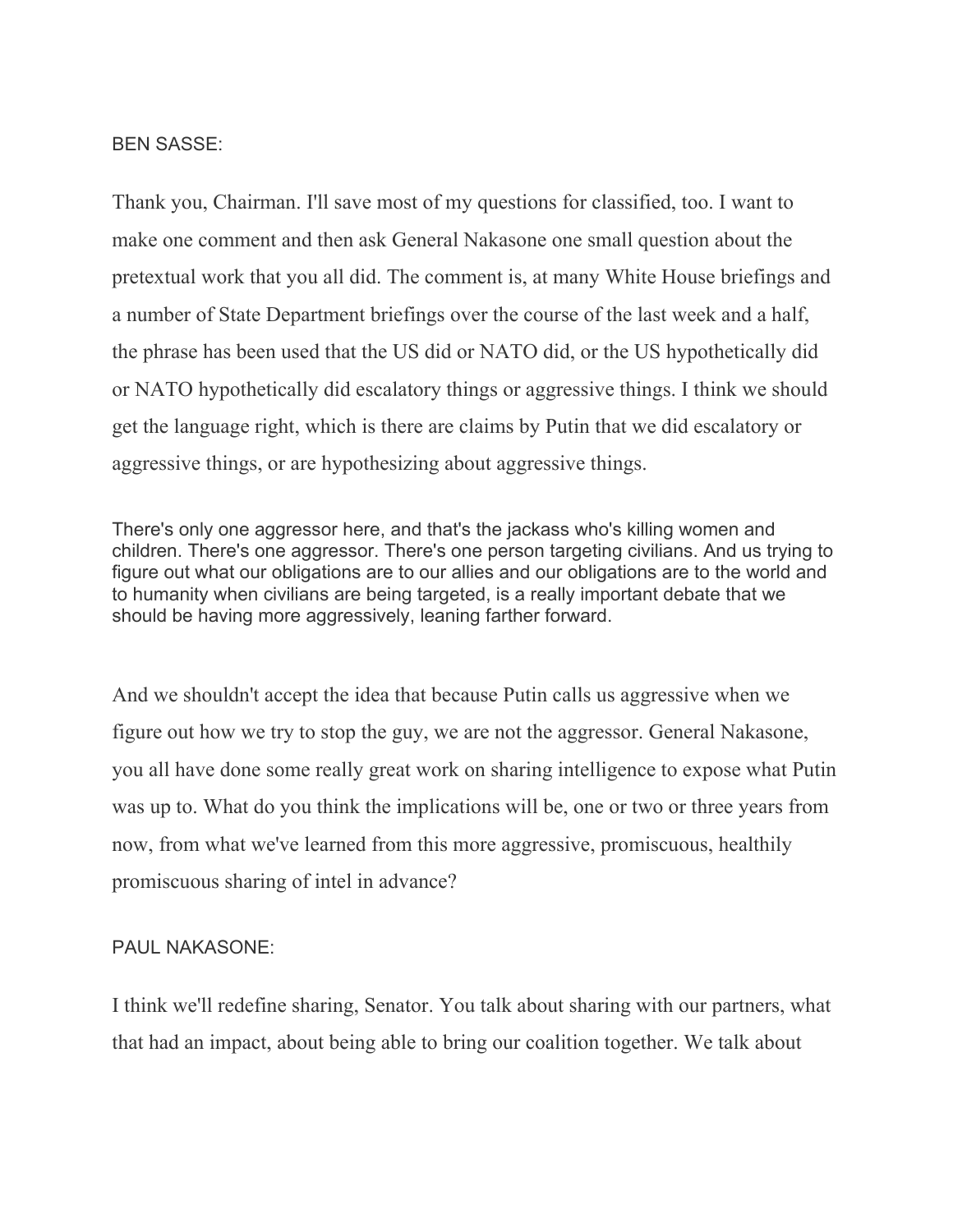BEN SASSE:

Thank you, Chairman. I'll save most of my questions for classified, too. I want to make one comment and then ask General Nakasone one small question about the pretextual work that you all did. The comment is, at many White House briefings and a number of State Department briefings over the course of the last week and a half, the phrase has been used that the US did or NATO did, or the US hypothetically did or NATO hypothetically did escalatory things or aggressive things. I think we should get the language right, which is there are claims by Putin that we did escalatory or aggressive things, or are hypothesizing about aggressive things.

There's only one aggressor here, and that's the jackass who's killing women and children. There's one aggressor. There's one person targeting civilians. And us trying to figure out what our obligations are to our allies and our obligations are to the world and to humanity when civilians are being targeted, is a really important debate that we should be having more aggressively, leaning farther forward.

And we shouldn't accept the idea that because Putin calls us aggressive when we figure out how we try to stop the guy, we are not the aggressor. General Nakasone, you all have done some really great work on sharing intelligence to expose what Putin was up to. What do you think the implications will be, one or two or three years from now, from what we've learned from this more aggressive, promiscuous, healthily promiscuous sharing of intel in advance?

PAUL NAKASONE:

I think we'll redefine sharing, Senator. You talk about sharing with our partners, what that had an impact, about being able to bring our coalition together. We talk about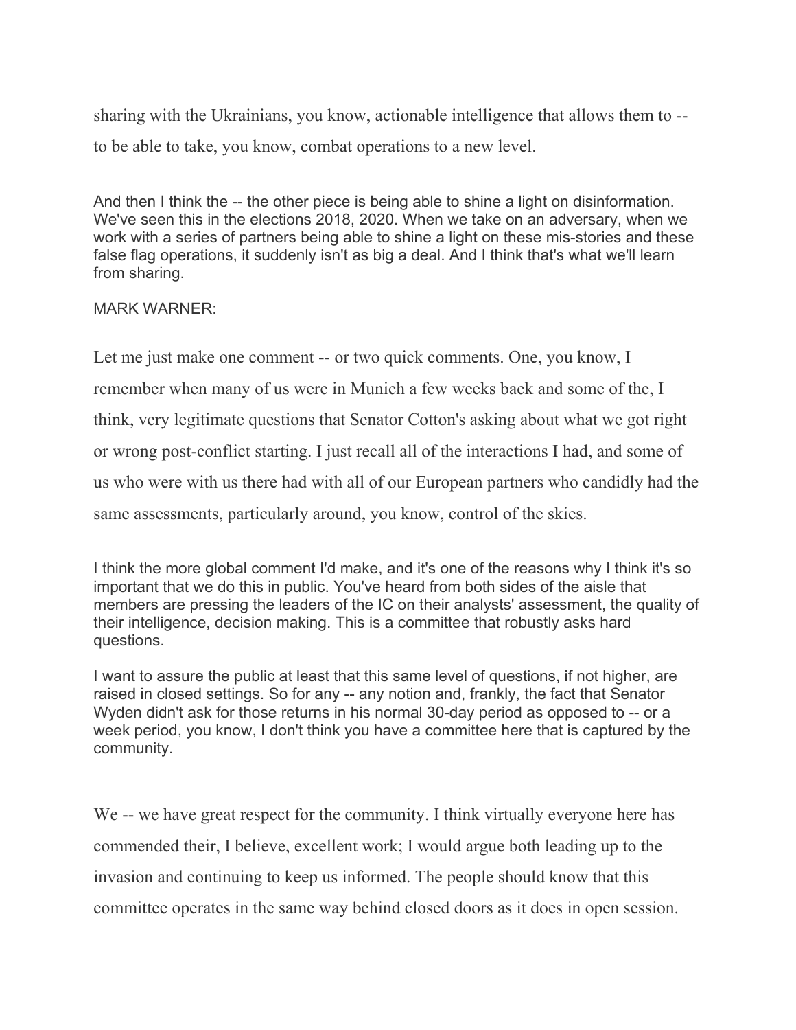sharing with the Ukrainians, you know, actionable intelligence that allows them to -- to be able to take, you know, combat operations to a new level.

And then I think the -- the other piece is being able to shine a light on disinformation. We've seen this in the elections 2018, 2020. When we take on an adversary, when we work with a series of partners being able to shine a light on these mis-stories and these false flag operations, it suddenly isn't as big a deal. And I think that's what we'll learn from sharing.

MARK WARNER:

Let me just make one comment -- or two quick comments. One, you know, I remember when many of us were in Munich a few weeks back and some of the, I think, very legitimate questions that Senator Cotton's asking about what we got right or wrong post-conflict starting. I just recall all of the interactions I had, and some of us who were with us there had with all of our European partners who candidly had the same assessments, particularly around, you know, control of the skies.

I think the more global comment I'd make, and it's one of the reasons why I think it's so important that we do this in public. You've heard from both sides of the aisle that members are pressing the leaders of the IC on their analysts' assessment, the quality of their intelligence, decision making. This is a committee that robustly asks hard questions.

I want to assure the public at least that this same level of questions, if not higher, are raised in closed settings. So for any -- any notion and, frankly, the fact that Senator Wyden didn't ask for those returns in his normal 30-day period as opposed to -- or a week period, you know, I don't think you have a committee here that is captured by the community.

We -- we have great respect for the community. I think virtually everyone here has commended their, I believe, excellent work; I would argue both leading up to the invasion and continuing to keep us informed. The people should know that this committee operates in the same way behind closed doors as it does in open session.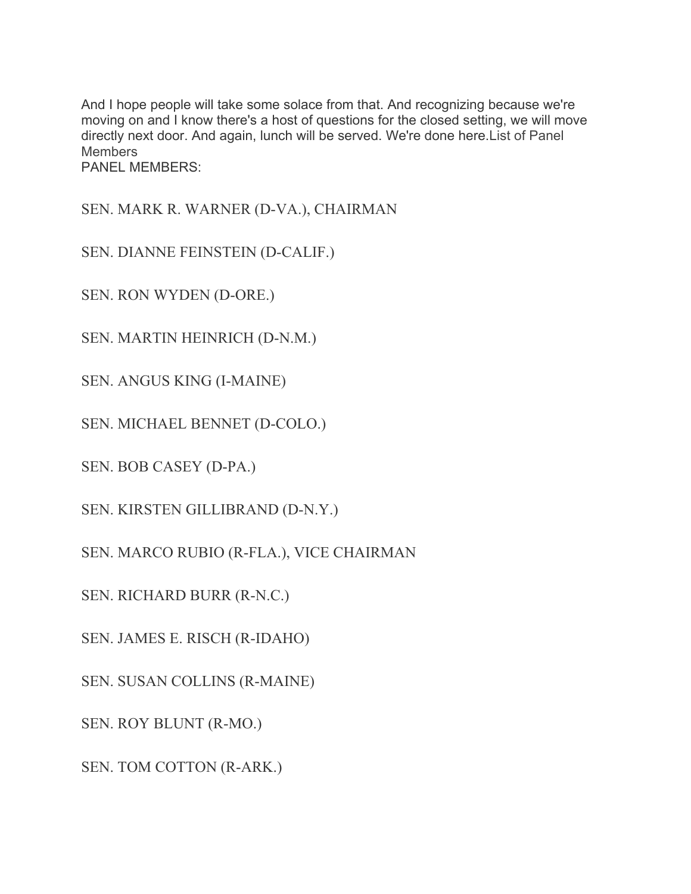And I hope people will take some solace from that. And recognizing because we're moving on and I know there's a host of questions for the closed setting, we will move directly next door. And again, lunch will be served. We're done here.List of Panel Members

PANEL MEMBERS:

SEN. MARK R. WARNER (D-VA.), CHAIRMAN

SEN. DIANNE FEINSTEIN (D-CALIF.)

SEN. RON WYDEN (D-ORE.)

SEN. MARTIN HEINRICH (D-N.M.)

SEN. ANGUS KING (I-MAINE)

SEN. MICHAEL BENNET (D-COLO.)

SEN. BOB CASEY (D-PA.)

SEN. KIRSTEN GILLIBRAND (D-N.Y.)

SEN. MARCO RUBIO (R-FLA.), VICE CHAIRMAN

SEN. RICHARD BURR (R-N.C.)

SEN. JAMES E. RISCH (R-IDAHO)

SEN. SUSAN COLLINS (R-MAINE)

SEN. ROY BLUNT (R-MO.)

SEN. TOM COTTON (R-ARK.)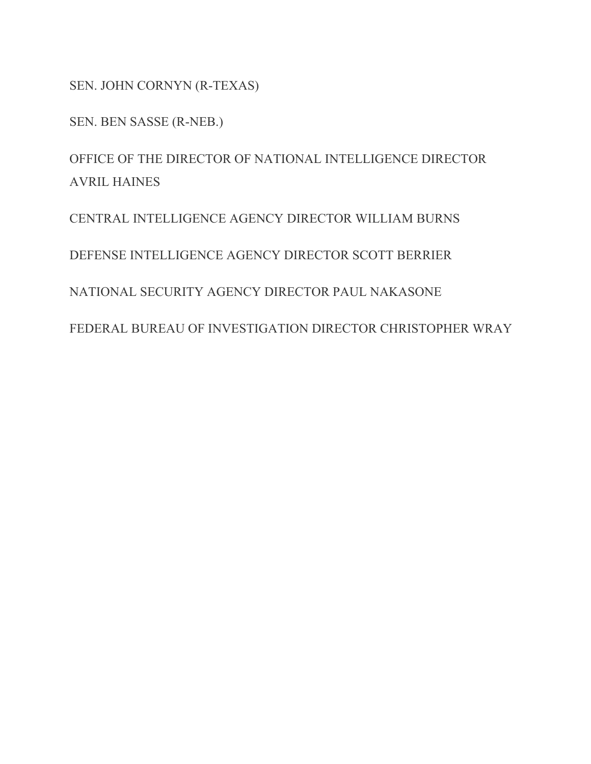SEN. JOHN CORNYN (R-TEXAS)

SEN. BEN SASSE (R-NEB.)

OFFICE OF THE DIRECTOR OF NATIONAL INTELLIGENCE DIRECTOR AVRIL HAINES

CENTRAL INTELLIGENCE AGENCY DIRECTOR WILLIAM BURNS

DEFENSE INTELLIGENCE AGENCY DIRECTOR SCOTT BERRIER

NATIONAL SECURITY AGENCY DIRECTOR PAUL NAKASONE

FEDERAL BUREAU OF INVESTIGATION DIRECTOR CHRISTOPHER WRAY